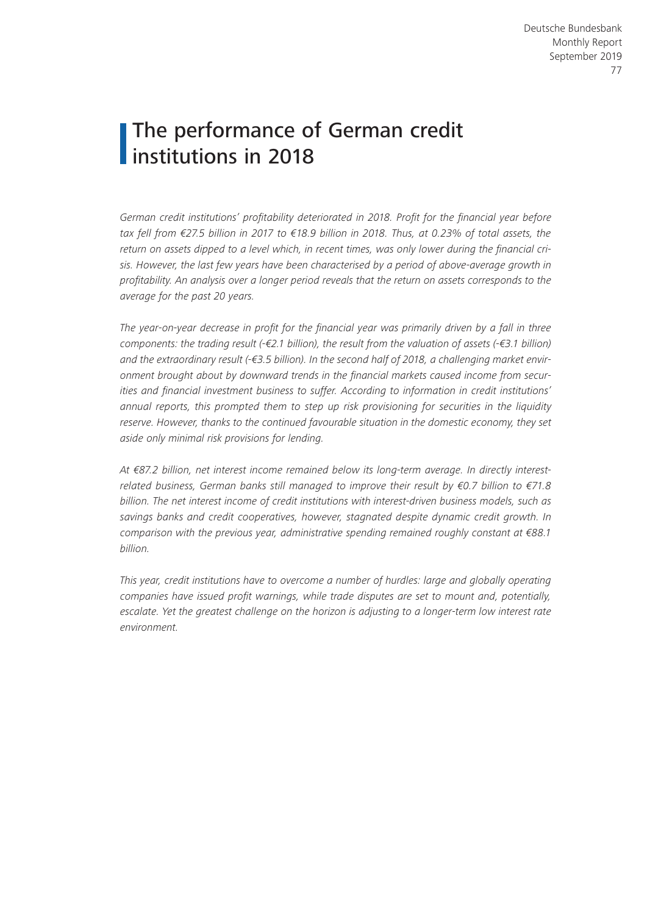# The performance of German credit institutions in 2018

*German credit institutions' profitability deteriorated in 2018. Profit for the financial year before tax fell from €27.5 billion in 2017 to €18.9 billion in 2018. Thus, at 0.23% of total assets, the return on assets dipped to a level which, in recent times, was only lower during the financial crisis. However, the last few years have been characterised by a period of above-average growth in profitability. An analysis over a longer period reveals that the return on assets corresponds to the average for the past 20 years.*

*The year-on-year decrease in profit for the financial year was primarily driven by a fall in three components: the trading result (-€2.1 billion), the result from the valuation of assets (-€3.1 billion) and the extraordinary result (-€3.5 billion). In the second half of 2018, a challenging market environment brought about by downward trends in the financial markets caused income from securities and financial investment business to suffer. According to information in credit institutions' annual reports, this prompted them to step up risk provisioning for securities in the liquidity reserve. However, thanks to the continued favourable situation in the domestic economy, they set aside only minimal risk provisions for lending.*

*At €87.2 billion, net interest income remained below its long-term average. In directly interest-related business, German banks still managed to improve their result by €0.7 billion to €71.8 billion. The net interest income of credit institutions with interest-driven business models, such as savings banks and credit cooperatives, however, stagnated despite dynamic credit growth. In comparison with the previous year, administrative spending remained roughly constant at €88.1 billion.*

*This year, credit institutions have to overcome a number of hurdles: large and globally operating companies have issued profit warnings, while trade disputes are set to mount and, potentially, escalate. Yet the greatest challenge on the horizon is adjusting to a longer-term low interest rate environment.*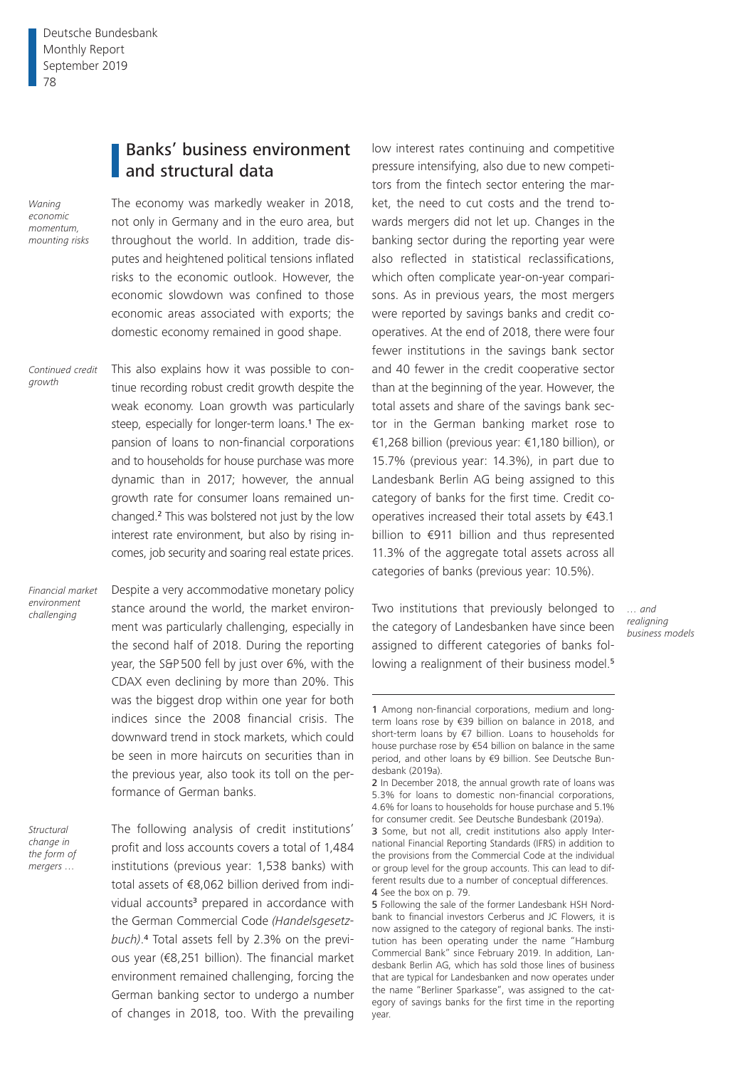## Banks' business environment and structural data

*Waning economic momentum, mounting risks*

The economy was markedly weaker in 2018, not only in Germany and in the euro area, but throughout the world. In addition, trade disputes and heightened political tensions inflated risks to the economic outlook. However, the economic slowdown was confined to those economic areas associated with exports; the domestic economy remained in good shape.

*Continued credit growth*

This also explains how it was possible to continue recording robust credit growth despite the weak economy. Loan growth was particularly steep, especially for longer-term loans.[1] The expansion of loans to non-financial corporations and to households for house purchase was more dynamic than in 2017; however, the annual growth rate for consumer loans remained unchanged.[2] This was bolstered not just by the low interest rate environment, but also by rising incomes, job security and soaring real estate prices.

*Financial market environment challenging*

Despite a very accommodative monetary policy stance around the world, the market environment was particularly challenging, especially in the second half of 2018. During the reporting year, the S&P 500 fell by just over 6%, with the CDAX even declining by more than 20%. This was the biggest drop within one year for both indices since the 2008 financial crisis. The downward trend in stock markets, which could be seen in more haircuts on securities than in the previous year, also took its toll on the performance of German banks.

*Structural change in the form of mergers …*

The following analysis of credit institutions' profit and loss accounts covers a total of 1,484 institutions (previous year: 1,538 banks) with total assets of €8,062 billion derived from individual accounts[3] prepared in accordance with the German Commercial Code *(Handelsgesetzbuch)*.[4] Total assets fell by 2.3% on the previous year (€8,251 billion). The financial market environment remained challenging, forcing the German banking sector to undergo a number of changes in 2018, too. With the prevailing low interest rates continuing and competitive pressure intensifying, also due to new competitors from the fintech sector entering the market, the need to cut costs and the trend towards mergers did not let up. Changes in the banking sector during the reporting year were also reflected in statistical reclassifications, which often complicate year-on-year comparisons. As in previous years, the most mergers were reported by savings banks and credit cooperatives. At the end of 2018, there were four fewer institutions in the savings bank sector and 40 fewer in the credit cooperative sector than at the beginning of the year. However, the total assets and share of the savings bank sector in the German banking market rose to €1,268 billion (previous year: €1,180 billion), or 15.7% (previous year: 14.3%), in part due to Landesbank Berlin AG being assigned to this category of banks for the first time. Credit cooperatives increased their total assets by €43.1 billion to €911 billion and thus represented 11.3% of the aggregate total assets across all categories of banks (previous year: 10.5%).

*… and realigning business models*

Two institutions that previously belonged to the category of Landesbanken have since been assigned to different categories of banks following a realignment of their business model.[5]

---

[1] Among non-financial corporations, medium and long-term loans rose by €39 billion on balance in 2018, and short-term loans by €7 billion. Loans to households for house purchase rose by €54 billion on balance in the same period, and other loans by €9 billion. See Deutsche Bundesbank (2019a).

[2] In December 2018, the annual growth rate of loans was 5.3% for loans to domestic non-financial corporations, 4.6% for loans to households for house purchase and 5.1% for consumer credit. See Deutsche Bundesbank (2019a).

[3] Some, but not all, credit institutions also apply International Financial Reporting Standards (IFRS) in addition to the provisions from the Commercial Code at the individual or group level for the group accounts. This can lead to different results due to a number of conceptual differences.

[4] See the box on p. 79.

[5] Following the sale of the former Landesbank HSH Nordbank to financial investors Cerberus and JC Flowers, it is now assigned to the category of regional banks. The institution has been operating under the name "Hamburg Commercial Bank" since February 2019. In addition, Landesbank Berlin AG, which has sold those lines of business that are typical for Landesbanken and now operates under the name "Berliner Sparkasse", was assigned to the category of savings banks for the first time in the reporting year.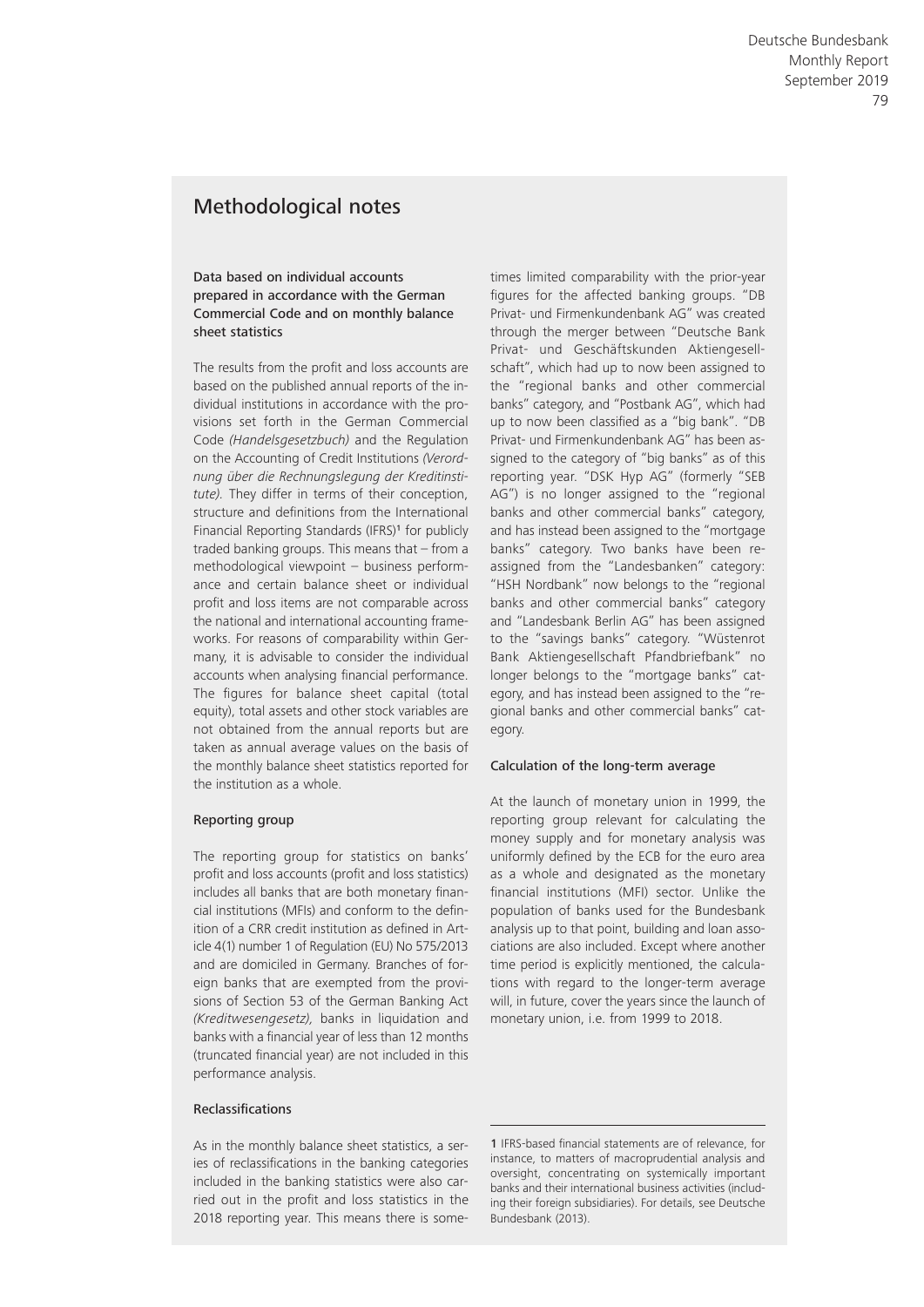## Methodological notes

### Data based on individual accounts prepared in accordance with the German Commercial Code and on monthly balance sheet statistics

The results from the profit and loss accounts are based on the published annual reports of the individual institutions in accordance with the provisions set forth in the German Commercial Code *(Handelsgesetzbuch)* and the Regulation on the Accounting of Credit Institutions *(Verordnung über die Rechnungslegung der Kreditinstitute)*. They differ in terms of their conception, structure and definitions from the International Financial Reporting Standards (IFRS)[1] for publicly traded banking groups. This means that – from a methodological viewpoint – business performance and certain balance sheet or individual profit and loss items are not comparable across the national and international accounting frameworks. For reasons of comparability within Germany, it is advisable to consider the individual accounts when analysing financial performance. The figures for balance sheet capital (total equity), total assets and other stock variables are not obtained from the annual reports but are taken as annual average values on the basis of the monthly balance sheet statistics reported for the institution as a whole.

### Reporting group

The reporting group for statistics on banks' profit and loss accounts (profit and loss statistics) includes all banks that are both monetary financial institutions (MFIs) and conform to the definition of a CRR credit institution as defined in Article 4(1) number 1 of Regulation (EU) No 575/2013 and are domiciled in Germany. Branches of foreign banks that are exempted from the provisions of Section 53 of the German Banking Act *(Kreditwesengesetz)*, banks in liquidation and banks with a financial year of less than 12 months (truncated financial year) are not included in this performance analysis.

### Reclassifications

As in the monthly balance sheet statistics, a series of reclassifications in the banking categories included in the banking statistics were also carried out in the profit and loss statistics in the 2018 reporting year. This means there is sometimes limited comparability with the prior-year figures for the affected banking groups. "DB Privat- und Firmenkundenbank AG" was created through the merger between "Deutsche Bank Privat- und Geschäftskunden Aktiengesellschaft", which had up to now been assigned to the "regional banks and other commercial banks" category, and "Postbank AG", which had up to now been classified as a "big bank". "DB Privat- und Firmenkundenbank AG" has been assigned to the category of "big banks" as of this reporting year. "DSK Hyp AG" (formerly "SEB AG") is no longer assigned to the "regional banks and other commercial banks" category, and has instead been assigned to the "mortgage banks" category. Two banks have been reassigned from the "Landesbanken" category: "HSH Nordbank" now belongs to the "regional banks and other commercial banks" category and "Landesbank Berlin AG" has been assigned to the "savings banks" category. "Wüstenrot Bank Aktiengesellschaft Pfandbriefbank" no longer belongs to the "mortgage banks" category, and has instead been assigned to the "regional banks and other commercial banks" category.

### Calculation of the long-term average

At the launch of monetary union in 1999, the reporting group relevant for calculating the money supply and for monetary analysis was uniformly defined by the ECB for the euro area as a whole and designated as the monetary financial institutions (MFI) sector. Unlike the population of banks used for the Bundesbank analysis up to that point, building and loan associations are also included. Except where another time period is explicitly mentioned, the calculations with regard to the longer-term average will, in future, cover the years since the launch of monetary union, i.e. from 1999 to 2018.

1 IFRS-based financial statements are of relevance, for instance, to matters of macroprudential analysis and oversight, concentrating on systemically important banks and their international business activities (including their foreign subsidiaries). For details, see Deutsche Bundesbank (2013).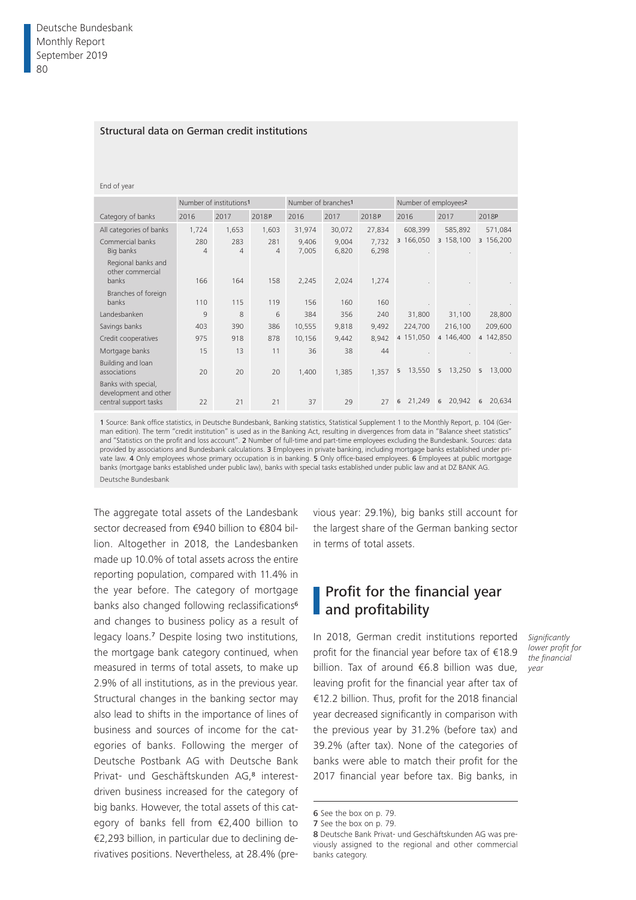### Structural data on German credit institutions

End of year

| Category of banks | Number of institutions[1] | | | Number of branches[1] | | | Number of employees[2] | | |
|---|---|---|---|---|---|---|---|---|---|
| | 2016 | 2017 | 2018p | 2016 | 2017 | 2018p | 2016 | 2017 | 2018p |
| All categories of banks | 1,724 | 1,653 | 1,603 | 31,974 | 30,072 | 27,834 | 608,399 | 585,892 | 571,084 |
| Commercial banks | 280 | 283 | 281 | 9,406 | 9,004 | 7,732 | [3] 166,050 | [3] 158,100 | [3] 156,200 |
| Big banks | 4 | 4 | 4 | 7,005 | 6,820 | 6,298 | . | . | . |
| Regional banks and other commercial banks | 166 | 164 | 158 | 2,245 | 2,024 | 1,274 | . | . | . |
| Branches of foreign banks | 110 | 115 | 119 | 156 | 160 | 160 | . | . | . |
| Landesbanken | 9 | 8 | 6 | 384 | 356 | 240 | 31,800 | 31,100 | 28,800 |
| Savings banks | 403 | 390 | 386 | 10,555 | 9,818 | 9,492 | 224,700 | 216,100 | 209,600 |
| Credit cooperatives | 975 | 918 | 878 | 10,156 | 9,442 | 8,942 | [4] 151,050 | [4] 146,400 | [4] 142,850 |
| Mortgage banks | 15 | 13 | 11 | 36 | 38 | 44 | . | . | . |
| Building and loan associations | 20 | 20 | 20 | 1,400 | 1,385 | 1,357 | [5] 13,550 | [5] 13,250 | [5] 13,000 |
| Banks with special, development and other central support tasks | 22 | 21 | 21 | 37 | 29 | 27 | [6] 21,249 | [6] 20,942 | [6] 20,634 |

1 Source: Bank office statistics, in Deutsche Bundesbank, Banking statistics, Statistical Supplement 1 to the Monthly Report, p. 104 (German edition). The term "credit institution" is used as in the Banking Act, resulting in divergences from data in "Balance sheet statistics" and "Statistics on the profit and loss account". 2 Number of full-time and part-time employees excluding the Bundesbank. Sources: data provided by associations and Bundesbank calculations. 3 Employees in private banking, including mortgage banks established under private law. 4 Only employees whose primary occupation is in banking. 5 Only office-based employees. 6 Employees at public mortgage banks (mortgage banks established under public law), banks with special tasks established under public law and at DZ BANK AG.

Deutsche Bundesbank

The aggregate total assets of the Landesbank sector decreased from €940 billion to €804 billion. Altogether in 2018, the Landesbanken made up 10.0% of total assets across the entire reporting population, compared with 11.4% in the year before. The category of mortgage banks also changed following reclassifications[6] and changes to business policy as a result of legacy loans.[7] Despite losing two institutions, the mortgage bank category continued, when measured in terms of total assets, to make up 2.9% of all institutions, as in the previous year. Structural changes in the banking sector may also lead to shifts in the importance of lines of business and sources of income for the categories of banks. Following the merger of Deutsche Postbank AG with Deutsche Bank Privat- und Geschäftskunden AG,[8] interest-driven business increased for the category of big banks. However, the total assets of this category of banks fell from €2,400 billion to €2,293 billion, in particular due to declining derivatives positions. Nevertheless, at 28.4% (previous year: 29.1%), big banks still account for the largest share of the German banking sector in terms of total assets.

## Profit for the financial year and profitability

*Significantly lower profit for the financial year*

In 2018, German credit institutions reported profit for the financial year before tax of €18.9 billion. Tax of around €6.8 billion was due, leaving profit for the financial year after tax of €12.2 billion. Thus, profit for the 2018 financial year decreased significantly in comparison with the previous year by 31.2% (before tax) and 39.2% (after tax). None of the categories of banks were able to match their profit for the 2017 financial year before tax. Big banks, in

6 See the box on p. 79.
7 See the box on p. 79.
8 Deutsche Bank Privat- und Geschäftskunden AG was previously assigned to the regional and other commercial banks category.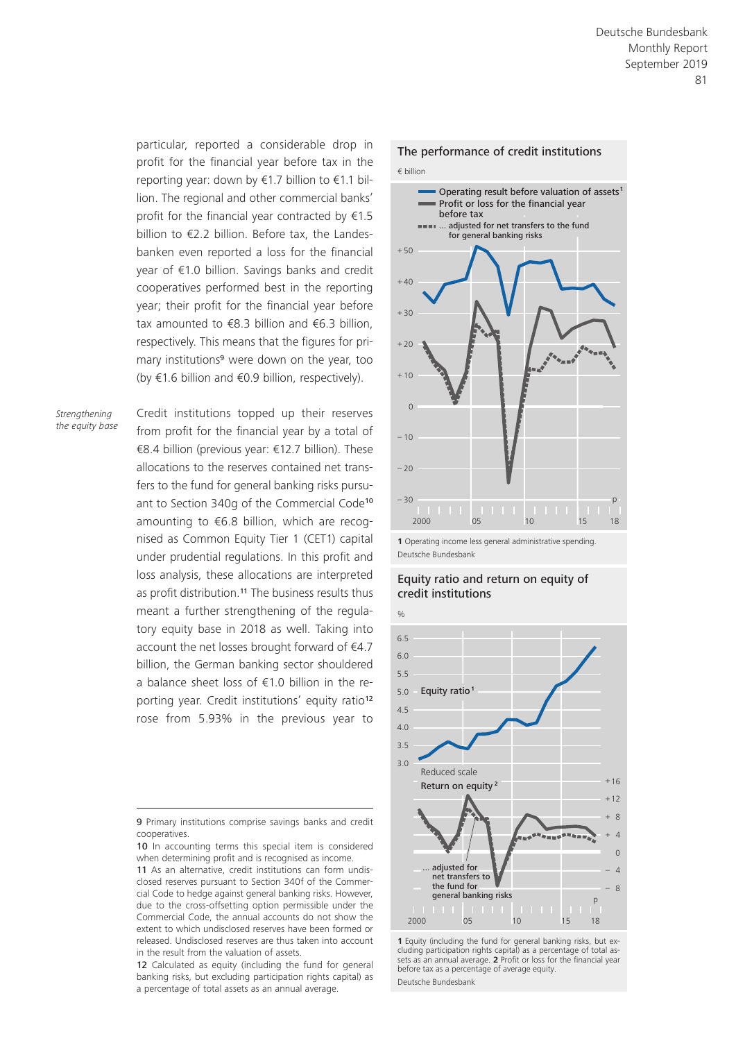particular, reported a considerable drop in profit for the financial year before tax in the reporting year: down by €1.7 billion to €1.1 billion. The regional and other commercial banks' profit for the financial year contracted by €1.5 billion to €2.2 billion. Before tax, the Landesbanken even reported a loss for the financial year of €1.0 billion. Savings banks and credit cooperatives performed best in the reporting year; their profit for the financial year before tax amounted to €8.3 billion and €6.3 billion, respectively. This means that the figures for primary institutions[9] were down on the year, too (by €1.6 billion and €0.9 billion, respectively).

*Strengthening the equity base*

Credit institutions topped up their reserves from profit for the financial year by a total of €8.4 billion (previous year: €12.7 billion). These allocations to the reserves contained net transfers to the fund for general banking risks pursuant to Section 340g of the Commercial Code[10] amounting to €6.8 billion, which are recognised as Common Equity Tier 1 (CET1) capital under prudential regulations. In this profit and loss analysis, these allocations are interpreted as profit distribution.[11] The business results thus meant a further strengthening of the regulatory equity base in 2018 as well. Taking into account the net losses brought forward of €4.7 billion, the German banking sector shouldered a balance sheet loss of €1.0 billion in the reporting year. Credit institutions' equity ratio[12] rose from 5.93% in the previous year to

**The performance of credit institutions**

€ billion

1 Operating income less general administrative spending.
Deutsche Bundesbank

**Equity ratio and return on equity of credit institutions**

%

1 Equity (including the fund for general banking risks, but excluding participation rights capital) as a percentage of total assets as an annual average. 2 Profit or loss for the financial year before tax as a percentage of average equity.
Deutsche Bundesbank

---

9 Primary institutions comprise savings banks and credit cooperatives.

10 In accounting terms this special item is considered when determining profit and is recognised as income.

11 As an alternative, credit institutions can form undisclosed reserves pursuant to Section 340f of the Commercial Code to hedge against general banking risks. However, due to the cross-offsetting option permissible under the Commercial Code, the annual accounts do not show the extent to which undisclosed reserves have been formed or released. Undisclosed reserves are thus taken into account in the result from the valuation of assets.

12 Calculated as equity (including the fund for general banking risks, but excluding participation rights capital) as a percentage of total assets as an annual average.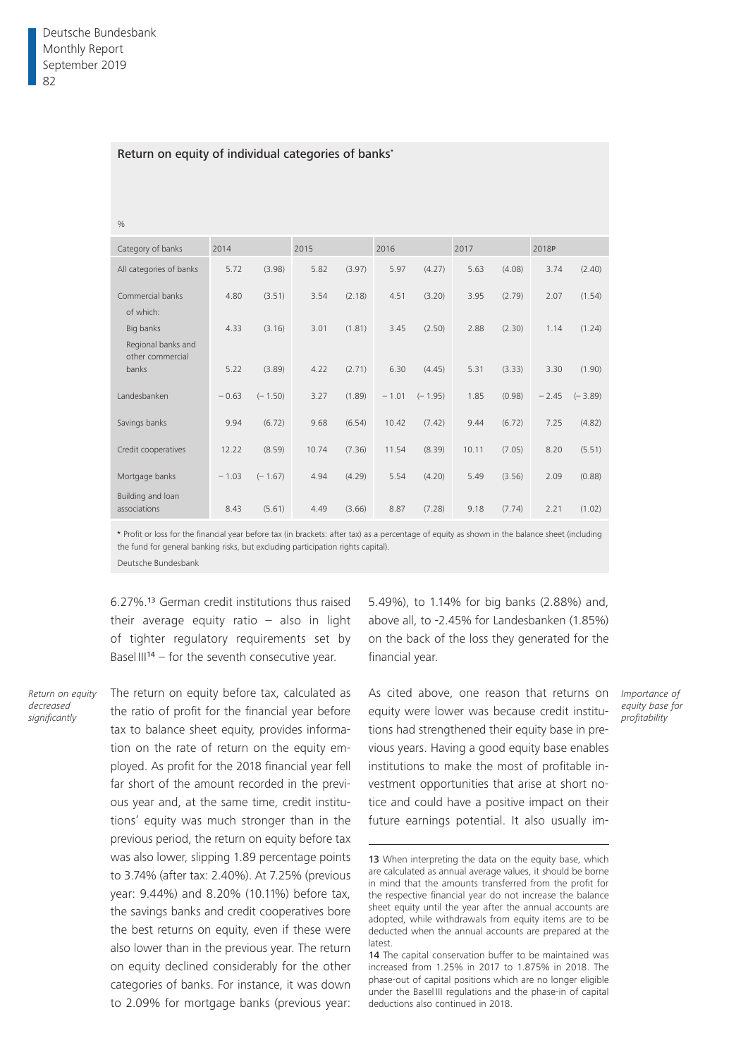### Return on equity of individual categories of banks*

%

| Category of banks | 2014 | | 2015 | | 2016 | | 2017 | | 2018p | |
|---|---|---|---|---|---|---|---|---|---|---|
| All categories of banks | 5.72 | (3.98) | 5.82 | (3.97) | 5.97 | (4.27) | 5.63 | (4.08) | 3.74 | (2.40) |
| Commercial banks | 4.80 | (3.51) | 3.54 | (2.18) | 4.51 | (3.20) | 3.95 | (2.79) | 2.07 | (1.54) |
| of which: | | | | | | | | | | |
| Big banks | 4.33 | (3.16) | 3.01 | (1.81) | 3.45 | (2.50) | 2.88 | (2.30) | 1.14 | (1.24) |
| Regional banks and other commercial banks | 5.22 | (3.89) | 4.22 | (2.71) | 6.30 | (4.45) | 5.31 | (3.33) | 3.30 | (1.90) |
| Landesbanken | – 0.63 | (– 1.50) | 3.27 | (1.89) | – 1.01 | (– 1.95) | 1.85 | (0.98) | – 2.45 | (– 3.89) |
| Savings banks | 9.94 | (6.72) | 9.68 | (6.54) | 10.42 | (7.42) | 9.44 | (6.72) | 7.25 | (4.82) |
| Credit cooperatives | 12.22 | (8.59) | 10.74 | (7.36) | 11.54 | (8.39) | 10.11 | (7.05) | 8.20 | (5.51) |
| Mortgage banks | – 1.03 | (– 1.67) | 4.94 | (4.29) | 5.54 | (4.20) | 5.49 | (3.56) | 2.09 | (0.88) |
| Building and loan associations | 8.43 | (5.61) | 4.49 | (3.66) | 8.87 | (7.28) | 9.18 | (7.74) | 2.21 | (1.02) |

* Profit or loss for the financial year before tax (in brackets: after tax) as a percentage of equity as shown in the balance sheet (including the fund for general banking risks, but excluding participation rights capital).

Deutsche Bundesbank

6.27%.[13] German credit institutions thus raised their average equity ratio – also in light of tighter regulatory requirements set by Basel III[14] – for the seventh consecutive year.

*Return on equity decreased significantly*

The return on equity before tax, calculated as the ratio of profit for the financial year before tax to balance sheet equity, provides information on the rate of return on the equity employed. As profit for the 2018 financial year fell far short of the amount recorded in the previous year and, at the same time, credit institutions' equity was much stronger than in the previous period, the return on equity before tax was also lower, slipping 1.89 percentage points to 3.74% (after tax: 2.40%). At 7.25% (previous year: 9.44%) and 8.20% (10.11%) before tax, the savings banks and credit cooperatives bore the best returns on equity, even if these were also lower than in the previous year. The return on equity declined considerably for the other categories of banks. For instance, it was down to 2.09% for mortgage banks (previous year: 5.49%), to 1.14% for big banks (2.88%) and, above all, to -2.45% for Landesbanken (1.85%) on the back of the loss they generated for the financial year.

*Importance of equity base for profitability*

As cited above, one reason that returns on equity were lower was because credit institutions had strengthened their equity base in previous years. Having a good equity base enables institutions to make the most of profitable investment opportunities that arise at short notice and could have a positive impact on their future earnings potential. It also usually im-

13 When interpreting the data on the equity base, which are calculated as annual average values, it should be borne in mind that the amounts transferred from the profit for the respective financial year do not increase the balance sheet equity until the year after the annual accounts are adopted, while withdrawals from equity items are to be deducted when the annual accounts are prepared at the latest.

14 The capital conservation buffer to be maintained was increased from 1.25% in 2017 to 1.875% in 2018. The phase-out of capital positions which are no longer eligible under the Basel III regulations and the phase-in of capital deductions also continued in 2018.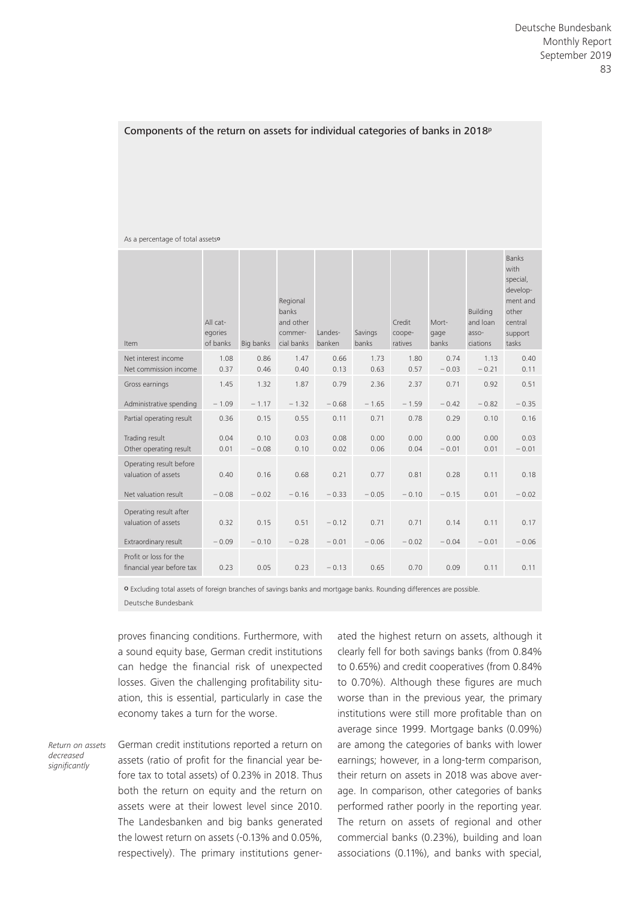**Components of the return on assets for individual categories of banks in 2018p**

As a percentage of total assets o

| Item | All categories of banks | Big banks | Regional banks and other commercial banks | Landesbanken | Savings banks | Credit cooperatives | Mortgage banks | Building and loan associations | Banks with special, development and other central support tasks |
|---|---|---|---|---|---|---|---|---|---|
| Net interest income | 1.08 | 0.86 | 1.47 | 0.66 | 1.73 | 1.80 | 0.74 | 1.13 | 0.40 |
| Net commission income | 0.37 | 0.46 | 0.40 | 0.13 | 0.63 | 0.57 | − 0.03 | − 0.21 | 0.11 |
| Gross earnings | 1.45 | 1.32 | 1.87 | 0.79 | 2.36 | 2.37 | 0.71 | 0.92 | 0.51 |
| Administrative spending | − 1.09 | − 1.17 | − 1.32 | − 0.68 | − 1.65 | − 1.59 | − 0.42 | − 0.82 | − 0.35 |
| Partial operating result | 0.36 | 0.15 | 0.55 | 0.11 | 0.71 | 0.78 | 0.29 | 0.10 | 0.16 |
| Trading result | 0.04 | 0.10 | 0.03 | 0.08 | 0.00 | 0.00 | 0.00 | 0.00 | 0.03 |
| Other operating result | 0.01 | − 0.08 | 0.10 | 0.02 | 0.06 | 0.04 | − 0.01 | 0.01 | − 0.01 |
| Operating result before valuation of assets | 0.40 | 0.16 | 0.68 | 0.21 | 0.77 | 0.81 | 0.28 | 0.11 | 0.18 |
| Net valuation result | − 0.08 | − 0.02 | − 0.16 | − 0.33 | − 0.05 | − 0.10 | − 0.15 | 0.01 | − 0.02 |
| Operating result after valuation of assets | 0.32 | 0.15 | 0.51 | − 0.12 | 0.71 | 0.71 | 0.14 | 0.11 | 0.17 |
| Extraordinary result | − 0.09 | − 0.10 | − 0.28 | − 0.01 | − 0.06 | − 0.02 | − 0.04 | − 0.01 | − 0.06 |
| Profit or loss for the financial year before tax | 0.23 | 0.05 | 0.23 | − 0.13 | 0.65 | 0.70 | 0.09 | 0.11 | 0.11 |

o Excluding total assets of foreign branches of savings banks and mortgage banks. Rounding differences are possible.

Deutsche Bundesbank

proves financing conditions. Furthermore, with a sound equity base, German credit institutions can hedge the financial risk of unexpected losses. Given the challenging profitability situation, this is essential, particularly in case the economy takes a turn for the worse.

*Return on assets decreased significantly*

German credit institutions reported a return on assets (ratio of profit for the financial year before tax to total assets) of 0.23% in 2018. Thus both the return on equity and the return on assets were at their lowest level since 2010. The Landesbanken and big banks generated the lowest return on assets (-0.13% and 0.05%, respectively). The primary institutions generated the highest return on assets, although it clearly fell for both savings banks (from 0.84% to 0.65%) and credit cooperatives (from 0.84% to 0.70%). Although these figures are much worse than in the previous year, the primary institutions were still more profitable than on average since 1999. Mortgage banks (0.09%) are among the categories of banks with lower earnings; however, in a long-term comparison, their return on assets in 2018 was above average. In comparison, other categories of banks performed rather poorly in the reporting year. The return on assets of regional and other commercial banks (0.23%), building and loan associations (0.11%), and banks with special,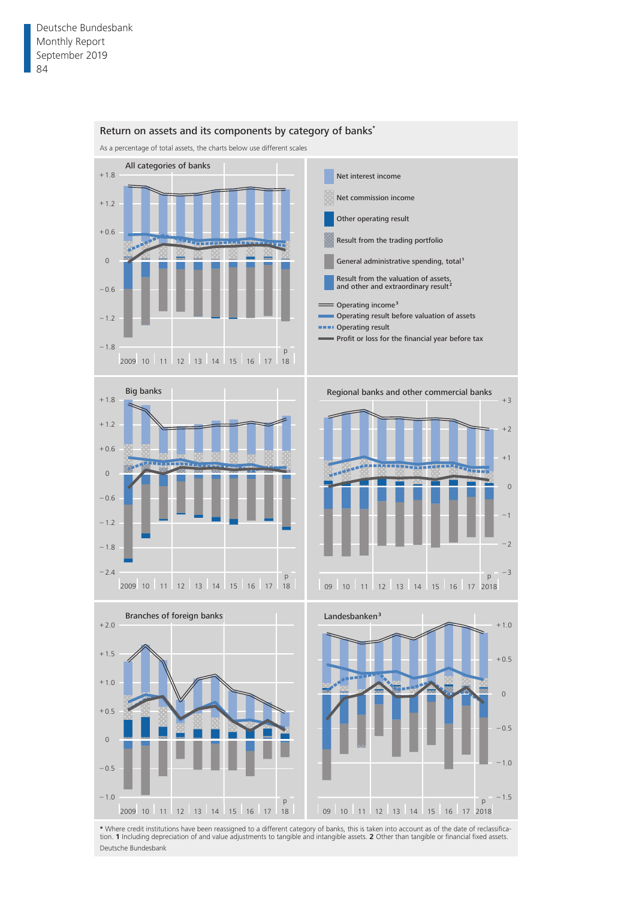## Return on assets and its components by category of banks*

As a percentage of total assets, the charts below use different scales

**All categories of banks**

**Big banks**

**Regional banks and other commercial banks**

**Branches of foreign banks**

**Landesbanken[3]**

- Net interest income
- Net commission income
- Other operating result
- Result from the trading portfolio
- General administrative spending, total[1]
- Result from the valuation of assets, and other and extraordinary result[2]
- Operating income[3]
- Operating result before valuation of assets
- Operating result
- Profit or loss for the financial year before tax

\* Where credit institutions have been reassigned to a different category of banks, this is taken into account as of the date of reclassification. **1** Including depreciation of and value adjustments to tangible and intangible assets. **2** Other than tangible or financial fixed assets.

Deutsche Bundesbank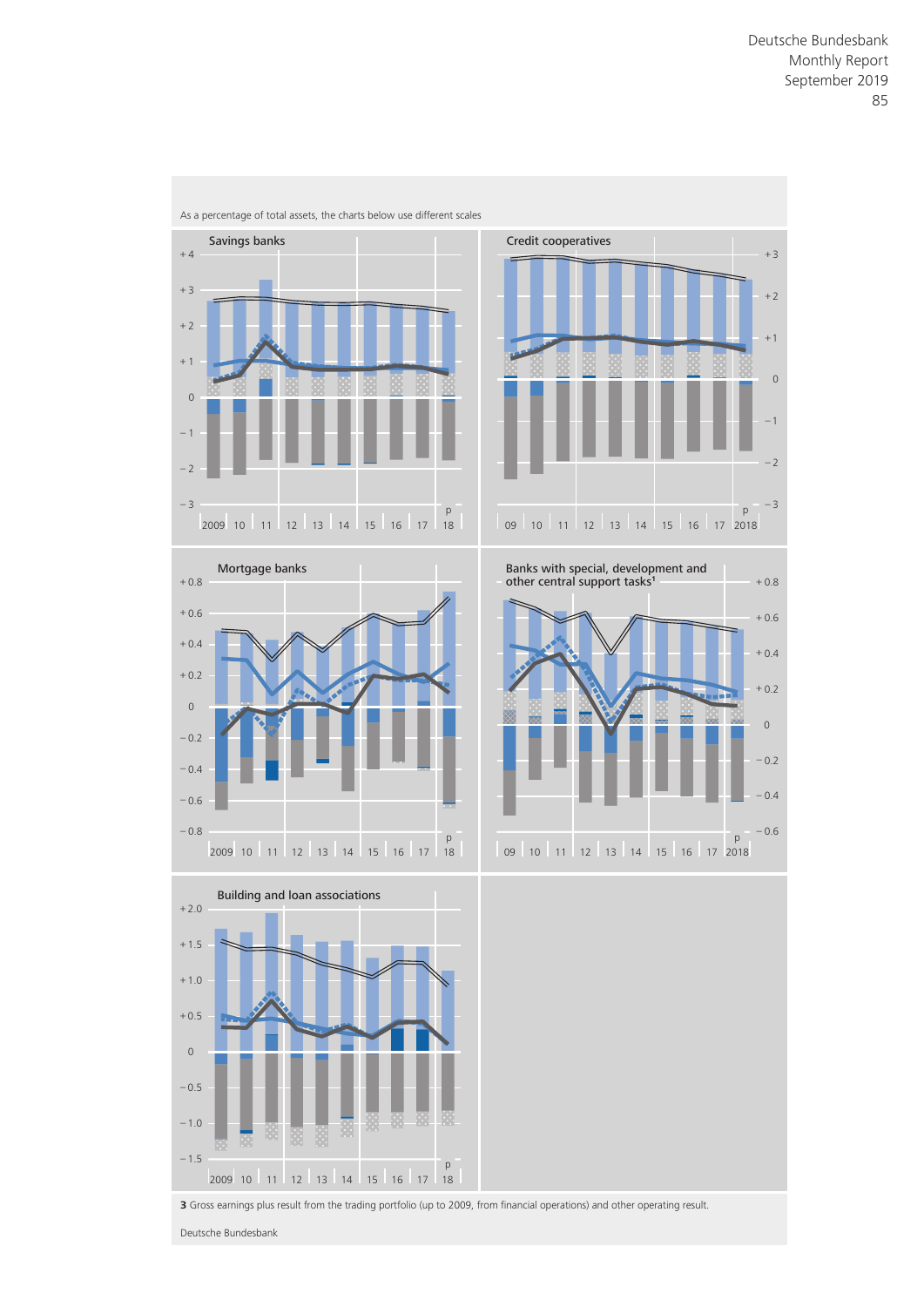As a percentage of total assets, the charts below use different scales

Savings banks

Credit cooperatives

Mortgage banks

Banks with special, development and other central support tasks[1]

Building and loan associations

**3** Gross earnings plus result from the trading portfolio (up to 2009, from financial operations) and other operating result.

Deutsche Bundesbank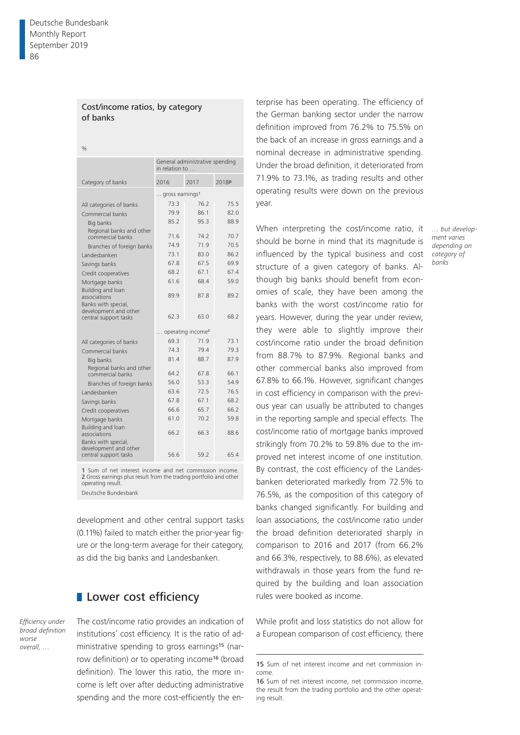**Cost/income ratios, by category of banks**

%

| Category of banks | General administrative spending in relation to … | | |
|---|---|---|---|
| | 2016 | 2017 | 2018p |
| | … gross earnings[1] | | |
| All categories of banks | 73.3 | 76.2 | 75.5 |
| Commercial banks | 79.9 | 86.1 | 82.0 |
| Big banks | 85.2 | 95.3 | 88.9 |
| Regional banks and other commercial banks | 71.6 | 74.2 | 70.7 |
| Branches of foreign banks | 74.9 | 71.9 | 70.5 |
| Landesbanken | 73.1 | 83.0 | 86.2 |
| Savings banks | 67.8 | 67.5 | 69.9 |
| Credit cooperatives | 68.2 | 67.1 | 67.4 |
| Mortgage banks | 61.6 | 68.4 | 59.0 |
| Building and loan associations | 89.9 | 87.8 | 89.2 |
| Banks with special, development and other central support tasks | 62.3 | 63.0 | 68.2 |
| | … operating income[2] | | |
| All categories of banks | 69.3 | 71.9 | 73.1 |
| Commercial banks | 74.3 | 79.4 | 79.3 |
| Big banks | 81.4 | 88.7 | 87.9 |
| Regional banks and other commercial banks | 64.2 | 67.8 | 66.1 |
| Branches of foreign banks | 56.0 | 53.3 | 54.9 |
| Landesbanken | 63.6 | 72.5 | 76.5 |
| Savings banks | 67.8 | 67.1 | 68.2 |
| Credit cooperatives | 66.6 | 65.7 | 66.2 |
| Mortgage banks | 61.0 | 70.2 | 59.8 |
| Building and loan associations | 66.2 | 66.3 | 88.6 |
| Banks with special, development and other central support tasks | 56.6 | 59.2 | 65.4 |

1 Sum of net interest income and net commission income. 2 Gross earnings plus result from the trading portfolio and other operating result.

Deutsche Bundesbank

development and other central support tasks (0.11%) failed to match either the prior-year figure or the long-term average for their category, as did the big banks and Landesbanken.

## Lower cost efficiency

*Efficiency under broad definition worse overall, …*

The cost/income ratio provides an indication of institutions' cost efficiency. It is the ratio of administrative spending to gross earnings[15] (narrow definition) or to operating income[16] (broad definition). The lower this ratio, the more income is left over after deducting administrative spending and the more cost-efficiently the enterprise has been operating. The efficiency of the German banking sector under the narrow definition improved from 76.2% to 75.5% on the back of an increase in gross earnings and a nominal decrease in administrative spending. Under the broad definition, it deteriorated from 71.9% to 73.1%, as trading results and other operating results were down on the previous year.

*… but development varies depending on category of banks*

When interpreting the cost/income ratio, it should be borne in mind that its magnitude is influenced by the typical business and cost structure of a given category of banks. Although big banks should benefit from economies of scale, they have been among the banks with the worst cost/income ratio for years. However, during the year under review, they were able to slightly improve their cost/income ratio under the broad definition from 88.7% to 87.9%. Regional banks and other commercial banks also improved from 67.8% to 66.1%. However, significant changes in cost efficiency in comparison with the previous year can usually be attributed to changes in the reporting sample and special effects. The cost/income ratio of mortgage banks improved strikingly from 70.2% to 59.8% due to the improved net interest income of one institution. By contrast, the cost efficiency of the Landesbanken deteriorated markedly from 72.5% to 76.5%, as the composition of this category of banks changed significantly. For building and loan associations, the cost/income ratio under the broad definition deteriorated sharply in comparison to 2016 and 2017 (from 66.2% and 66.3%, respectively, to 88.6%), as elevated withdrawals in those years from the fund required by the building and loan association rules were booked as income.

While profit and loss statistics do not allow for a European comparison of cost efficiency, there

15 Sum of net interest income and net commission income.

16 Sum of net interest income, net commission income, the result from the trading portfolio and the other operating result.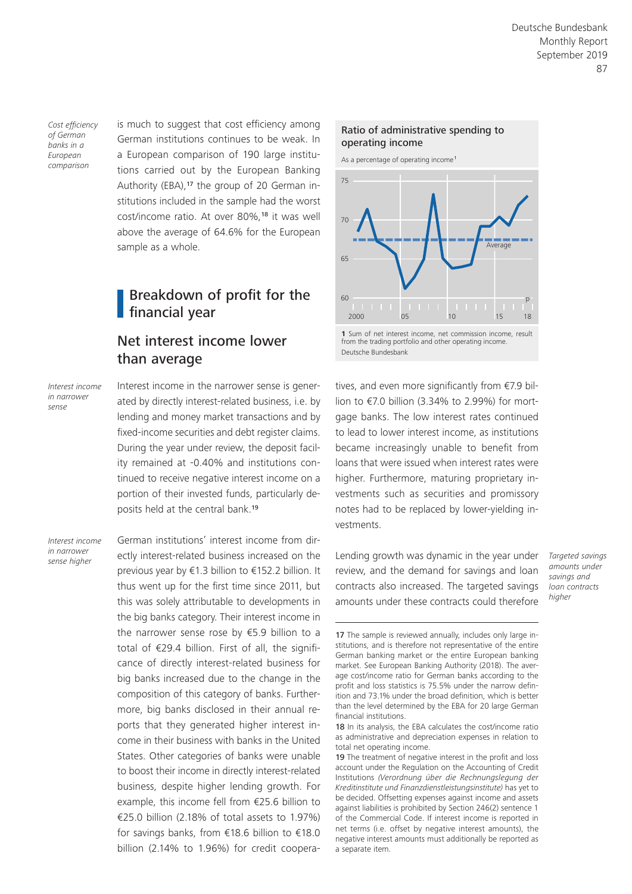*Cost efficiency of German banks in a European comparison*

is much to suggest that cost efficiency among German institutions continues to be weak. In a European comparison of 190 large institutions carried out by the European Banking Authority (EBA),[17] the group of 20 German institutions included in the sample had the worst cost/income ratio. At over 80%,[18] it was well above the average of 64.6% for the European sample as a whole.

**Ratio of administrative spending to operating income**

As a percentage of operating income[1]

1 Sum of net interest income, net commission income, result from the trading portfolio and other operating income.
Deutsche Bundesbank

## Breakdown of profit for the financial year

### Net interest income lower than average

*Interest income in narrower sense*

Interest income in the narrower sense is generated by directly interest-related business, i.e. by lending and money market transactions and by fixed-income securities and debt register claims. During the year under review, the deposit facility remained at -0.40% and institutions continued to receive negative interest income on a portion of their invested funds, particularly deposits held at the central bank.[19]

*Interest income in narrower sense higher*

German institutions' interest income from directly interest-related business increased on the previous year by €1.3 billion to €152.2 billion. It thus went up for the first time since 2011, but this was solely attributable to developments in the big banks category. Their interest income in the narrower sense rose by €5.9 billion to a total of €29.4 billion. First of all, the significance of directly interest-related business for big banks increased due to the change in the composition of this category of banks. Furthermore, big banks disclosed in their annual reports that they generated higher interest income in their business with banks in the United States. Other categories of banks were unable to boost their income in directly interest-related business, despite higher lending growth. For example, this income fell from €25.6 billion to €25.0 billion (2.18% of total assets to 1.97%) for savings banks, from €18.6 billion to €18.0 billion (2.14% to 1.96%) for credit cooperatives, and even more significantly from €7.9 billion to €7.0 billion (3.34% to 2.99%) for mortgage banks. The low interest rates continued to lead to lower interest income, as institutions became increasingly unable to benefit from loans that were issued when interest rates were higher. Furthermore, maturing proprietary investments such as securities and promissory notes had to be replaced by lower-yielding investments.

*Targeted savings amounts under savings and loan contracts higher*

Lending growth was dynamic in the year under review, and the demand for savings and loan contracts also increased. The targeted savings amounts under these contracts could therefore

---

17 The sample is reviewed annually, includes only large institutions, and is therefore not representative of the entire German banking market or the entire European banking market. See European Banking Authority (2018). The average cost/income ratio for German banks according to the profit and loss statistics is 75.5% under the narrow definition and 73.1% under the broad definition, which is better than the level determined by the EBA for 20 large German financial institutions.

18 In its analysis, the EBA calculates the cost/income ratio as administrative and depreciation expenses in relation to total net operating income.

19 The treatment of negative interest in the profit and loss account under the Regulation on the Accounting of Credit Institutions *(Verordnung über die Rechnungslegung der Kreditinstitute und Finanzdienstleistungsinstitute)* has yet to be decided. Offsetting expenses against income and assets against liabilities is prohibited by Section 246(2) sentence 1 of the Commercial Code. If interest income is reported in net terms (i.e. offset by negative interest amounts), the negative interest amounts must additionally be reported as a separate item.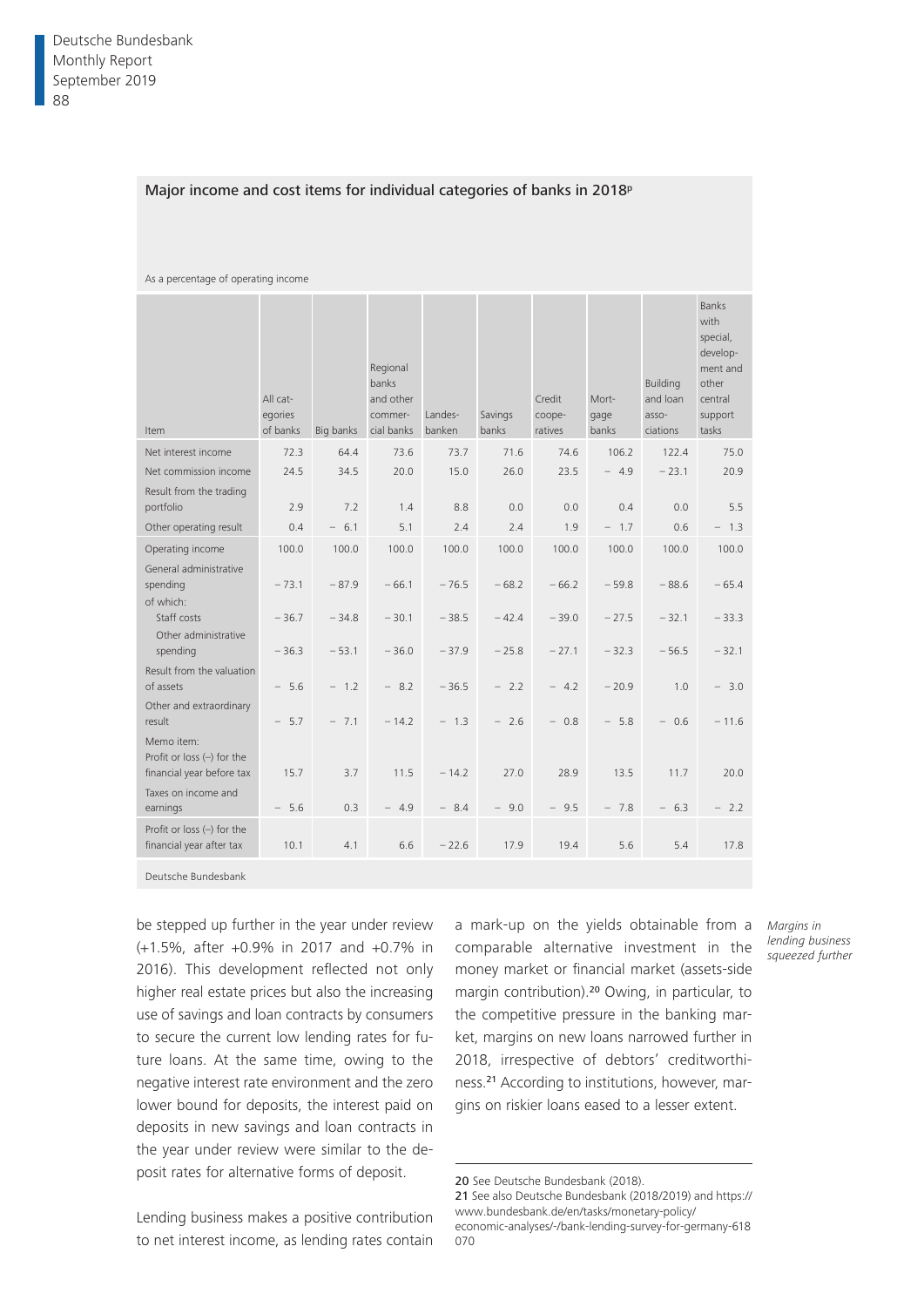**Major income and cost items for individual categories of banks in 2018p**

As a percentage of operating income

| Item | All categories of banks | Big banks | Regional banks and other commercial banks | Landesbanken | Savings banks | Credit cooperatives | Mortgage banks | Building and loan associations | Banks with special, development and other central support tasks |
|---|---|---|---|---|---|---|---|---|---|
| Net interest income | 72.3 | 64.4 | 73.6 | 73.7 | 71.6 | 74.6 | 106.2 | 122.4 | 75.0 |
| Net commission income | 24.5 | 34.5 | 20.0 | 15.0 | 26.0 | 23.5 | − 4.9 | − 23.1 | 20.9 |
| Result from the trading portfolio | 2.9 | 7.2 | 1.4 | 8.8 | 0.0 | 0.0 | 0.4 | 0.0 | 5.5 |
| Other operating result | 0.4 | − 6.1 | 5.1 | 2.4 | 2.4 | 1.9 | − 1.7 | 0.6 | − 1.3 |
| Operating income | 100.0 | 100.0 | 100.0 | 100.0 | 100.0 | 100.0 | 100.0 | 100.0 | 100.0 |
| General administrative spending | − 73.1 | − 87.9 | − 66.1 | − 76.5 | − 68.2 | − 66.2 | − 59.8 | − 88.6 | − 65.4 |
| of which: Staff costs | − 36.7 | − 34.8 | − 30.1 | − 38.5 | − 42.4 | − 39.0 | − 27.5 | − 32.1 | − 33.3 |
| Other administrative spending | − 36.3 | − 53.1 | − 36.0 | − 37.9 | − 25.8 | − 27.1 | − 32.3 | − 56.5 | − 32.1 |
| Result from the valuation of assets | − 5.6 | − 1.2 | − 8.2 | − 36.5 | − 2.2 | − 4.2 | − 20.9 | 1.0 | − 3.0 |
| Other and extraordinary result | − 5.7 | − 7.1 | − 14.2 | − 1.3 | − 2.6 | − 0.8 | − 5.8 | − 0.6 | − 11.6 |
| Memo item: Profit or loss (–) for the financial year before tax | 15.7 | 3.7 | 11.5 | − 14.2 | 27.0 | 28.9 | 13.5 | 11.7 | 20.0 |
| Taxes on income and earnings | − 5.6 | 0.3 | − 4.9 | − 8.4 | − 9.0 | − 9.5 | − 7.8 | − 6.3 | − 2.2 |
| Profit or loss (–) for the financial year after tax | 10.1 | 4.1 | 6.6 | − 22.6 | 17.9 | 19.4 | 5.6 | 5.4 | 17.8 |

Deutsche Bundesbank

be stepped up further in the year under review (+1.5%, after +0.9% in 2017 and +0.7% in 2016). This development reflected not only higher real estate prices but also the increasing use of savings and loan contracts by consumers to secure the current low lending rates for future loans. At the same time, owing to the negative interest rate environment and the zero lower bound for deposits, the interest paid on deposits in new savings and loan contracts in the year under review were similar to the deposit rates for alternative forms of deposit.

*Margins in lending business squeezed further*

Lending business makes a positive contribution to net interest income, as lending rates contain a mark-up on the yields obtainable from a comparable alternative investment in the money market or financial market (assets-side margin contribution).[20] Owing, in particular, to the competitive pressure in the banking market, margins on new loans narrowed further in 2018, irrespective of debtors' creditworthiness.[21] According to institutions, however, margins on riskier loans eased to a lesser extent.

20 See Deutsche Bundesbank (2018).
21 See also Deutsche Bundesbank (2018/2019) and https://www.bundesbank.de/en/tasks/monetary-policy/economic-analyses/-/bank-lending-survey-for-germany-618070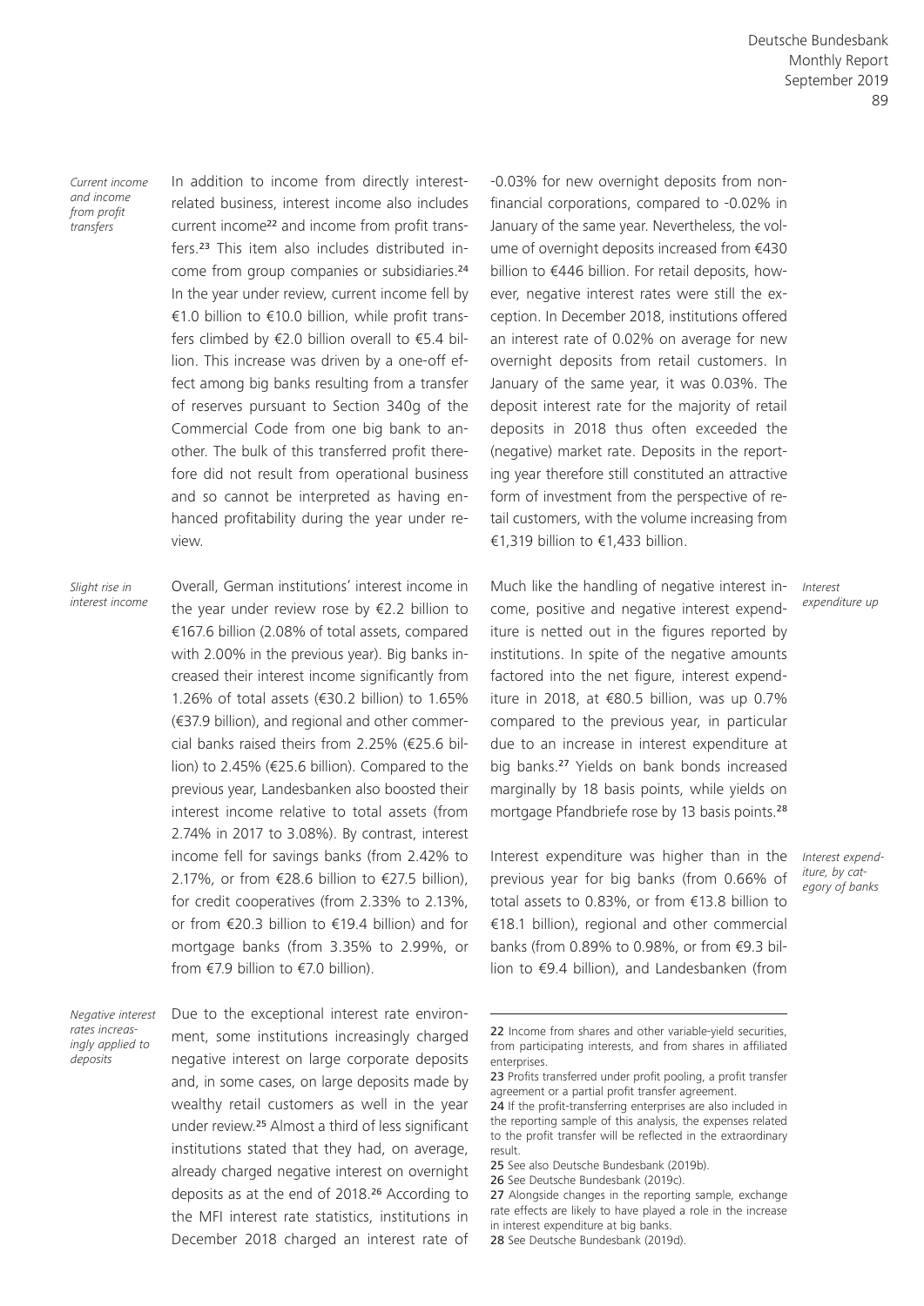*Current income and income from profit transfers*

In addition to income from directly interest-related business, interest income also includes current income[22] and income from profit transfers.[23] This item also includes distributed income from group companies or subsidiaries.[24] In the year under review, current income fell by €1.0 billion to €10.0 billion, while profit transfers climbed by €2.0 billion overall to €5.4 billion. This increase was driven by a one-off effect among big banks resulting from a transfer of reserves pursuant to Section 340g of the Commercial Code from one big bank to another. The bulk of this transferred profit therefore did not result from operational business and so cannot be interpreted as having enhanced profitability during the year under review.

*Slight rise in interest income*

Overall, German institutions' interest income in the year under review rose by €2.2 billion to €167.6 billion (2.08% of total assets, compared with 2.00% in the previous year). Big banks increased their interest income significantly from 1.26% of total assets (€30.2 billion) to 1.65% (€37.9 billion), and regional and other commercial banks raised theirs from 2.25% (€25.6 billion) to 2.45% (€25.6 billion). Compared to the previous year, Landesbanken also boosted their interest income relative to total assets (from 2.74% in 2017 to 3.08%). By contrast, interest income fell for savings banks (from 2.42% to 2.17%, or from €28.6 billion to €27.5 billion), for credit cooperatives (from 2.33% to 2.13%, or from €20.3 billion to €19.4 billion) and for mortgage banks (from 3.35% to 2.99%, or from €7.9 billion to €7.0 billion).

*Negative interest rates increasingly applied to deposits*

Due to the exceptional interest rate environment, some institutions increasingly charged negative interest on large corporate deposits and, in some cases, on large deposits made by wealthy retail customers as well in the year under review.[25] Almost a third of less significant institutions stated that they had, on average, already charged negative interest on overnight deposits as at the end of 2018.[26] According to the MFI interest rate statistics, institutions in December 2018 charged an interest rate of -0.03% for new overnight deposits from non-financial corporations, compared to -0.02% in January of the same year. Nevertheless, the volume of overnight deposits increased from €430 billion to €446 billion. For retail deposits, however, negative interest rates were still the exception. In December 2018, institutions offered an interest rate of 0.02% on average for new overnight deposits from retail customers. In January of the same year, it was 0.03%. The deposit interest rate for the majority of retail deposits in 2018 thus often exceeded the (negative) market rate. Deposits in the reporting year therefore still constituted an attractive form of investment from the perspective of retail customers, with the volume increasing from €1,319 billion to €1,433 billion.

*Interest expenditure up*

Much like the handling of negative interest income, positive and negative interest expenditure is netted out in the figures reported by institutions. In spite of the negative amounts factored into the net figure, interest expenditure in 2018, at €80.5 billion, was up 0.7% compared to the previous year, in particular due to an increase in interest expenditure at big banks.[27] Yields on bank bonds increased marginally by 18 basis points, while yields on mortgage Pfandbriefe rose by 13 basis points.[28]

*Interest expenditure, by category of banks*

Interest expenditure was higher than in the previous year for big banks (from 0.66% of total assets to 0.83%, or from €13.8 billion to €18.1 billion), regional and other commercial banks (from 0.89% to 0.98%, or from €9.3 billion to €9.4 billion), and Landesbanken (from

---

22 Income from shares and other variable-yield securities, from participating interests, and from shares in affiliated enterprises.

23 Profits transferred under profit pooling, a profit transfer agreement or a partial profit transfer agreement.

24 If the profit-transferring enterprises are also included in the reporting sample of this analysis, the expenses related to the profit transfer will be reflected in the extraordinary result.

25 See also Deutsche Bundesbank (2019b).

26 See Deutsche Bundesbank (2019c).

27 Alongside changes in the reporting sample, exchange rate effects are likely to have played a role in the increase in interest expenditure at big banks.

28 See Deutsche Bundesbank (2019d).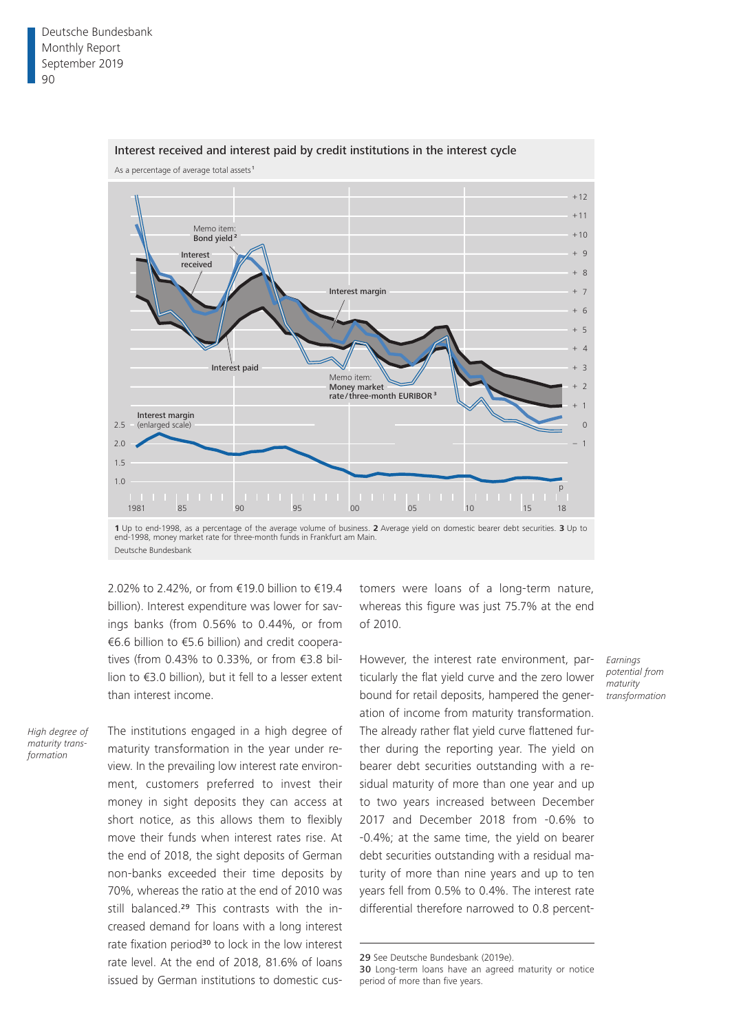**Interest received and interest paid by credit institutions in the interest cycle**

As a percentage of average total assets[1]

1 Up to end-1998, as a percentage of the average volume of business. 2 Average yield on domestic bearer debt securities. 3 Up to end-1998, money market rate for three-month funds in Frankfurt am Main.
Deutsche Bundesbank

2.02% to 2.42%, or from €19.0 billion to €19.4 billion). Interest expenditure was lower for savings banks (from 0.56% to 0.44%, or from €6.6 billion to €5.6 billion) and credit cooperatives (from 0.43% to 0.33%, or from €3.8 billion to €3.0 billion), but it fell to a lesser extent than interest income.

*High degree of maturity transformation*

The institutions engaged in a high degree of maturity transformation in the year under review. In the prevailing low interest rate environment, customers preferred to invest their money in sight deposits they can access at short notice, as this allows them to flexibly move their funds when interest rates rise. At the end of 2018, the sight deposits of German non-banks exceeded their time deposits by 70%, whereas the ratio at the end of 2010 was still balanced.[29] This contrasts with the increased demand for loans with a long interest rate fixation period[30] to lock in the low interest rate level. At the end of 2018, 81.6% of loans issued by German institutions to domestic customers were loans of a long-term nature, whereas this figure was just 75.7% at the end of 2010.

*Earnings potential from maturity transformation*

However, the interest rate environment, particularly the flat yield curve and the zero lower bound for retail deposits, hampered the generation of income from maturity transformation. The already rather flat yield curve flattened further during the reporting year. The yield on bearer debt securities outstanding with a residual maturity of more than one year and up to two years increased between December 2017 and December 2018 from -0.6% to -0.4%; at the same time, the yield on bearer debt securities outstanding with a residual maturity of more than nine years and up to ten years fell from 0.5% to 0.4%. The interest rate differential therefore narrowed to 0.8 percent-

29 See Deutsche Bundesbank (2019e).
30 Long-term loans have an agreed maturity or notice period of more than five years.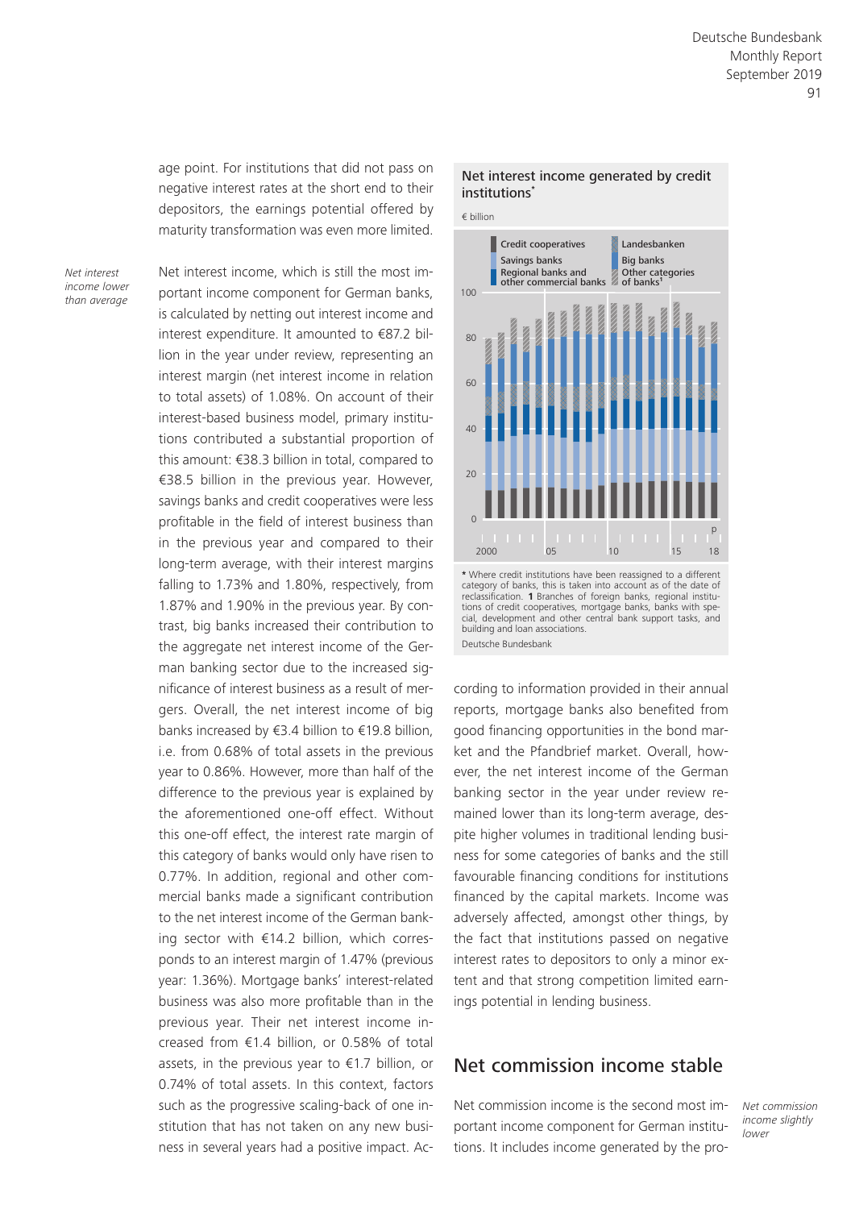age point. For institutions that did not pass on negative interest rates at the short end to their depositors, the earnings potential offered by maturity transformation was even more limited.

*Net interest income lower than average*

Net interest income, which is still the most important income component for German banks, is calculated by netting out interest income and interest expenditure. It amounted to €87.2 billion in the year under review, representing an interest margin (net interest income in relation to total assets) of 1.08%. On account of their interest-based business model, primary institutions contributed a substantial proportion of this amount: €38.3 billion in total, compared to €38.5 billion in the previous year. However, savings banks and credit cooperatives were less profitable in the field of interest business than in the previous year and compared to their long-term average, with their interest margins falling to 1.73% and 1.80%, respectively, from 1.87% and 1.90% in the previous year. By contrast, big banks increased their contribution to the aggregate net interest income of the German banking sector due to the increased significance of interest business as a result of mergers. Overall, the net interest income of big banks increased by €3.4 billion to €19.8 billion, i.e. from 0.68% of total assets in the previous year to 0.86%. However, more than half of the difference to the previous year is explained by the aforementioned one-off effect. Without this one-off effect, the interest rate margin of this category of banks would only have risen to 0.77%. In addition, regional and other commercial banks made a significant contribution to the net interest income of the German banking sector with €14.2 billion, which corresponds to an interest margin of 1.47% (previous year: 1.36%). Mortgage banks' interest-related business was also more profitable than in the previous year. Their net interest income increased from €1.4 billion, or 0.58% of total assets, in the previous year to €1.7 billion, or 0.74% of total assets. In this context, factors such as the progressive scaling-back of one institution that has not taken on any new business in several years had a positive impact. According to information provided in their annual reports, mortgage banks also benefited from good financing opportunities in the bond market and the Pfandbrief market. Overall, however, the net interest income of the German banking sector in the year under review remained lower than its long-term average, despite higher volumes in traditional lending business for some categories of banks and the still favourable financing conditions for institutions financed by the capital markets. Income was adversely affected, amongst other things, by the fact that institutions passed on negative interest rates to depositors to only a minor extent and that strong competition limited earnings potential in lending business.

**Net interest income generated by credit institutions***

€ billion

Legend: Credit cooperatives; Savings banks; Regional banks and other commercial banks; Landesbanken; Big banks; Other categories of banks[1]

\* Where credit institutions have been reassigned to a different category of banks, this is taken into account as of the date of reclassification. **1** Branches of foreign banks, regional institutions of credit cooperatives, mortgage banks, banks with special, development and other central bank support tasks, and building and loan associations.

Deutsche Bundesbank

## Net commission income stable

*Net commission income slightly lower*

Net commission income is the second most important income component for German institutions. It includes income generated by the pro-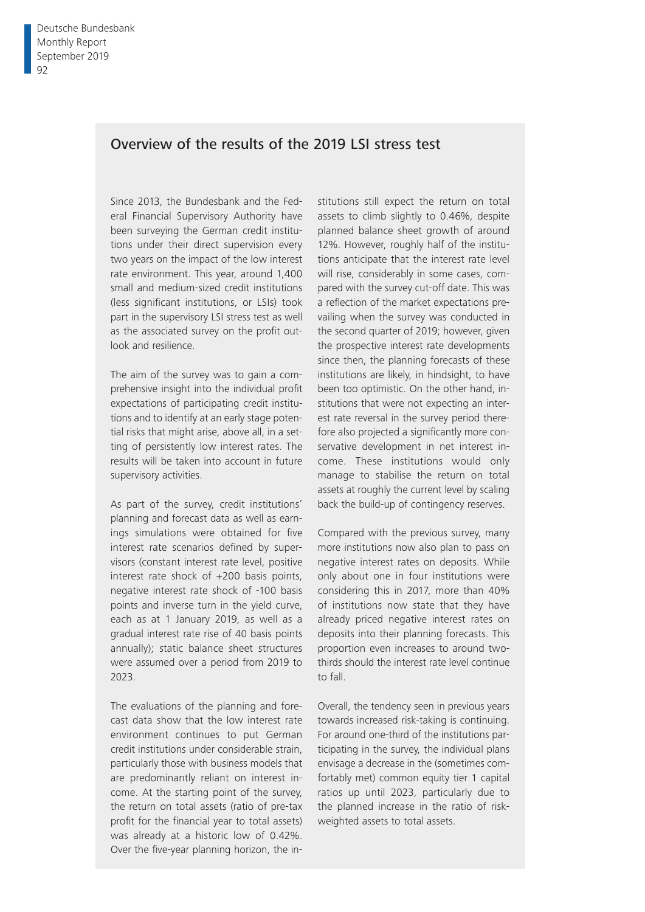## Overview of the results of the 2019 LSI stress test

Since 2013, the Bundesbank and the Federal Financial Supervisory Authority have been surveying the German credit institutions under their direct supervision every two years on the impact of the low interest rate environment. This year, around 1,400 small and medium-sized credit institutions (less significant institutions, or LSIs) took part in the supervisory LSI stress test as well as the associated survey on the profit outlook and resilience.

The aim of the survey was to gain a comprehensive insight into the individual profit expectations of participating credit institutions and to identify at an early stage potential risks that might arise, above all, in a setting of persistently low interest rates. The results will be taken into account in future supervisory activities.

As part of the survey, credit institutions' planning and forecast data as well as earnings simulations were obtained for five interest rate scenarios defined by supervisors (constant interest rate level, positive interest rate shock of +200 basis points, negative interest rate shock of -100 basis points and inverse turn in the yield curve, each as at 1 January 2019, as well as a gradual interest rate rise of 40 basis points annually); static balance sheet structures were assumed over a period from 2019 to 2023.

The evaluations of the planning and forecast data show that the low interest rate environment continues to put German credit institutions under considerable strain, particularly those with business models that are predominantly reliant on interest income. At the starting point of the survey, the return on total assets (ratio of pre-tax profit for the financial year to total assets) was already at a historic low of 0.42%. Over the five-year planning horizon, the institutions still expect the return on total assets to climb slightly to 0.46%, despite planned balance sheet growth of around 12%. However, roughly half of the institutions anticipate that the interest rate level will rise, considerably in some cases, compared with the survey cut-off date. This was a reflection of the market expectations prevailing when the survey was conducted in the second quarter of 2019; however, given the prospective interest rate developments since then, the planning forecasts of these institutions are likely, in hindsight, to have been too optimistic. On the other hand, institutions that were not expecting an interest rate reversal in the survey period therefore also projected a significantly more conservative development in net interest income. These institutions would only manage to stabilise the return on total assets at roughly the current level by scaling back the build-up of contingency reserves.

Compared with the previous survey, many more institutions now also plan to pass on negative interest rates on deposits. While only about one in four institutions were considering this in 2017, more than 40% of institutions now state that they have already priced negative interest rates on deposits into their planning forecasts. This proportion even increases to around two-thirds should the interest rate level continue to fall.

Overall, the tendency seen in previous years towards increased risk-taking is continuing. For around one-third of the institutions participating in the survey, the individual plans envisage a decrease in the (sometimes comfortably met) common equity tier 1 capital ratios up until 2023, particularly due to the planned increase in the ratio of risk-weighted assets to total assets.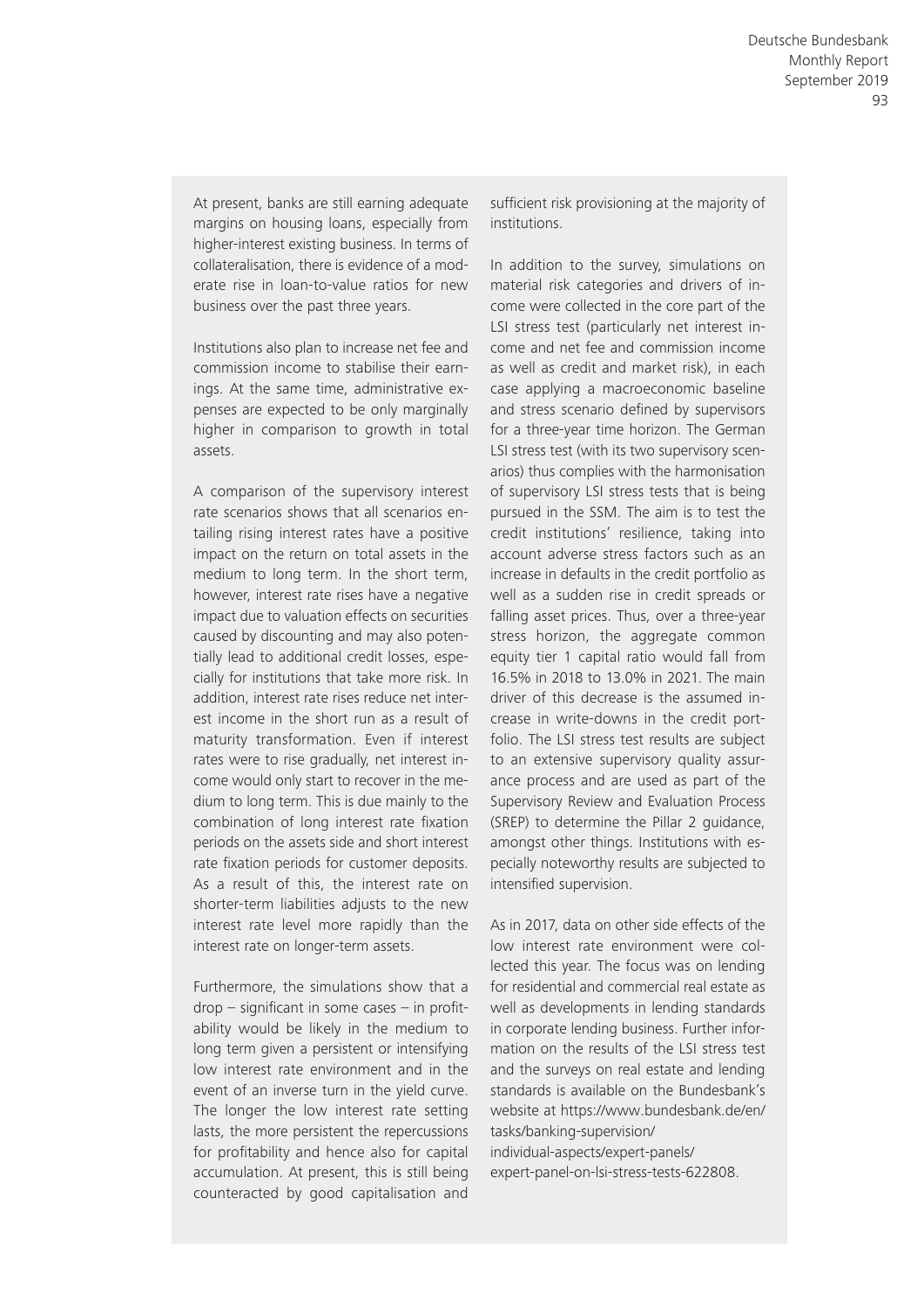At present, banks are still earning adequate margins on housing loans, especially from higher-interest existing business. In terms of collateralisation, there is evidence of a moderate rise in loan-to-value ratios for new business over the past three years.

Institutions also plan to increase net fee and commission income to stabilise their earnings. At the same time, administrative expenses are expected to be only marginally higher in comparison to growth in total assets.

A comparison of the supervisory interest rate scenarios shows that all scenarios entailing rising interest rates have a positive impact on the return on total assets in the medium to long term. In the short term, however, interest rate rises have a negative impact due to valuation effects on securities caused by discounting and may also potentially lead to additional credit losses, especially for institutions that take more risk. In addition, interest rate rises reduce net interest income in the short run as a result of maturity transformation. Even if interest rates were to rise gradually, net interest income would only start to recover in the medium to long term. This is due mainly to the combination of long interest rate fixation periods on the assets side and short interest rate fixation periods for customer deposits. As a result of this, the interest rate on shorter-term liabilities adjusts to the new interest rate level more rapidly than the interest rate on longer-term assets.

Furthermore, the simulations show that a drop – significant in some cases – in profitability would be likely in the medium to long term given a persistent or intensifying low interest rate environment and in the event of an inverse turn in the yield curve. The longer the low interest rate setting lasts, the more persistent the repercussions for profitability and hence also for capital accumulation. At present, this is still being counteracted by good capitalisation and sufficient risk provisioning at the majority of institutions.

In addition to the survey, simulations on material risk categories and drivers of income were collected in the core part of the LSI stress test (particularly net interest income and net fee and commission income as well as credit and market risk), in each case applying a macroeconomic baseline and stress scenario defined by supervisors for a three-year time horizon. The German LSI stress test (with its two supervisory scenarios) thus complies with the harmonisation of supervisory LSI stress tests that is being pursued in the SSM. The aim is to test the credit institutions' resilience, taking into account adverse stress factors such as an increase in defaults in the credit portfolio as well as a sudden rise in credit spreads or falling asset prices. Thus, over a three-year stress horizon, the aggregate common equity tier 1 capital ratio would fall from 16.5% in 2018 to 13.0% in 2021. The main driver of this decrease is the assumed increase in write-downs in the credit portfolio. The LSI stress test results are subject to an extensive supervisory quality assurance process and are used as part of the Supervisory Review and Evaluation Process (SREP) to determine the Pillar 2 guidance, amongst other things. Institutions with especially noteworthy results are subjected to intensified supervision.

As in 2017, data on other side effects of the low interest rate environment were collected this year. The focus was on lending for residential and commercial real estate as well as developments in lending standards in corporate lending business. Further information on the results of the LSI stress test and the surveys on real estate and lending standards is available on the Bundesbank's website at https://www.bundesbank.de/en/tasks/banking-supervision/individual-aspects/expert-panels/expert-panel-on-lsi-stress-tests-622808.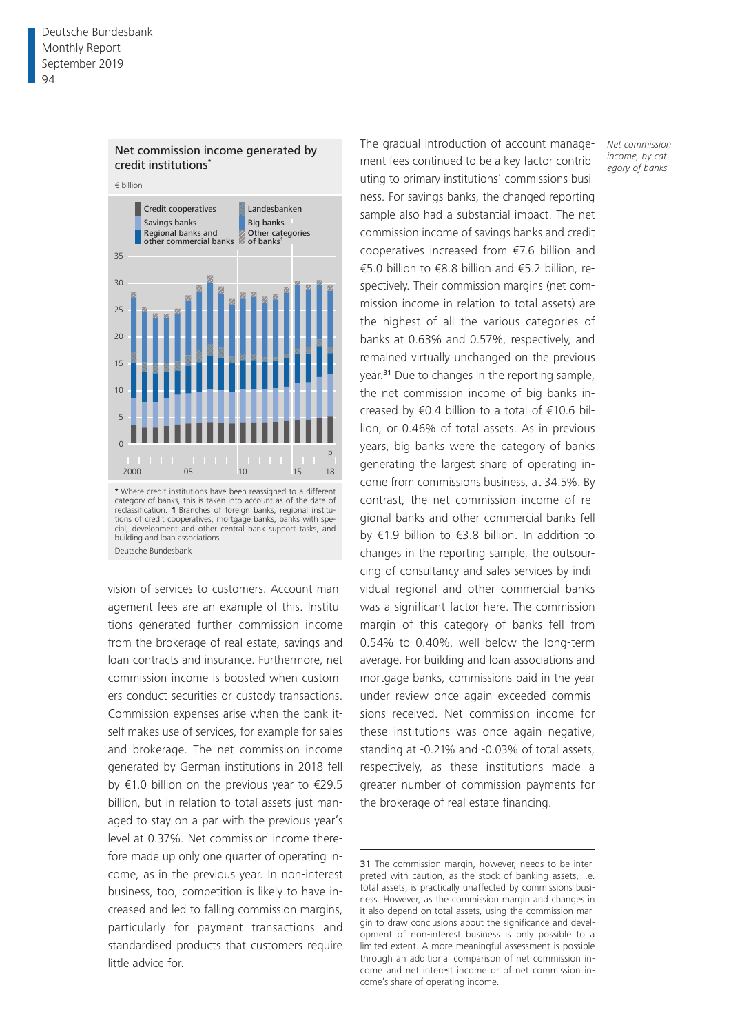### Net commission income generated by credit institutions*

€ billion

Credit cooperatives | Savings banks | Regional banks and other commercial banks | Landesbanken | Big banks | Other categories of banks[1]

\* Where credit institutions have been reassigned to a different category of banks, this is taken into account as of the date of reclassification. **1** Branches of foreign banks, regional institutions of credit cooperatives, mortgage banks, banks with special, development and other central bank support tasks, and building and loan associations.

Deutsche Bundesbank

vision of services to customers. Account management fees are an example of this. Institutions generated further commission income from the brokerage of real estate, savings and loan contracts and insurance. Furthermore, net commission income is boosted when customers conduct securities or custody transactions. Commission expenses arise when the bank itself makes use of services, for example for sales and brokerage. The net commission income generated by German institutions in 2018 fell by €1.0 billion on the previous year to €29.5 billion, but in relation to total assets just managed to stay on a par with the previous year's level at 0.37%. Net commission income therefore made up only one quarter of operating income, as in the previous year. In non-interest business, too, competition is likely to have increased and led to falling commission margins, particularly for payment transactions and standardised products that customers require little advice for.

*Net commission income, by category of banks*

The gradual introduction of account management fees continued to be a key factor contributing to primary institutions' commissions business. For savings banks, the changed reporting sample also had a substantial impact. The net commission income of savings banks and credit cooperatives increased from €7.6 billion and €5.0 billion to €8.8 billion and €5.2 billion, respectively. Their commission margins (net commission income in relation to total assets) are the highest of all the various categories of banks at 0.63% and 0.57%, respectively, and remained virtually unchanged on the previous year.[31] Due to changes in the reporting sample, the net commission income of big banks increased by €0.4 billion to a total of €10.6 billion, or 0.46% of total assets. As in previous years, big banks were the category of banks generating the largest share of operating income from commissions business, at 34.5%. By contrast, the net commission income of regional banks and other commercial banks fell by €1.9 billion to €3.8 billion. In addition to changes in the reporting sample, the outsourcing of consultancy and sales services by individual regional and other commercial banks was a significant factor here. The commission margin of this category of banks fell from 0.54% to 0.40%, well below the long-term average. For building and loan associations and mortgage banks, commissions paid in the year under review once again exceeded commissions received. Net commission income for these institutions was once again negative, standing at -0.21% and -0.03% of total assets, respectively, as these institutions made a greater number of commission payments for the brokerage of real estate financing.

---

**31** The commission margin, however, needs to be interpreted with caution, as the stock of banking assets, i.e. total assets, is practically unaffected by commissions business. However, as the commission margin and changes in it also depend on total assets, using the commission margin to draw conclusions about the significance and development of non-interest business is only possible to a limited extent. A more meaningful assessment is possible through an additional comparison of net commission income and net interest income or of net commission income's share of operating income.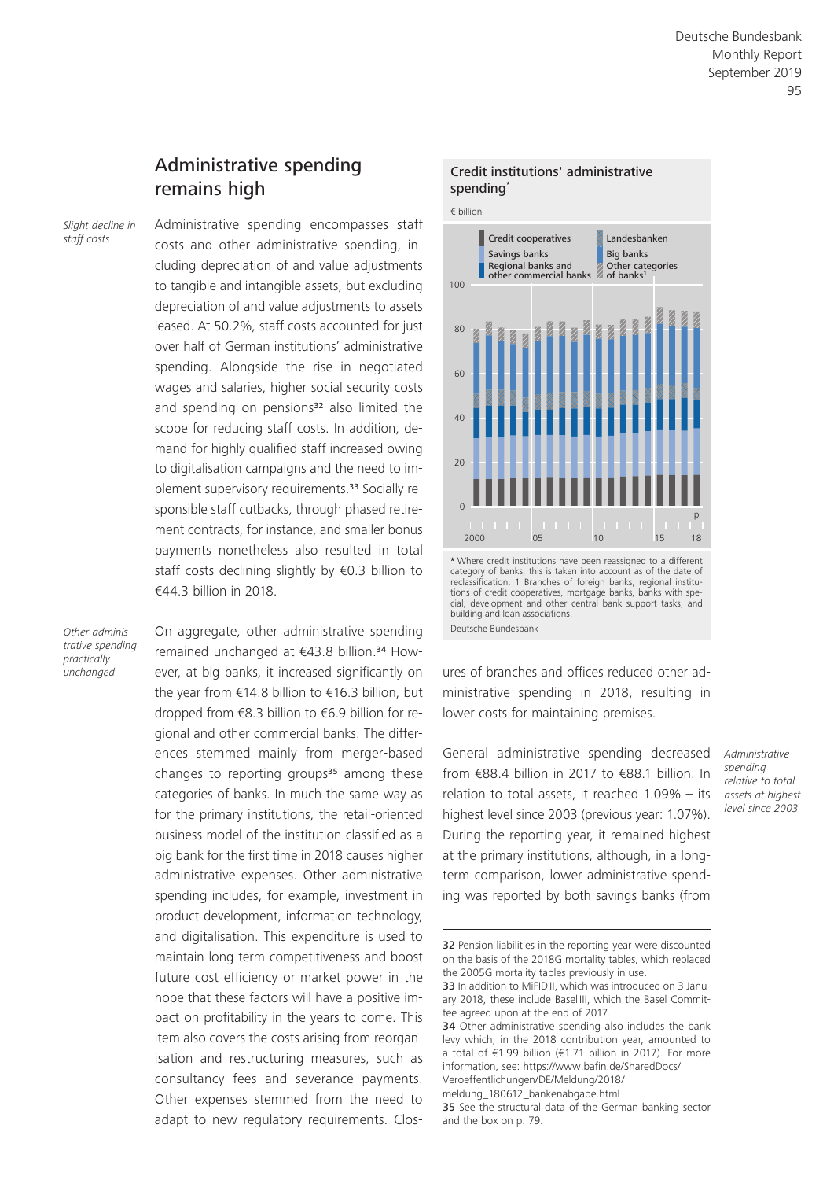## Administrative spending remains high

*Slight decline in staff costs*

Administrative spending encompasses staff costs and other administrative spending, including depreciation of and value adjustments to tangible and intangible assets, but excluding depreciation of and value adjustments to assets leased. At 50.2%, staff costs accounted for just over half of German institutions' administrative spending. Alongside the rise in negotiated wages and salaries, higher social security costs and spending on pensions[32] also limited the scope for reducing staff costs. In addition, demand for highly qualified staff increased owing to digitalisation campaigns and the need to implement supervisory requirements.[33] Socially responsible staff cutbacks, through phased retirement contracts, for instance, and smaller bonus payments nonetheless also resulted in total staff costs declining slightly by €0.3 billion to €44.3 billion in 2018.

*Other administrative spending practically unchanged*

On aggregate, other administrative spending remained unchanged at €43.8 billion.[34] However, at big banks, it increased significantly on the year from €14.8 billion to €16.3 billion, but dropped from €8.3 billion to €6.9 billion for regional and other commercial banks. The differences stemmed mainly from merger-based changes to reporting groups[35] among these categories of banks. In much the same way as for the primary institutions, the retail-oriented business model of the institution classified as a big bank for the first time in 2018 causes higher administrative expenses. Other administrative spending includes, for example, investment in product development, information technology, and digitalisation. This expenditure is used to maintain long-term competitiveness and boost future cost efficiency or market power in the hope that these factors will have a positive impact on profitability in the years to come. This item also covers the costs arising from reorganisation and restructuring measures, such as consultancy fees and severance payments. Other expenses stemmed from the need to adapt to new regulatory requirements. Closures of branches and offices reduced other administrative spending in 2018, resulting in lower costs for maintaining premises.

**Credit institutions' administrative spending***

€ billion

Credit cooperatives | Savings banks | Regional banks and other commercial banks | Landesbanken | Big banks | Other categories of banks¹

\* Where credit institutions have been reassigned to a different category of banks, this is taken into account as of the date of reclassification. 1 Branches of foreign banks, regional institutions of credit cooperatives, mortgage banks, banks with special, development and other central bank support tasks, and building and loan associations.

Deutsche Bundesbank

*Administrative spending relative to total assets at highest level since 2003*

General administrative spending decreased from €88.4 billion in 2017 to €88.1 billion. In relation to total assets, it reached 1.09% – its highest level since 2003 (previous year: 1.07%). During the reporting year, it remained highest at the primary institutions, although, in a long-term comparison, lower administrative spending was reported by both savings banks (from

---

32 Pension liabilities in the reporting year were discounted on the basis of the 2018G mortality tables, which replaced the 2005G mortality tables previously in use.

33 In addition to MiFID II, which was introduced on 3 January 2018, these include Basel III, which the Basel Committee agreed upon at the end of 2017.

34 Other administrative spending also includes the bank levy which, in the 2018 contribution year, amounted to a total of €1.99 billion (€1.71 billion in 2017). For more information, see: https://www.bafin.de/SharedDocs/Veroeffentlichungen/DE/Meldung/2018/meldung_180612_bankenabgabe.html

35 See the structural data of the German banking sector and the box on p. 79.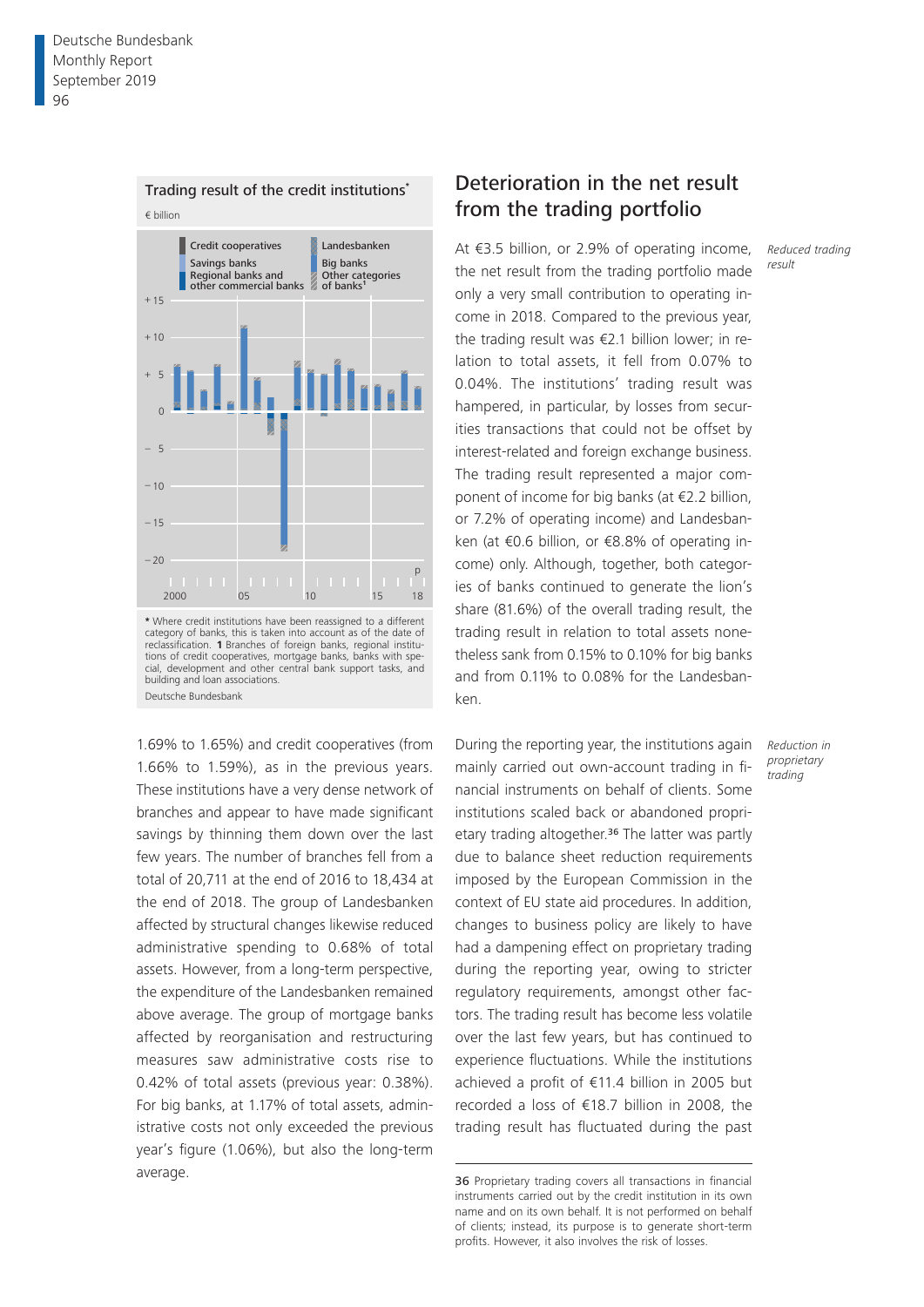Trading result of the credit institutions*

€ billion

Credit cooperatives | Landesbanken | Savings banks | Big banks | Regional banks and other commercial banks | Other categories of banks[1]

\* Where credit institutions have been reassigned to a different category of banks, this is taken into account as of the date of reclassification. **1** Branches of foreign banks, regional institutions of credit cooperatives, mortgage banks, banks with special, development and other central bank support tasks, and building and loan associations.

Deutsche Bundesbank

1.69% to 1.65%) and credit cooperatives (from 1.66% to 1.59%), as in the previous years. These institutions have a very dense network of branches and appear to have made significant savings by thinning them down over the last few years. The number of branches fell from a total of 20,711 at the end of 2016 to 18,434 at the end of 2018. The group of Landesbanken affected by structural changes likewise reduced administrative spending to 0.68% of total assets. However, from a long-term perspective, the expenditure of the Landesbanken remained above average. The group of mortgage banks affected by reorganisation and restructuring measures saw administrative costs rise to 0.42% of total assets (previous year: 0.38%). For big banks, at 1.17% of total assets, administrative costs not only exceeded the previous year's figure (1.06%), but also the long-term average.

## Deterioration in the net result from the trading portfolio

*Reduced trading result*

At €3.5 billion, or 2.9% of operating income, the net result from the trading portfolio made only a very small contribution to operating income in 2018. Compared to the previous year, the trading result was €2.1 billion lower; in relation to total assets, it fell from 0.07% to 0.04%. The institutions' trading result was hampered, in particular, by losses from securities transactions that could not be offset by interest-related and foreign exchange business. The trading result represented a major component of income for big banks (at €2.2 billion, or 7.2% of operating income) and Landesbanken (at €0.6 billion, or €8.8% of operating income) only. Although, together, both categories of banks continued to generate the lion's share (81.6%) of the overall trading result, the trading result in relation to total assets nonetheless sank from 0.15% to 0.10% for big banks and from 0.11% to 0.08% for the Landesbanken.

*Reduction in proprietary trading*

During the reporting year, the institutions again mainly carried out own-account trading in financial instruments on behalf of clients. Some institutions scaled back or abandoned proprietary trading altogether.[36] The latter was partly due to balance sheet reduction requirements imposed by the European Commission in the context of EU state aid procedures. In addition, changes to business policy are likely to have had a dampening effect on proprietary trading during the reporting year, owing to stricter regulatory requirements, amongst other factors. The trading result has become less volatile over the last few years, but has continued to experience fluctuations. While the institutions achieved a profit of €11.4 billion in 2005 but recorded a loss of €18.7 billion in 2008, the trading result has fluctuated during the past

**36** Proprietary trading covers all transactions in financial instruments carried out by the credit institution in its own name and on its own behalf. It is not performed on behalf of clients; instead, its purpose is to generate short-term profits. However, it also involves the risk of losses.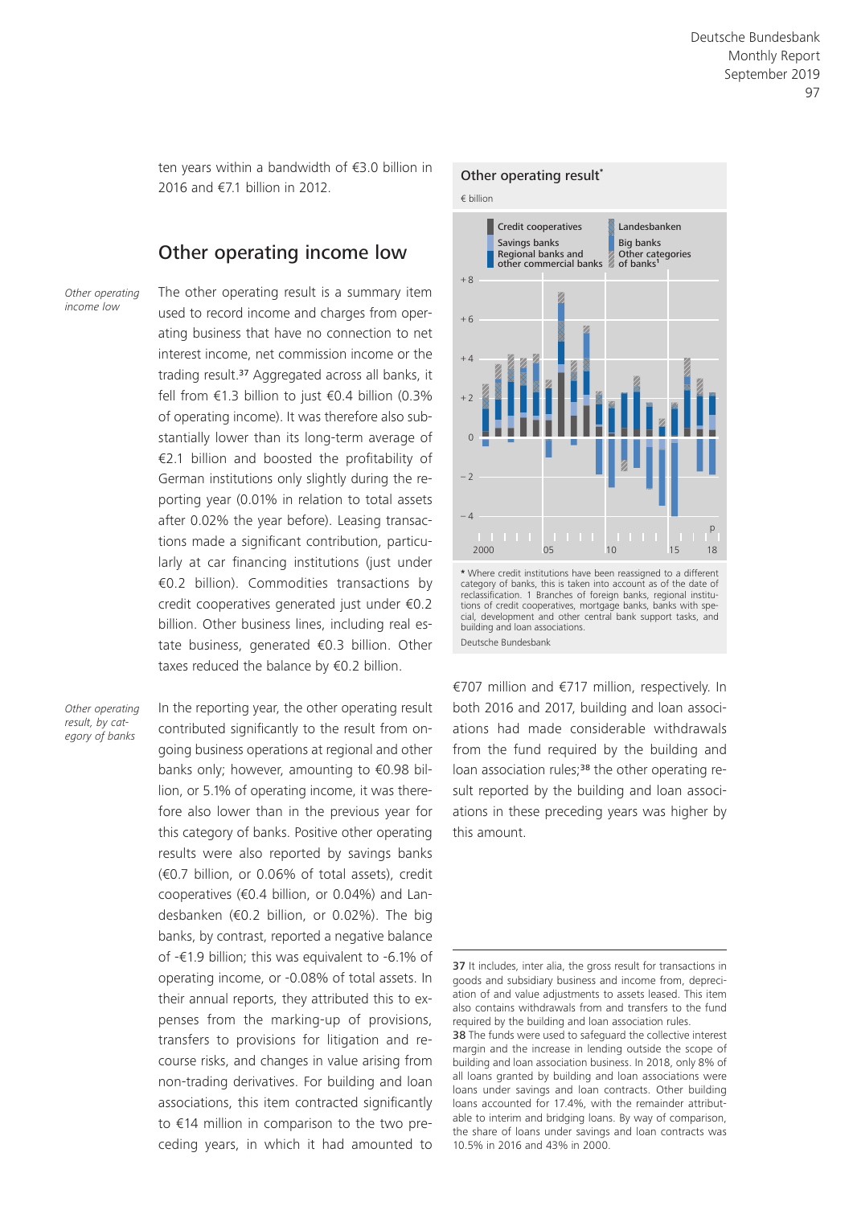ten years within a bandwidth of €3.0 billion in 2016 and €7.1 billion in 2012.

## Other operating income low

*Other operating income low*

The other operating result is a summary item used to record income and charges from operating business that have no connection to net interest income, net commission income or the trading result.[37] Aggregated across all banks, it fell from €1.3 billion to just €0.4 billion (0.3% of operating income). It was therefore also substantially lower than its long-term average of €2.1 billion and boosted the profitability of German institutions only slightly during the reporting year (0.01% in relation to total assets after 0.02% the year before). Leasing transactions made a significant contribution, particularly at car financing institutions (just under €0.2 billion). Commodities transactions by credit cooperatives generated just under €0.2 billion. Other business lines, including real estate business, generated €0.3 billion. Other taxes reduced the balance by €0.2 billion.

*Other operating result, by category of banks*

In the reporting year, the other operating result contributed significantly to the result from ongoing business operations at regional and other banks only; however, amounting to €0.98 billion, or 5.1% of operating income, it was therefore also lower than in the previous year for this category of banks. Positive other operating results were also reported by savings banks (€0.7 billion, or 0.06% of total assets), credit cooperatives (€0.4 billion, or 0.04%) and Landesbanken (€0.2 billion, or 0.02%). The big banks, by contrast, reported a negative balance of -€1.9 billion; this was equivalent to -6.1% of operating income, or -0.08% of total assets. In their annual reports, they attributed this to expenses from the marking-up of provisions, transfers to provisions for litigation and recourse risks, and changes in value arising from non-trading derivatives. For building and loan associations, this item contracted significantly to €14 million in comparison to the two preceding years, in which it had amounted to €707 million and €717 million, respectively. In both 2016 and 2017, building and loan associations had made considerable withdrawals from the fund required by the building and loan association rules;[38] the other operating result reported by the building and loan associations in these preceding years was higher by this amount.

**Other operating result***

€ billion

\* Where credit institutions have been reassigned to a different category of banks, this is taken into account as of the date of reclassification. 1 Branches of foreign banks, regional institutions of credit cooperatives, mortgage banks, banks with special, development and other central bank support tasks, and building and loan associations.

Deutsche Bundesbank

---

37 It includes, inter alia, the gross result for transactions in goods and subsidiary business and income from, depreciation of and value adjustments to assets leased. This item also contains withdrawals from and transfers to the fund required by the building and loan association rules.

38 The funds were used to safeguard the collective interest margin and the increase in lending outside the scope of building and loan association business. In 2018, only 8% of all loans granted by building and loan associations were loans under savings and loan contracts. Other building loans accounted for 17.4%, with the remainder attributable to interim and bridging loans. By way of comparison, the share of loans under savings and loan contracts was 10.5% in 2016 and 43% in 2000.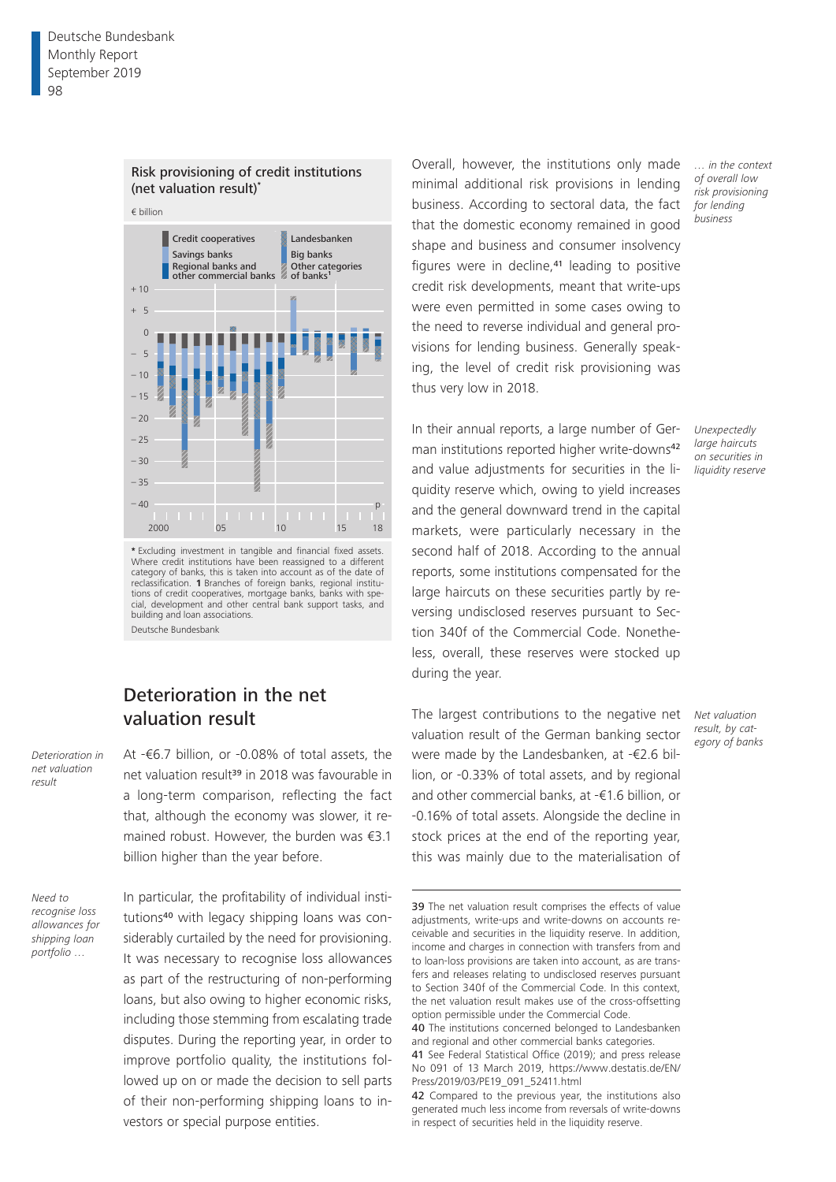### Risk provisioning of credit institutions (net valuation result)*

€ billion

Credit cooperatives
Savings banks
Regional banks and other commercial banks
Landesbanken
Big banks
Other categories of banks[1]

\+ 10
\+ 5
0
− 5
− 10
− 15
− 20
− 25
− 30
− 35
− 40

2000 05 10 15 18

p

\* Excluding investment in tangible and financial fixed assets. Where credit institutions have been reassigned to a different category of banks, this is taken into account as of the date of reclassification. **1** Branches of foreign banks, regional institutions of credit cooperatives, mortgage banks, banks with special, development and other central bank support tasks, and building and loan associations.

Deutsche Bundesbank

## Deterioration in the net valuation result

*Deterioration in net valuation result*

At -€6.7 billion, or -0.08% of total assets, the net valuation result[39] in 2018 was favourable in a long-term comparison, reflecting the fact that, although the economy was slower, it remained robust. However, the burden was €3.1 billion higher than the year before.

*Need to recognise loss allowances for shipping loan portfolio …*

In particular, the profitability of individual institutions[40] with legacy shipping loans was considerably curtailed by the need for provisioning. It was necessary to recognise loss allowances as part of the restructuring of non-performing loans, but also owing to higher economic risks, including those stemming from escalating trade disputes. During the reporting year, in order to improve portfolio quality, the institutions followed up on or made the decision to sell parts of their non-performing shipping loans to investors or special purpose entities.

*… in the context of overall low risk provisioning for lending business*

Overall, however, the institutions only made minimal additional risk provisions in lending business. According to sectoral data, the fact that the domestic economy remained in good shape and business and consumer insolvency figures were in decline,[41] leading to positive credit risk developments, meant that write-ups were even permitted in some cases owing to the need to reverse individual and general provisions for lending business. Generally speaking, the level of credit risk provisioning was thus very low in 2018.

*Unexpectedly large haircuts on securities in liquidity reserve*

In their annual reports, a large number of German institutions reported higher write-downs[42] and value adjustments for securities in the liquidity reserve which, owing to yield increases and the general downward trend in the capital markets, were particularly necessary in the second half of 2018. According to the annual reports, some institutions compensated for the large haircuts on these securities partly by reversing undisclosed reserves pursuant to Section 340f of the Commercial Code. Nonetheless, overall, these reserves were stocked up during the year.

*Net valuation result, by category of banks*

The largest contributions to the negative net valuation result of the German banking sector were made by the Landesbanken, at -€2.6 billion, or -0.33% of total assets, and by regional and other commercial banks, at -€1.6 billion, or -0.16% of total assets. Alongside the decline in stock prices at the end of the reporting year, this was mainly due to the materialisation of

---

39 The net valuation result comprises the effects of value adjustments, write-ups and write-downs on accounts receivable and securities in the liquidity reserve. In addition, income and charges in connection with transfers from and to loan-loss provisions are taken into account, as are transfers and releases relating to undisclosed reserves pursuant to Section 340f of the Commercial Code. In this context, the net valuation result makes use of the cross-offsetting option permissible under the Commercial Code.

40 The institutions concerned belonged to Landesbanken and regional and other commercial banks categories.

41 See Federal Statistical Office (2019); and press release No 091 of 13 March 2019, https://www.destatis.de/EN/Press/2019/03/PE19_091_52411.html

42 Compared to the previous year, the institutions also generated much less income from reversals of write-downs in respect of securities held in the liquidity reserve.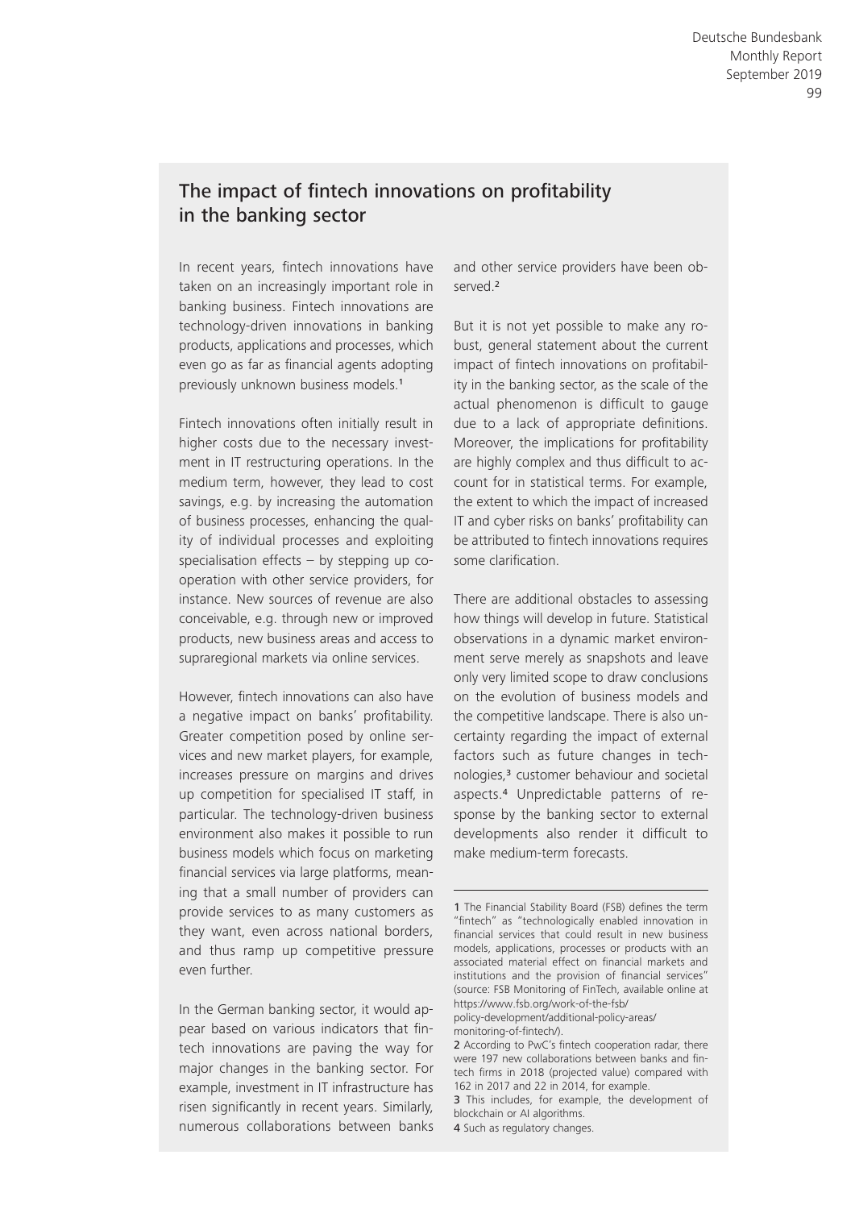## The impact of fintech innovations on profitability in the banking sector

In recent years, fintech innovations have taken on an increasingly important role in banking business. Fintech innovations are technology-driven innovations in banking products, applications and processes, which even go as far as financial agents adopting previously unknown business models.[1]

Fintech innovations often initially result in higher costs due to the necessary investment in IT restructuring operations. In the medium term, however, they lead to cost savings, e.g. by increasing the automation of business processes, enhancing the quality of individual processes and exploiting specialisation effects – by stepping up cooperation with other service providers, for instance. New sources of revenue are also conceivable, e.g. through new or improved products, new business areas and access to supraregional markets via online services.

However, fintech innovations can also have a negative impact on banks' profitability. Greater competition posed by online services and new market players, for example, increases pressure on margins and drives up competition for specialised IT staff, in particular. The technology-driven business environment also makes it possible to run business models which focus on marketing financial services via large platforms, meaning that a small number of providers can provide services to as many customers as they want, even across national borders, and thus ramp up competitive pressure even further.

In the German banking sector, it would appear based on various indicators that fintech innovations are paving the way for major changes in the banking sector. For example, investment in IT infrastructure has risen significantly in recent years. Similarly, numerous collaborations between banks and other service providers have been observed.[2]

But it is not yet possible to make any robust, general statement about the current impact of fintech innovations on profitability in the banking sector, as the scale of the actual phenomenon is difficult to gauge due to a lack of appropriate definitions. Moreover, the implications for profitability are highly complex and thus difficult to account for in statistical terms. For example, the extent to which the impact of increased IT and cyber risks on banks' profitability can be attributed to fintech innovations requires some clarification.

There are additional obstacles to assessing how things will develop in future. Statistical observations in a dynamic market environment serve merely as snapshots and leave only very limited scope to draw conclusions on the evolution of business models and the competitive landscape. There is also uncertainty regarding the impact of external factors such as future changes in technologies,[3] customer behaviour and societal aspects.[4] Unpredictable patterns of response by the banking sector to external developments also render it difficult to make medium-term forecasts.

---

1 The Financial Stability Board (FSB) defines the term "fintech" as "technologically enabled innovation in financial services that could result in new business models, applications, processes or products with an associated material effect on financial markets and institutions and the provision of financial services" (source: FSB Monitoring of FinTech, available online at https://www.fsb.org/work-of-the-fsb/policy-development/additional-policy-areas/monitoring-of-fintech/).

2 According to PwC's fintech cooperation radar, there were 197 new collaborations between banks and fintech firms in 2018 (projected value) compared with 162 in 2017 and 22 in 2014, for example.

3 This includes, for example, the development of blockchain or AI algorithms.

4 Such as regulatory changes.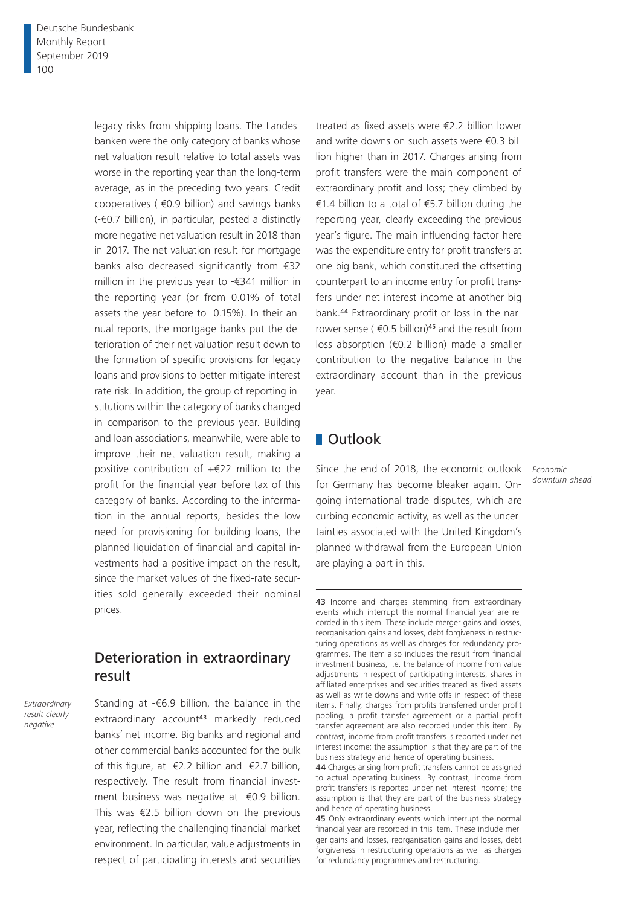legacy risks from shipping loans. The Landesbanken were the only category of banks whose net valuation result relative to total assets was worse in the reporting year than the long-term average, as in the preceding two years. Credit cooperatives (-€0.9 billion) and savings banks (-€0.7 billion), in particular, posted a distinctly more negative net valuation result in 2018 than in 2017. The net valuation result for mortgage banks also decreased significantly from €32 million in the previous year to -€341 million in the reporting year (or from 0.01% of total assets the year before to -0.15%). In their annual reports, the mortgage banks put the deterioration of their net valuation result down to the formation of specific provisions for legacy loans and provisions to better mitigate interest rate risk. In addition, the group of reporting institutions within the category of banks changed in comparison to the previous year. Building and loan associations, meanwhile, were able to improve their net valuation result, making a positive contribution of +€22 million to the profit for the financial year before tax of this category of banks. According to the information in the annual reports, besides the low need for provisioning for building loans, the planned liquidation of financial and capital investments had a positive impact on the result, since the market values of the fixed-rate securities sold generally exceeded their nominal prices.

## Deterioration in extraordinary result

*Extraordinary result clearly negative*

Standing at -€6.9 billion, the balance in the extraordinary account[43] markedly reduced banks' net income. Big banks and regional and other commercial banks accounted for the bulk of this figure, at -€2.2 billion and -€2.7 billion, respectively. The result from financial investment business was negative at -€0.9 billion. This was €2.5 billion down on the previous year, reflecting the challenging financial market environment. In particular, value adjustments in respect of participating interests and securities treated as fixed assets were €2.2 billion lower and write-downs on such assets were €0.3 billion higher than in 2017. Charges arising from profit transfers were the main component of extraordinary profit and loss; they climbed by €1.4 billion to a total of €5.7 billion during the reporting year, clearly exceeding the previous year's figure. The main influencing factor here was the expenditure entry for profit transfers at one big bank, which constituted the offsetting counterpart to an income entry for profit transfers under net interest income at another big bank.[44] Extraordinary profit or loss in the narrower sense (-€0.5 billion)[45] and the result from loss absorption (€0.2 billion) made a smaller contribution to the negative balance in the extraordinary account than in the previous year.

## Outlook

*Economic downturn ahead*

Since the end of 2018, the economic outlook for Germany has become bleaker again. Ongoing international trade disputes, which are curbing economic activity, as well as the uncertainties associated with the United Kingdom's planned withdrawal from the European Union are playing a part in this.

---

43 Income and charges stemming from extraordinary events which interrupt the normal financial year are recorded in this item. These include merger gains and losses, reorganisation gains and losses, debt forgiveness in restructuring operations as well as charges for redundancy programmes. The item also includes the result from financial investment business, i.e. the balance of income from value adjustments in respect of participating interests, shares in affiliated enterprises and securities treated as fixed assets as well as write-downs and write-offs in respect of these items. Finally, charges from profits transferred under profit pooling, a profit transfer agreement or a partial profit transfer agreement are also recorded under this item. By contrast, income from profit transfers is reported under net interest income; the assumption is that they are part of the business strategy and hence of operating business.

44 Charges arising from profit transfers cannot be assigned to actual operating business. By contrast, income from profit transfers is reported under net interest income; the assumption is that they are part of the business strategy and hence of operating business.

45 Only extraordinary events which interrupt the normal financial year are recorded in this item. These include merger gains and losses, reorganisation gains and losses, debt forgiveness in restructuring operations as well as charges for redundancy programmes and restructuring.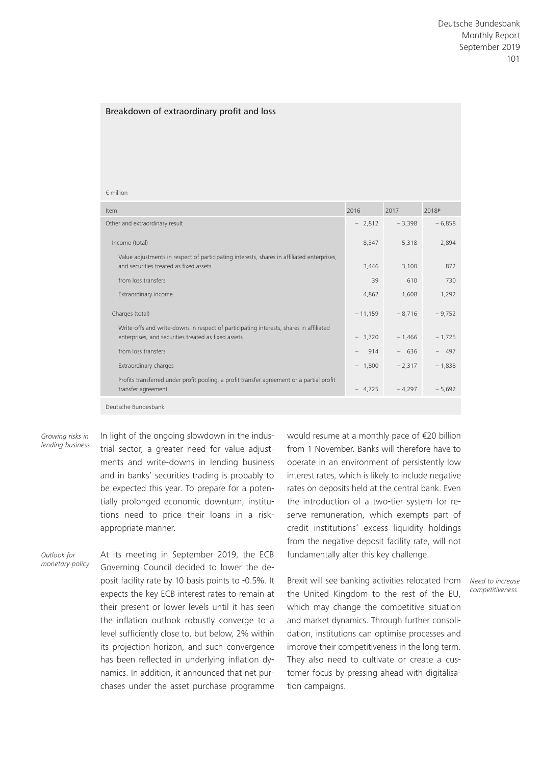### Breakdown of extraordinary profit and loss

€ million

| Item | 2016 | 2017 | 2018p |
|---|---|---|---|
| Other and extraordinary result | − 2,812 | − 3,398 | − 6,858 |
| Income (total) | 8,347 | 5,318 | 2,894 |
| Value adjustments in respect of participating interests, shares in affiliated enterprises, and securities treated as fixed assets | 3,446 | 3,100 | 872 |
| from loss transfers | 39 | 610 | 730 |
| Extraordinary income | 4,862 | 1,608 | 1,292 |
| Charges (total) | − 11,159 | − 8,716 | − 9,752 |
| Write-offs and write-downs in respect of participating interests, shares in affiliated enterprises, and securities treated as fixed assets | − 3,720 | − 1,466 | − 1,725 |
| from loss transfers | − 914 | − 636 | − 497 |
| Extraordinary charges | − 1,800 | − 2,317 | − 1,838 |
| Profits transferred under profit pooling, a profit transfer agreement or a partial profit transfer agreement | − 4,725 | − 4,297 | − 5,692 |

Deutsche Bundesbank

*Growing risks in lending business*

In light of the ongoing slowdown in the industrial sector, a greater need for value adjustments and write-downs in lending business and in banks' securities trading is probably to be expected this year. To prepare for a potentially prolonged economic downturn, institutions need to price their loans in a risk-appropriate manner.

*Outlook for monetary policy*

At its meeting in September 2019, the ECB Governing Council decided to lower the deposit facility rate by 10 basis points to -0.5%. It expects the key ECB interest rates to remain at their present or lower levels until it has seen the inflation outlook robustly converge to a level sufficiently close to, but below, 2% within its projection horizon, and such convergence has been reflected in underlying inflation dynamics. In addition, it announced that net purchases under the asset purchase programme would resume at a monthly pace of €20 billion from 1 November. Banks will therefore have to operate in an environment of persistently low interest rates, which is likely to include negative rates on deposits held at the central bank. Even the introduction of a two-tier system for reserve remuneration, which exempts part of credit institutions' excess liquidity holdings from the negative deposit facility rate, will not fundamentally alter this key challenge.

*Need to increase competitiveness*

Brexit will see banking activities relocated from the United Kingdom to the rest of the EU, which may change the competitive situation and market dynamics. Through further consolidation, institutions can optimise processes and improve their competitiveness in the long term. They also need to cultivate or create a customer focus by pressing ahead with digitalisation campaigns.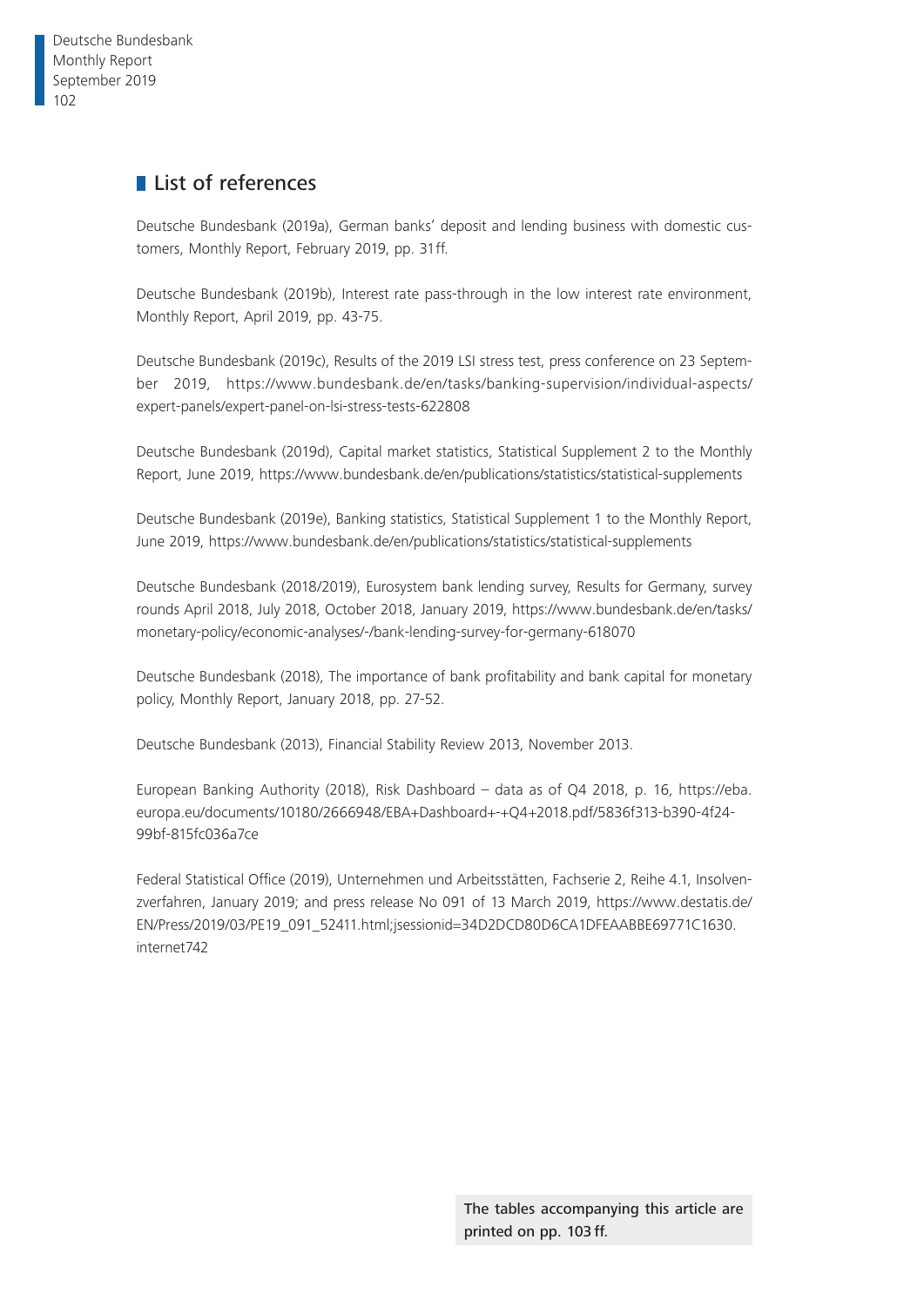## List of references

Deutsche Bundesbank (2019a), German banks' deposit and lending business with domestic customers, Monthly Report, February 2019, pp. 31ff.

Deutsche Bundesbank (2019b), Interest rate pass-through in the low interest rate environment, Monthly Report, April 2019, pp. 43-75.

Deutsche Bundesbank (2019c), Results of the 2019 LSI stress test, press conference on 23 September 2019, https://www.bundesbank.de/en/tasks/banking-supervision/individual-aspects/expert-panels/expert-panel-on-lsi-stress-tests-622808

Deutsche Bundesbank (2019d), Capital market statistics, Statistical Supplement 2 to the Monthly Report, June 2019, https://www.bundesbank.de/en/publications/statistics/statistical-supplements

Deutsche Bundesbank (2019e), Banking statistics, Statistical Supplement 1 to the Monthly Report, June 2019, https://www.bundesbank.de/en/publications/statistics/statistical-supplements

Deutsche Bundesbank (2018/2019), Eurosystem bank lending survey, Results for Germany, survey rounds April 2018, July 2018, October 2018, January 2019, https://www.bundesbank.de/en/tasks/monetary-policy/economic-analyses/-/bank-lending-survey-for-germany-618070

Deutsche Bundesbank (2018), The importance of bank profitability and bank capital for monetary policy, Monthly Report, January 2018, pp. 27-52.

Deutsche Bundesbank (2013), Financial Stability Review 2013, November 2013.

European Banking Authority (2018), Risk Dashboard – data as of Q4 2018, p. 16, https://eba.europa.eu/documents/10180/2666948/EBA+Dashboard+-+Q4+2018.pdf/5836f313-b390-4f24-99bf-815fc036a7ce

Federal Statistical Office (2019), Unternehmen und Arbeitsstätten, Fachserie 2, Reihe 4.1, Insolvenzverfahren, January 2019; and press release No 091 of 13 March 2019, https://www.destatis.de/EN/Press/2019/03/PE19_091_52411.html;jsessionid=34D2DCD80D6CA1DFEAABBE69771C1630.internet742

The tables accompanying this article are printed on pp. 103 ff.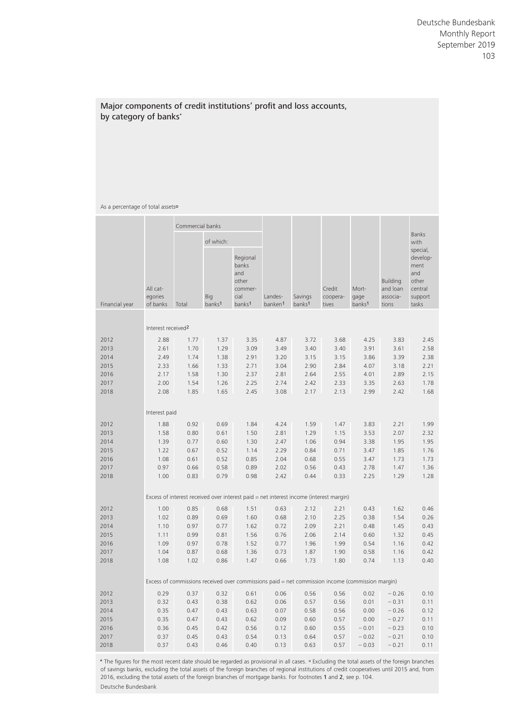## Major components of credit institutions' profit and loss accounts, by category of banks*

As a percentage of total assets°

| Financial year | All categories of banks | Commercial banks | | | Landesbanken[1] | Savings banks[1] | Credit cooperatives | Mortgage banks[1] | Building and loan associations | Banks with special, development and other central support tasks |
|---|---|---|---|---|---|---|---|---|---|---|
| | | Total | of which: | | | | | | | |
| | | | Big banks[1] | Regional banks and other commercial banks[1] | | | | | | |
| | Interest received[2] | | | | | | | | | |
| 2012 | 2.88 | 1.77 | 1.37 | 3.35 | 4.87 | 3.72 | 3.68 | 4.25 | 3.83 | 2.45 |
| 2013 | 2.61 | 1.70 | 1.29 | 3.09 | 3.49 | 3.40 | 3.40 | 3.91 | 3.61 | 2.58 |
| 2014 | 2.49 | 1.74 | 1.38 | 2.91 | 3.20 | 3.15 | 3.15 | 3.86 | 3.39 | 2.38 |
| 2015 | 2.33 | 1.66 | 1.33 | 2.71 | 3.04 | 2.90 | 2.84 | 4.07 | 3.18 | 2.21 |
| 2016 | 2.17 | 1.58 | 1.30 | 2.37 | 2.81 | 2.64 | 2.55 | 4.01 | 2.89 | 2.15 |
| 2017 | 2.00 | 1.54 | 1.26 | 2.25 | 2.74 | 2.42 | 2.33 | 3.35 | 2.63 | 1.78 |
| 2018 | 2.08 | 1.85 | 1.65 | 2.45 | 3.08 | 2.17 | 2.13 | 2.99 | 2.42 | 1.68 |
| | Interest paid | | | | | | | | | |
| 2012 | 1.88 | 0.92 | 0.69 | 1.84 | 4.24 | 1.59 | 1.47 | 3.83 | 2.21 | 1.99 |
| 2013 | 1.58 | 0.80 | 0.61 | 1.50 | 2.81 | 1.29 | 1.15 | 3.53 | 2.07 | 2.32 |
| 2014 | 1.39 | 0.77 | 0.60 | 1.30 | 2.47 | 1.06 | 0.94 | 3.38 | 1.95 | 1.95 |
| 2015 | 1.22 | 0.67 | 0.52 | 1.14 | 2.29 | 0.84 | 0.71 | 3.47 | 1.85 | 1.76 |
| 2016 | 1.08 | 0.61 | 0.52 | 0.85 | 2.04 | 0.68 | 0.55 | 3.47 | 1.73 | 1.73 |
| 2017 | 0.97 | 0.66 | 0.58 | 0.89 | 2.02 | 0.56 | 0.43 | 2.78 | 1.47 | 1.36 |
| 2018 | 1.00 | 0.83 | 0.79 | 0.98 | 2.42 | 0.44 | 0.33 | 2.25 | 1.29 | 1.28 |
| | Excess of interest received over interest paid = net interest income (interest margin) | | | | | | | | | |
| 2012 | 1.00 | 0.85 | 0.68 | 1.51 | 0.63 | 2.12 | 2.21 | 0.43 | 1.62 | 0.46 |
| 2013 | 1.02 | 0.89 | 0.69 | 1.60 | 0.68 | 2.10 | 2.25 | 0.38 | 1.54 | 0.26 |
| 2014 | 1.10 | 0.97 | 0.77 | 1.62 | 0.72 | 2.09 | 2.21 | 0.48 | 1.45 | 0.43 |
| 2015 | 1.11 | 0.99 | 0.81 | 1.56 | 0.76 | 2.06 | 2.14 | 0.60 | 1.32 | 0.45 |
| 2016 | 1.09 | 0.97 | 0.78 | 1.52 | 0.77 | 1.96 | 1.99 | 0.54 | 1.16 | 0.42 |
| 2017 | 1.04 | 0.87 | 0.68 | 1.36 | 0.73 | 1.87 | 1.90 | 0.58 | 1.16 | 0.42 |
| 2018 | 1.08 | 1.02 | 0.86 | 1.47 | 0.66 | 1.73 | 1.80 | 0.74 | 1.13 | 0.40 |
| | Excess of commissions received over commissions paid = net commission income (commission margin) | | | | | | | | | |
| 2012 | 0.29 | 0.37 | 0.32 | 0.61 | 0.06 | 0.56 | 0.56 | 0.02 | −0.26 | 0.10 |
| 2013 | 0.32 | 0.43 | 0.38 | 0.62 | 0.06 | 0.57 | 0.56 | 0.01 | −0.31 | 0.11 |
| 2014 | 0.35 | 0.47 | 0.43 | 0.63 | 0.07 | 0.58 | 0.56 | 0.00 | −0.26 | 0.12 |
| 2015 | 0.35 | 0.47 | 0.43 | 0.62 | 0.09 | 0.60 | 0.57 | 0.00 | −0.27 | 0.11 |
| 2016 | 0.36 | 0.45 | 0.42 | 0.56 | 0.12 | 0.60 | 0.55 | −0.01 | −0.23 | 0.10 |
| 2017 | 0.37 | 0.45 | 0.43 | 0.54 | 0.13 | 0.64 | 0.57 | −0.02 | −0.21 | 0.10 |
| 2018 | 0.37 | 0.43 | 0.46 | 0.40 | 0.13 | 0.63 | 0.57 | −0.03 | −0.21 | 0.11 |

* The figures for the most recent date should be regarded as provisional in all cases. ° Excluding the total assets of the foreign branches of savings banks, excluding the total assets of the foreign branches of regional institutions of credit cooperatives until 2015 and, from 2016, excluding the total assets of the foreign branches of mortgage banks. For footnotes 1 and 2, see p. 104.

Deutsche Bundesbank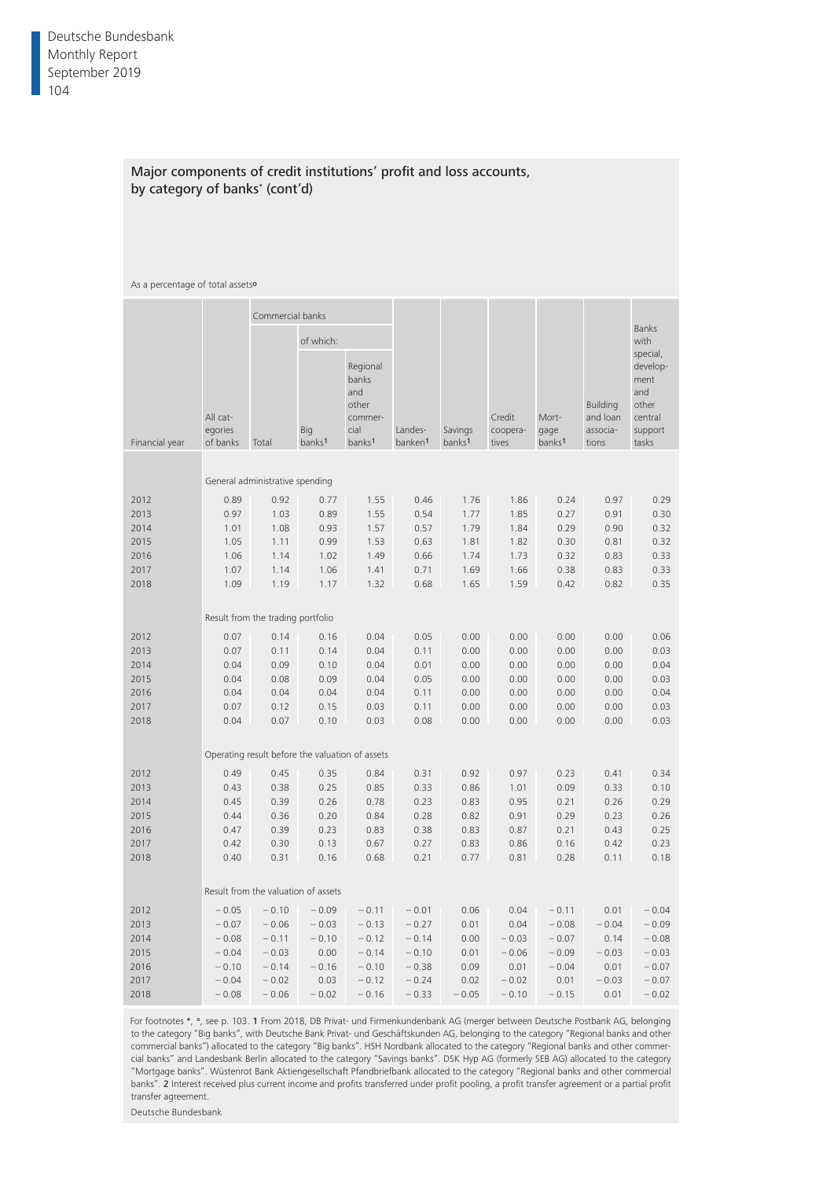## Major components of credit institutions' profit and loss accounts, by category of banks* (cont'd)

As a percentage of total assets°

| Financial year | All categories of banks | Commercial banks Total | of which: Big banks[1] | of which: Regional banks and other commercial banks[1] | Landesbanken[1] | Savings banks[1] | Credit cooperatives | Mortgage banks[1] | Building and loan associations | Banks with special, development and other central support tasks |
|---|---|---|---|---|---|---|---|---|---|---|
| | General administrative spending | | | | | | | | | |
| 2012 | 0.89 | 0.92 | 0.77 | 1.55 | 0.46 | 1.76 | 1.86 | 0.24 | 0.97 | 0.29 |
| 2013 | 0.97 | 1.03 | 0.89 | 1.55 | 0.54 | 1.77 | 1.85 | 0.27 | 0.91 | 0.30 |
| 2014 | 1.01 | 1.08 | 0.93 | 1.57 | 0.57 | 1.79 | 1.84 | 0.29 | 0.90 | 0.32 |
| 2015 | 1.05 | 1.11 | 0.99 | 1.53 | 0.63 | 1.81 | 1.82 | 0.30 | 0.81 | 0.32 |
| 2016 | 1.06 | 1.14 | 1.02 | 1.49 | 0.66 | 1.74 | 1.73 | 0.32 | 0.83 | 0.33 |
| 2017 | 1.07 | 1.14 | 1.06 | 1.41 | 0.71 | 1.69 | 1.66 | 0.38 | 0.83 | 0.33 |
| 2018 | 1.09 | 1.19 | 1.17 | 1.32 | 0.68 | 1.65 | 1.59 | 0.42 | 0.82 | 0.35 |
| | Result from the trading portfolio | | | | | | | | | |
| 2012 | 0.07 | 0.14 | 0.16 | 0.04 | 0.05 | 0.00 | 0.00 | 0.00 | 0.00 | 0.06 |
| 2013 | 0.07 | 0.11 | 0.14 | 0.04 | 0.11 | 0.00 | 0.00 | 0.00 | 0.00 | 0.03 |
| 2014 | 0.04 | 0.09 | 0.10 | 0.04 | 0.01 | 0.00 | 0.00 | 0.00 | 0.00 | 0.04 |
| 2015 | 0.04 | 0.08 | 0.09 | 0.04 | 0.05 | 0.00 | 0.00 | 0.00 | 0.00 | 0.03 |
| 2016 | 0.04 | 0.04 | 0.04 | 0.04 | 0.11 | 0.00 | 0.00 | 0.00 | 0.00 | 0.04 |
| 2017 | 0.07 | 0.12 | 0.15 | 0.03 | 0.11 | 0.00 | 0.00 | 0.00 | 0.00 | 0.03 |
| 2018 | 0.04 | 0.07 | 0.10 | 0.03 | 0.08 | 0.00 | 0.00 | 0.00 | 0.00 | 0.03 |
| | Operating result before the valuation of assets | | | | | | | | | |
| 2012 | 0.49 | 0.45 | 0.35 | 0.84 | 0.31 | 0.92 | 0.97 | 0.23 | 0.41 | 0.34 |
| 2013 | 0.43 | 0.38 | 0.25 | 0.85 | 0.33 | 0.86 | 1.01 | 0.09 | 0.33 | 0.10 |
| 2014 | 0.45 | 0.39 | 0.26 | 0.78 | 0.23 | 0.83 | 0.95 | 0.21 | 0.26 | 0.29 |
| 2015 | 0.44 | 0.36 | 0.20 | 0.84 | 0.28 | 0.82 | 0.91 | 0.29 | 0.23 | 0.26 |
| 2016 | 0.47 | 0.39 | 0.23 | 0.83 | 0.38 | 0.83 | 0.87 | 0.21 | 0.43 | 0.25 |
| 2017 | 0.42 | 0.30 | 0.13 | 0.67 | 0.27 | 0.83 | 0.86 | 0.16 | 0.42 | 0.23 |
| 2018 | 0.40 | 0.31 | 0.16 | 0.68 | 0.21 | 0.77 | 0.81 | 0.28 | 0.11 | 0.18 |
| | Result from the valuation of assets | | | | | | | | | |
| 2012 | −0.05 | −0.10 | −0.09 | −0.11 | −0.01 | 0.06 | 0.04 | −0.11 | 0.01 | −0.04 |
| 2013 | −0.07 | −0.06 | −0.03 | −0.13 | −0.27 | 0.01 | 0.04 | −0.08 | −0.04 | −0.09 |
| 2014 | −0.08 | −0.11 | −0.10 | −0.12 | −0.14 | 0.00 | −0.03 | −0.07 | 0.14 | −0.08 |
| 2015 | −0.04 | −0.03 | 0.00 | −0.14 | −0.10 | 0.01 | −0.06 | −0.09 | −0.03 | −0.03 |
| 2016 | −0.10 | −0.14 | −0.16 | −0.10 | −0.38 | 0.09 | 0.01 | −0.04 | 0.01 | −0.07 |
| 2017 | −0.04 | −0.02 | 0.03 | −0.12 | −0.24 | 0.02 | −0.02 | 0.01 | −0.03 | −0.07 |
| 2018 | −0.08 | −0.06 | −0.02 | −0.16 | −0.33 | −0.05 | −0.10 | −0.15 | 0.01 | −0.02 |

For footnotes *, °, see p. 103. 1 From 2018, DB Privat- und Firmenkundenbank AG (merger between Deutsche Postbank AG, belonging to the category "Big banks", with Deutsche Bank Privat- und Geschäftskunden AG, belonging to the category "Regional banks and other commercial banks") allocated to the category "Big banks". HSH Nordbank allocated to the category "Regional banks and other commercial banks" and Landesbank Berlin allocated to the category "Savings banks". DSK Hyp AG (formerly SEB AG) allocated to the category "Mortgage banks". Wüstenrot Bank Aktiengesellschaft Pfandbriefbank allocated to the category "Regional banks and other commercial banks". 2 Interest received plus current income and profits transferred under profit pooling, a profit transfer agreement or a partial profit transfer agreement.

Deutsche Bundesbank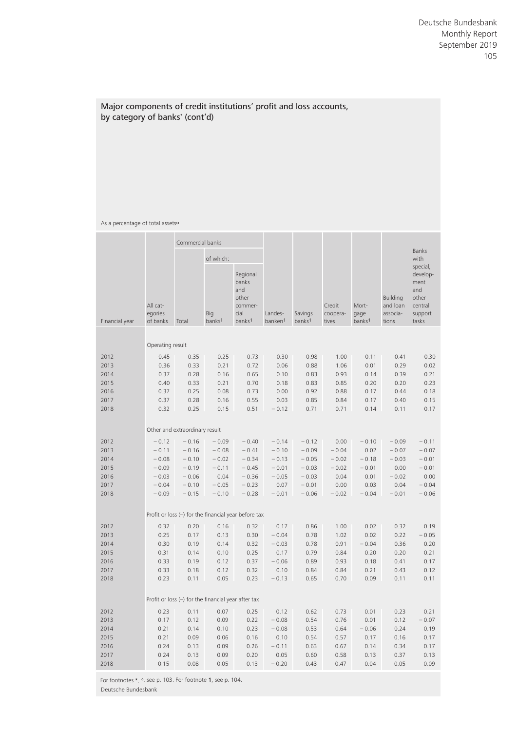## Major components of credit institutions' profit and loss accounts, by category of banks* (cont'd)

As a percentage of total assets°

| Financial year | All categories of banks | Commercial banks | | | Landesbanken[1] | Savings banks[1] | Credit cooperatives | Mortgage banks[1] | Building and loan associations | Banks with special, development and other central support tasks |
|---|---|---|---|---|---|---|---|---|---|---|
| | | Total | of which: | | | | | | | |
| | | | Big banks[1] | Regional banks and other commercial banks[1] | | | | | | |
| | Operating result | | | | | | | | | |
| 2012 | 0.45 | 0.35 | 0.25 | 0.73 | 0.30 | 0.98 | 1.00 | 0.11 | 0.41 | 0.30 |
| 2013 | 0.36 | 0.33 | 0.21 | 0.72 | 0.06 | 0.88 | 1.06 | 0.01 | 0.29 | 0.02 |
| 2014 | 0.37 | 0.28 | 0.16 | 0.65 | 0.10 | 0.83 | 0.93 | 0.14 | 0.39 | 0.21 |
| 2015 | 0.40 | 0.33 | 0.21 | 0.70 | 0.18 | 0.83 | 0.85 | 0.20 | 0.20 | 0.23 |
| 2016 | 0.37 | 0.25 | 0.08 | 0.73 | 0.00 | 0.92 | 0.88 | 0.17 | 0.44 | 0.18 |
| 2017 | 0.37 | 0.28 | 0.16 | 0.55 | 0.03 | 0.85 | 0.84 | 0.17 | 0.40 | 0.15 |
| 2018 | 0.32 | 0.25 | 0.15 | 0.51 | − 0.12 | 0.71 | 0.71 | 0.14 | 0.11 | 0.17 |
| | Other and extraordinary result | | | | | | | | | |
| 2012 | − 0.12 | − 0.16 | − 0.09 | − 0.40 | − 0.14 | − 0.12 | 0.00 | − 0.10 | − 0.09 | − 0.11 |
| 2013 | − 0.11 | − 0.16 | − 0.08 | − 0.41 | − 0.10 | − 0.09 | − 0.04 | 0.02 | − 0.07 | − 0.07 |
| 2014 | − 0.08 | − 0.10 | − 0.02 | − 0.34 | − 0.13 | − 0.05 | − 0.02 | − 0.18 | − 0.03 | − 0.01 |
| 2015 | − 0.09 | − 0.19 | − 0.11 | − 0.45 | − 0.01 | − 0.03 | − 0.02 | − 0.01 | 0.00 | − 0.01 |
| 2016 | − 0.03 | − 0.06 | 0.04 | − 0.36 | − 0.05 | − 0.03 | 0.04 | 0.01 | − 0.02 | 0.00 |
| 2017 | − 0.04 | − 0.10 | − 0.05 | − 0.23 | 0.07 | − 0.01 | 0.00 | 0.03 | 0.04 | − 0.04 |
| 2018 | − 0.09 | − 0.15 | − 0.10 | − 0.28 | − 0.01 | − 0.06 | − 0.02 | − 0.04 | − 0.01 | − 0.06 |
| | Profit or loss (–) for the financial year before tax | | | | | | | | | |
| 2012 | 0.32 | 0.20 | 0.16 | 0.32 | 0.17 | 0.86 | 1.00 | 0.02 | 0.32 | 0.19 |
| 2013 | 0.25 | 0.17 | 0.13 | 0.30 | − 0.04 | 0.78 | 1.02 | 0.02 | 0.22 | − 0.05 |
| 2014 | 0.30 | 0.19 | 0.14 | 0.32 | − 0.03 | 0.78 | 0.91 | − 0.04 | 0.36 | 0.20 |
| 2015 | 0.31 | 0.14 | 0.10 | 0.25 | 0.17 | 0.79 | 0.84 | 0.20 | 0.20 | 0.21 |
| 2016 | 0.33 | 0.19 | 0.12 | 0.37 | − 0.06 | 0.89 | 0.93 | 0.18 | 0.41 | 0.17 |
| 2017 | 0.33 | 0.18 | 0.12 | 0.32 | 0.10 | 0.84 | 0.84 | 0.21 | 0.43 | 0.12 |
| 2018 | 0.23 | 0.11 | 0.05 | 0.23 | − 0.13 | 0.65 | 0.70 | 0.09 | 0.11 | 0.11 |
| | Profit or loss (–) for the financial year after tax | | | | | | | | | |
| 2012 | 0.23 | 0.11 | 0.07 | 0.25 | 0.12 | 0.62 | 0.73 | 0.01 | 0.23 | 0.21 |
| 2013 | 0.17 | 0.12 | 0.09 | 0.22 | − 0.08 | 0.54 | 0.76 | 0.01 | 0.12 | − 0.07 |
| 2014 | 0.21 | 0.14 | 0.10 | 0.23 | − 0.08 | 0.53 | 0.64 | − 0.06 | 0.24 | 0.19 |
| 2015 | 0.21 | 0.09 | 0.06 | 0.16 | 0.10 | 0.54 | 0.57 | 0.17 | 0.16 | 0.17 |
| 2016 | 0.24 | 0.13 | 0.09 | 0.26 | − 0.11 | 0.63 | 0.67 | 0.14 | 0.34 | 0.17 |
| 2017 | 0.24 | 0.13 | 0.09 | 0.20 | 0.05 | 0.60 | 0.58 | 0.13 | 0.37 | 0.13 |
| 2018 | 0.15 | 0.08 | 0.05 | 0.13 | − 0.20 | 0.43 | 0.47 | 0.04 | 0.05 | 0.09 |

For footnotes *, °, see p. 103. For footnote 1, see p. 104.

Deutsche Bundesbank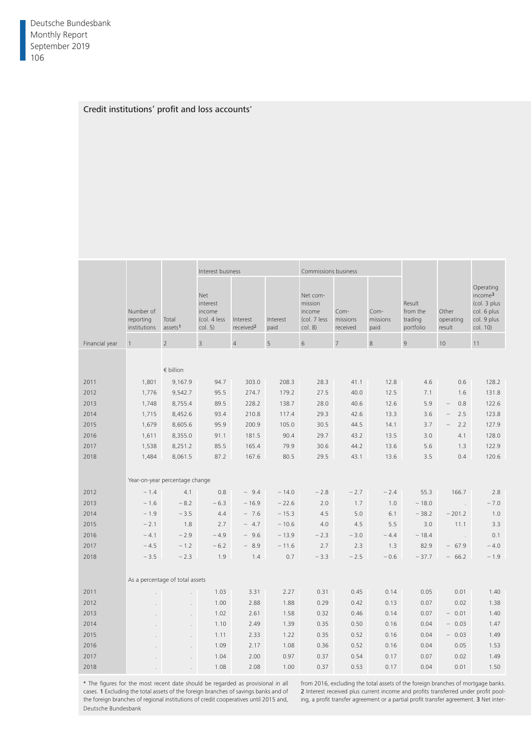## Credit institutions' profit and loss accounts*

| Financial year | Number of reporting institutions | Total assets[1] | Interest business | | | Commissions business | | | Result from the trading portfolio | Other operating result | Operating income[3] (col. 3 plus col. 6 plus col. 9 plus col. 10) |
|---|---|---|---|---|---|---|---|---|---|---|---|
| | | | Net interest income (col. 4 less col. 5) | Interest received[2] | Interest paid | Net commission income (col. 7 less col. 8) | Commissions received | Commissions paid | | | |
| | 1 | 2 | 3 | 4 | 5 | 6 | 7 | 8 | 9 | 10 | 11 |
| | | € billion | | | | | | | | | |
| 2011 | 1,801 | 9,167.9 | 94.7 | 303.0 | 208.3 | 28.3 | 41.1 | 12.8 | 4.6 | 0.6 | 128.2 |
| 2012 | 1,776 | 9,542.7 | 95.5 | 274.7 | 179.2 | 27.5 | 40.0 | 12.5 | 7.1 | 1.6 | 131.8 |
| 2013 | 1,748 | 8,755.4 | 89.5 | 228.2 | 138.7 | 28.0 | 40.6 | 12.6 | 5.9 | − 0.8 | 122.6 |
| 2014 | 1,715 | 8,452.6 | 93.4 | 210.8 | 117.4 | 29.3 | 42.6 | 13.3 | 3.6 | − 2.5 | 123.8 |
| 2015 | 1,679 | 8,605.6 | 95.9 | 200.9 | 105.0 | 30.5 | 44.5 | 14.1 | 3.7 | − 2.2 | 127.9 |
| 2016 | 1,611 | 8,355.0 | 91.1 | 181.5 | 90.4 | 29.7 | 43.2 | 13.5 | 3.0 | 4.1 | 128.0 |
| 2017 | 1,538 | 8,251.2 | 85.5 | 165.4 | 79.9 | 30.6 | 44.2 | 13.6 | 5.6 | 1.3 | 122.9 |
| 2018 | 1,484 | 8,061.5 | 87.2 | 167.6 | 80.5 | 29.5 | 43.1 | 13.6 | 3.5 | 0.4 | 120.6 |
| | Year-on-year percentage change | | | | | | | | | | |
| 2012 | − 1.4 | 4.1 | 0.8 | − 9.4 | − 14.0 | − 2.8 | − 2.7 | − 2.4 | 55.3 | 166.7 | 2.8 |
| 2013 | − 1.6 | − 8.2 | − 6.3 | − 16.9 | − 22.6 | 2.0 | 1.7 | 1.0 | − 18.0 | . | − 7.0 |
| 2014 | − 1.9 | − 3.5 | 4.4 | − 7.6 | − 15.3 | 4.5 | 5.0 | 6.1 | − 38.2 | − 201.2 | 1.0 |
| 2015 | − 2.1 | 1.8 | 2.7 | − 4.7 | − 10.6 | 4.0 | 4.5 | 5.5 | 3.0 | 11.1 | 3.3 |
| 2016 | − 4.1 | − 2.9 | − 4.9 | − 9.6 | − 13.9 | − 2.3 | − 3.0 | − 4.4 | − 18.4 | . | 0.1 |
| 2017 | − 4.5 | − 1.2 | − 6.2 | − 8.9 | − 11.6 | 2.7 | 2.3 | 1.3 | 82.9 | − 67.9 | − 4.0 |
| 2018 | − 3.5 | − 2.3 | 1.9 | 1.4 | 0.7 | − 3.3 | − 2.5 | − 0.6 | − 37.7 | − 66.2 | − 1.9 |
| | As a percentage of total assets | | | | | | | | | | |
| 2011 | . | . | 1.03 | 3.31 | 2.27 | 0.31 | 0.45 | 0.14 | 0.05 | 0.01 | 1.40 |
| 2012 | . | . | 1.00 | 2.88 | 1.88 | 0.29 | 0.42 | 0.13 | 0.07 | 0.02 | 1.38 |
| 2013 | . | . | 1.02 | 2.61 | 1.58 | 0.32 | 0.46 | 0.14 | 0.07 | − 0.01 | 1.40 |
| 2014 | . | . | 1.10 | 2.49 | 1.39 | 0.35 | 0.50 | 0.16 | 0.04 | − 0.03 | 1.47 |
| 2015 | . | . | 1.11 | 2.33 | 1.22 | 0.35 | 0.52 | 0.16 | 0.04 | − 0.03 | 1.49 |
| 2016 | . | . | 1.09 | 2.17 | 1.08 | 0.36 | 0.52 | 0.16 | 0.04 | 0.05 | 1.53 |
| 2017 | . | . | 1.04 | 2.00 | 0.97 | 0.37 | 0.54 | 0.17 | 0.07 | 0.02 | 1.49 |
| 2018 | . | . | 1.08 | 2.08 | 1.00 | 0.37 | 0.53 | 0.17 | 0.04 | 0.01 | 1.50 |

* The figures for the most recent date should be regarded as provisional in all cases. **1** Excluding the total assets of the foreign branches of savings banks and of the foreign branches of regional institutions of credit cooperatives until 2015 and, from 2016, excluding the total assets of the foreign branches of mortgage banks. **2** Interest received plus current income and profits transferred under profit pooling, a profit transfer agreement or a partial profit transfer agreement. **3** Net inter-

Deutsche Bundesbank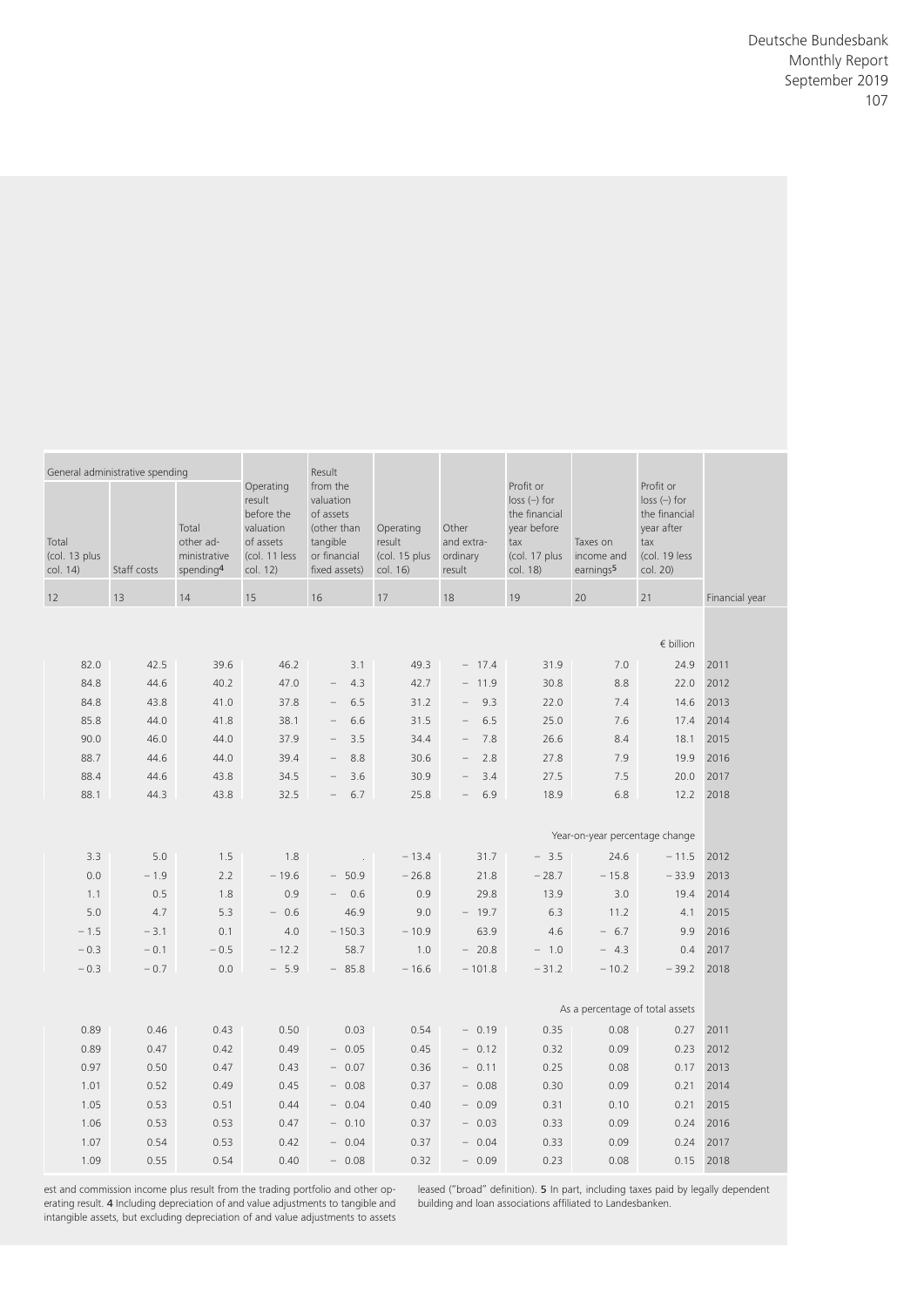| General administrative spending | | | Operating result before the valuation of assets (col. 11 less col. 12) | Result from the valuation of assets (other than tangible or financial fixed assets) | Operating result (col. 15 plus col. 16) | Other and extra-ordinary result | Profit or loss (–) for the financial year before tax (col. 17 plus col. 18) | Taxes on income and earnings[5] | Profit or loss (–) for the financial year after tax (col. 19 less col. 20) | |
|---|---|---|---|---|---|---|---|---|---|---|
| Total (col. 13 plus col. 14) | Staff costs | Total other administrative spending[4] | | | | | | | | |
| 12 | 13 | 14 | 15 | 16 | 17 | 18 | 19 | 20 | 21 | Financial year |
| | | | | | | | | | € billion | |
| 82.0 | 42.5 | 39.6 | 46.2 | 3.1 | 49.3 | − 17.4 | 31.9 | 7.0 | 24.9 | 2011 |
| 84.8 | 44.6 | 40.2 | 47.0 | − 4.3 | 42.7 | − 11.9 | 30.8 | 8.8 | 22.0 | 2012 |
| 84.8 | 43.8 | 41.0 | 37.8 | − 6.5 | 31.2 | − 9.3 | 22.0 | 7.4 | 14.6 | 2013 |
| 85.8 | 44.0 | 41.8 | 38.1 | − 6.6 | 31.5 | − 6.5 | 25.0 | 7.6 | 17.4 | 2014 |
| 90.0 | 46.0 | 44.0 | 37.9 | − 3.5 | 34.4 | − 7.8 | 26.6 | 8.4 | 18.1 | 2015 |
| 88.7 | 44.6 | 44.0 | 39.4 | − 8.8 | 30.6 | − 2.8 | 27.8 | 7.9 | 19.9 | 2016 |
| 88.4 | 44.6 | 43.8 | 34.5 | − 3.6 | 30.9 | − 3.4 | 27.5 | 7.5 | 20.0 | 2017 |
| 88.1 | 44.3 | 43.8 | 32.5 | − 6.7 | 25.8 | − 6.9 | 18.9 | 6.8 | 12.2 | 2018 |
| | | | | | | | Year-on-year percentage change | | | |
| 3.3 | 5.0 | 1.5 | 1.8 | . | − 13.4 | 31.7 | − 3.5 | 24.6 | − 11.5 | 2012 |
| 0.0 | − 1.9 | 2.2 | − 19.6 | − 50.9 | − 26.8 | 21.8 | − 28.7 | − 15.8 | − 33.9 | 2013 |
| 1.1 | 0.5 | 1.8 | 0.9 | − 0.6 | 0.9 | 29.8 | 13.9 | 3.0 | 19.4 | 2014 |
| 5.0 | 4.7 | 5.3 | − 0.6 | 46.9 | 9.0 | − 19.7 | 6.3 | 11.2 | 4.1 | 2015 |
| − 1.5 | − 3.1 | 0.1 | 4.0 | − 150.3 | − 10.9 | 63.9 | 4.6 | − 6.7 | 9.9 | 2016 |
| − 0.3 | − 0.1 | − 0.5 | − 12.2 | 58.7 | 1.0 | − 20.8 | − 1.0 | − 4.3 | 0.4 | 2017 |
| − 0.3 | − 0.7 | 0.0 | − 5.9 | − 85.8 | − 16.6 | − 101.8 | − 31.2 | − 10.2 | − 39.2 | 2018 |
| | | | | | | | As a percentage of total assets | | | |
| 0.89 | 0.46 | 0.43 | 0.50 | 0.03 | 0.54 | − 0.19 | 0.35 | 0.08 | 0.27 | 2011 |
| 0.89 | 0.47 | 0.42 | 0.49 | − 0.05 | 0.45 | − 0.12 | 0.32 | 0.09 | 0.23 | 2012 |
| 0.97 | 0.50 | 0.47 | 0.43 | − 0.07 | 0.36 | − 0.11 | 0.25 | 0.08 | 0.17 | 2013 |
| 1.01 | 0.52 | 0.49 | 0.45 | − 0.08 | 0.37 | − 0.08 | 0.30 | 0.09 | 0.21 | 2014 |
| 1.05 | 0.53 | 0.51 | 0.44 | − 0.04 | 0.40 | − 0.09 | 0.31 | 0.10 | 0.21 | 2015 |
| 1.06 | 0.53 | 0.53 | 0.47 | − 0.10 | 0.37 | − 0.03 | 0.33 | 0.09 | 0.24 | 2016 |
| 1.07 | 0.54 | 0.53 | 0.42 | − 0.04 | 0.37 | − 0.04 | 0.33 | 0.09 | 0.24 | 2017 |
| 1.09 | 0.55 | 0.54 | 0.40 | − 0.08 | 0.32 | − 0.09 | 0.23 | 0.08 | 0.15 | 2018 |

est and commission income plus result from the trading portfolio and other operating result. **4** Including depreciation of and value adjustments to tangible and intangible assets, but excluding depreciation of and value adjustments to assets leased ("broad" definition). **5** In part, including taxes paid by legally dependent building and loan associations affiliated to Landesbanken.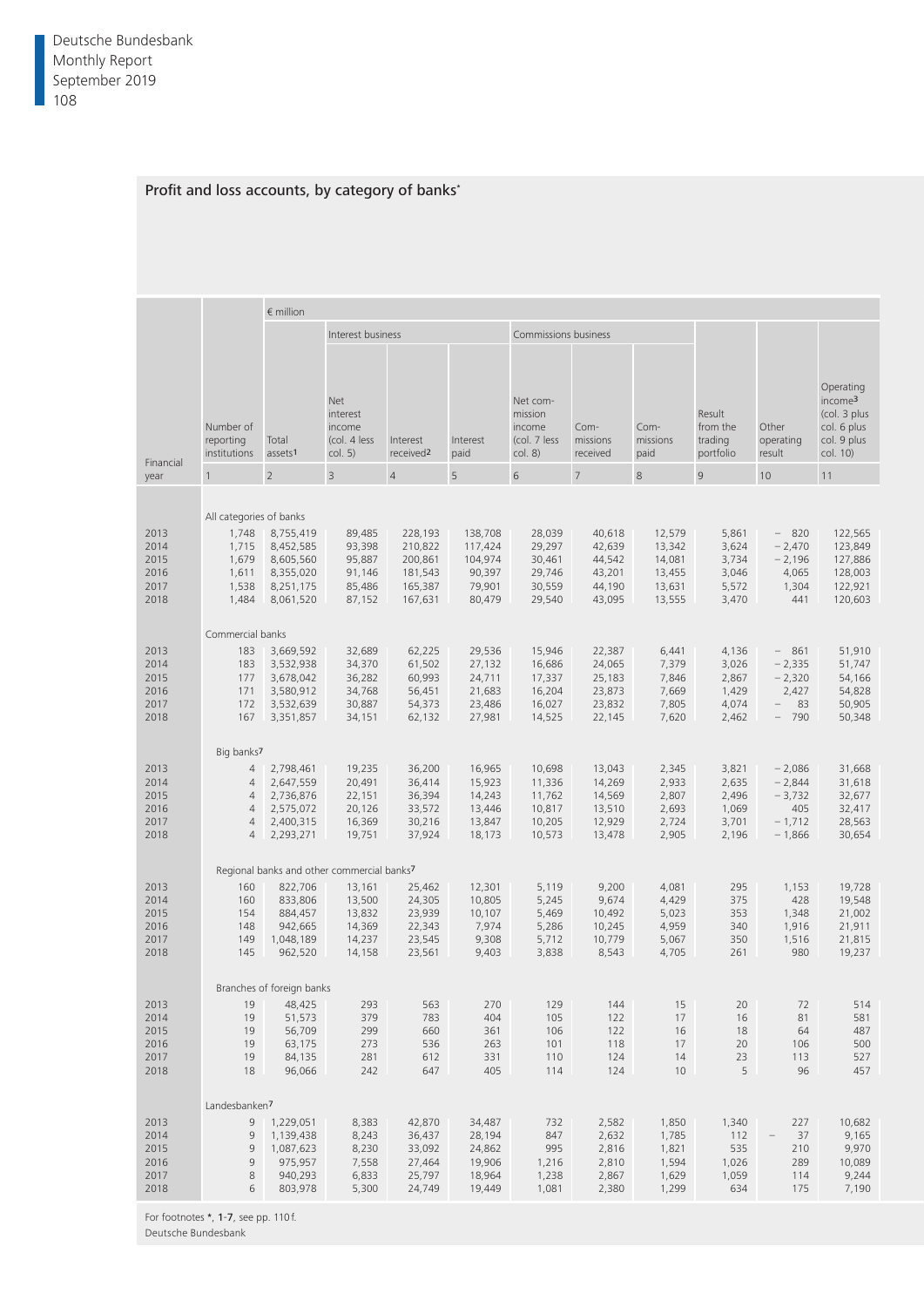## Profit and loss accounts, by category of banks*

| Financial year | Number of reporting institutions | Total assets[1] | Net interest income (col. 4 less col. 5) | Interest received[2] | Interest paid | Net commission income (col. 7 less col. 8) | Commissions received | Commissions paid | Result from the trading portfolio | Other operating result | Operating income[3] (col. 3 plus col. 6 plus col. 9 plus col. 10) |
|---|---|---|---|---|---|---|---|---|---|---|---|
| | | € million | | | | | | | | | |
| | | | Interest business | | | Commissions business | | | | | |
| | 1 | 2 | 3 | 4 | 5 | 6 | 7 | 8 | 9 | 10 | 11 |
| | **All categories of banks** | | | | | | | | | | |
| 2013 | 1,748 | 8,755,419 | 89,485 | 228,193 | 138,708 | 28,039 | 40,618 | 12,579 | 5,861 | − 820 | 122,565 |
| 2014 | 1,715 | 8,452,585 | 93,398 | 210,822 | 117,424 | 29,297 | 42,639 | 13,342 | 3,624 | − 2,470 | 123,849 |
| 2015 | 1,679 | 8,605,560 | 95,887 | 200,861 | 104,974 | 30,461 | 44,542 | 14,081 | 3,734 | − 2,196 | 127,886 |
| 2016 | 1,611 | 8,355,020 | 91,146 | 181,543 | 90,397 | 29,746 | 43,201 | 13,455 | 3,046 | 4,065 | 128,003 |
| 2017 | 1,538 | 8,251,175 | 85,486 | 165,387 | 79,901 | 30,559 | 44,190 | 13,631 | 5,572 | 1,304 | 122,921 |
| 2018 | 1,484 | 8,061,520 | 87,152 | 167,631 | 80,479 | 29,540 | 43,095 | 13,555 | 3,470 | 441 | 120,603 |
| | **Commercial banks** | | | | | | | | | | |
| 2013 | 183 | 3,669,592 | 32,689 | 62,225 | 29,536 | 15,946 | 22,387 | 6,441 | 4,136 | − 861 | 51,910 |
| 2014 | 183 | 3,532,938 | 34,370 | 61,502 | 27,132 | 16,686 | 24,065 | 7,379 | 3,026 | − 2,335 | 51,747 |
| 2015 | 177 | 3,678,042 | 36,282 | 60,993 | 24,711 | 17,337 | 25,183 | 7,846 | 2,867 | − 2,320 | 54,166 |
| 2016 | 171 | 3,580,912 | 34,768 | 56,451 | 21,683 | 16,204 | 23,873 | 7,669 | 1,429 | 2,427 | 54,828 |
| 2017 | 172 | 3,532,639 | 30,887 | 54,373 | 23,486 | 16,027 | 23,832 | 7,805 | 4,074 | − 83 | 50,905 |
| 2018 | 167 | 3,351,857 | 34,151 | 62,132 | 27,981 | 14,525 | 22,145 | 7,620 | 2,462 | − 790 | 50,348 |
| | **Big banks[7]** | | | | | | | | | | |
| 2013 | 4 | 2,798,461 | 19,235 | 36,200 | 16,965 | 10,698 | 13,043 | 2,345 | 3,821 | − 2,086 | 31,668 |
| 2014 | 4 | 2,647,559 | 20,491 | 36,414 | 15,923 | 11,336 | 14,269 | 2,933 | 2,635 | − 2,844 | 31,618 |
| 2015 | 4 | 2,736,876 | 22,151 | 36,394 | 14,243 | 11,762 | 14,569 | 2,807 | 2,496 | − 3,732 | 32,677 |
| 2016 | 4 | 2,575,072 | 20,126 | 33,572 | 13,446 | 10,817 | 13,510 | 2,693 | 1,069 | 405 | 32,417 |
| 2017 | 4 | 2,400,315 | 16,369 | 30,216 | 13,847 | 10,205 | 12,929 | 2,724 | 3,701 | − 1,712 | 28,563 |
| 2018 | 4 | 2,293,271 | 19,751 | 37,924 | 18,173 | 10,573 | 13,478 | 2,905 | 2,196 | − 1,866 | 30,654 |
| | **Regional banks and other commercial banks[7]** | | | | | | | | | | |
| 2013 | 160 | 822,706 | 13,161 | 25,462 | 12,301 | 5,119 | 9,200 | 4,081 | 295 | 1,153 | 19,728 |
| 2014 | 160 | 833,806 | 13,500 | 24,305 | 10,805 | 5,245 | 9,674 | 4,429 | 375 | 428 | 19,548 |
| 2015 | 154 | 884,457 | 13,832 | 23,939 | 10,107 | 5,469 | 10,492 | 5,023 | 353 | 1,348 | 21,002 |
| 2016 | 148 | 942,665 | 14,369 | 22,343 | 7,974 | 5,286 | 10,245 | 4,959 | 340 | 1,916 | 21,911 |
| 2017 | 149 | 1,048,189 | 14,237 | 23,545 | 9,308 | 5,712 | 10,779 | 5,067 | 350 | 1,516 | 21,815 |
| 2018 | 145 | 962,520 | 14,158 | 23,561 | 9,403 | 3,838 | 8,543 | 4,705 | 261 | 980 | 19,237 |
| | **Branches of foreign banks** | | | | | | | | | | |
| 2013 | 19 | 48,425 | 293 | 563 | 270 | 129 | 144 | 15 | 20 | 72 | 514 |
| 2014 | 19 | 51,573 | 379 | 783 | 404 | 105 | 122 | 17 | 16 | 81 | 581 |
| 2015 | 19 | 56,709 | 299 | 660 | 361 | 106 | 122 | 16 | 18 | 64 | 487 |
| 2016 | 19 | 63,175 | 273 | 536 | 263 | 101 | 118 | 17 | 20 | 106 | 500 |
| 2017 | 19 | 84,135 | 281 | 612 | 331 | 110 | 124 | 14 | 23 | 113 | 527 |
| 2018 | 18 | 96,066 | 242 | 647 | 405 | 114 | 124 | 10 | 5 | 96 | 457 |
| | **Landesbanken[7]** | | | | | | | | | | |
| 2013 | 9 | 1,229,051 | 8,383 | 42,870 | 34,487 | 732 | 2,582 | 1,850 | 1,340 | 227 | 10,682 |
| 2014 | 9 | 1,139,438 | 8,243 | 36,437 | 28,194 | 847 | 2,632 | 1,785 | 112 | − 37 | 9,165 |
| 2015 | 9 | 1,087,623 | 8,230 | 33,092 | 24,862 | 995 | 2,816 | 1,821 | 535 | 210 | 9,970 |
| 2016 | 9 | 975,957 | 7,558 | 27,464 | 19,906 | 1,216 | 2,810 | 1,594 | 1,026 | 289 | 10,089 |
| 2017 | 8 | 940,293 | 6,833 | 25,797 | 18,964 | 1,238 | 2,867 | 1,629 | 1,059 | 114 | 9,244 |
| 2018 | 6 | 803,978 | 5,300 | 24,749 | 19,449 | 1,081 | 2,380 | 1,299 | 634 | 175 | 7,190 |

For footnotes *, 1-7, see pp. 110 f.
Deutsche Bundesbank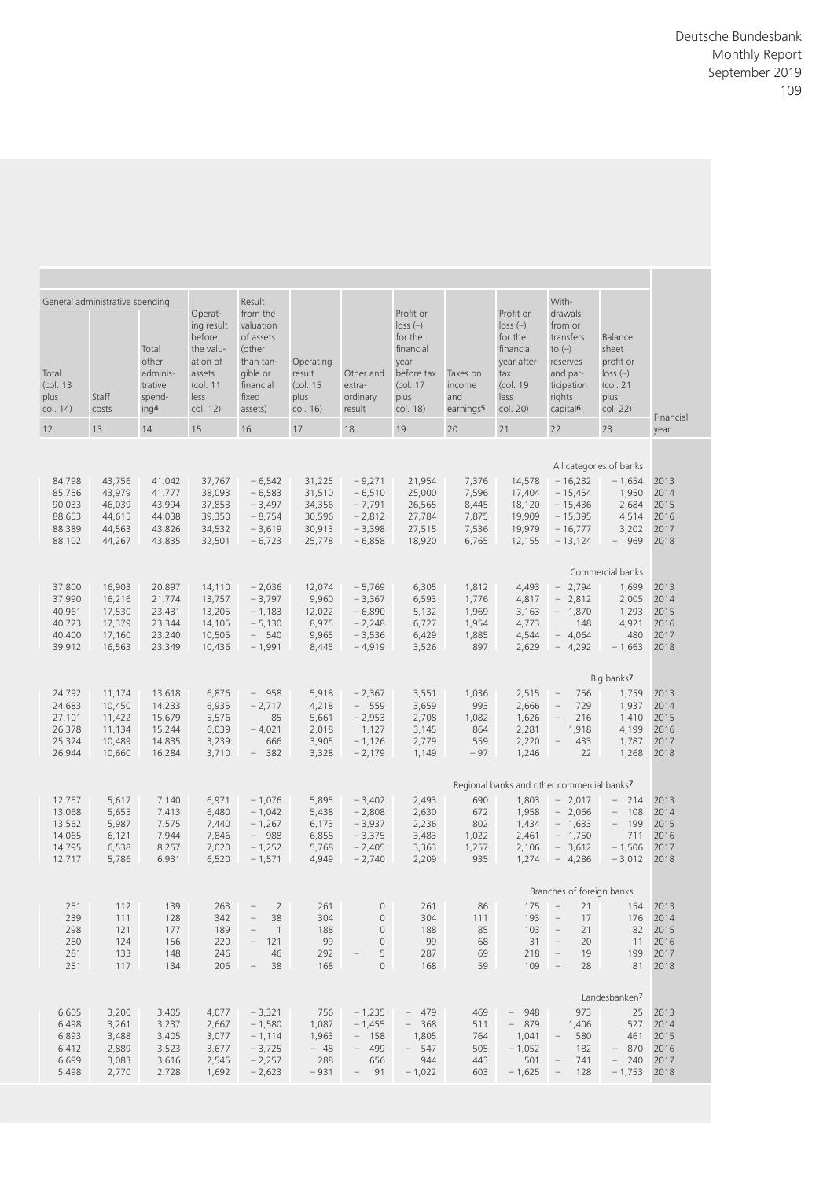| General administrative spending | | | Operating result before the valuation of assets (col. 11 less col. 12) | Result from the valuation of assets (other than tangible or financial fixed assets) | Operating result (col. 15 plus col. 16) | Other and extra-ordinary result | Profit or loss (–) for the financial year before tax (col. 17 plus col. 18) | Taxes on income and earnings[5] | Profit or loss (–) for the financial year after tax (col. 19 less col. 20) | Withdrawals from or transfers to (–) reserves and participation rights capital[6] | Balance sheet profit or loss (–) (col. 21 plus col. 22) | |
|---|---|---|---|---|---|---|---|---|---|---|---|---|
| Total (col. 13 plus col. 14) | Staff costs | Total other administrative spending[4] | | | | | | | | | | Financial year |
| 12 | 13 | 14 | 15 | 16 | 17 | 18 | 19 | 20 | 21 | 22 | 23 | |
| | | | | | | | | | | | All categories of banks | |
| 84,798 | 43,756 | 41,042 | 37,767 | − 6,542 | 31,225 | − 9,271 | 21,954 | 7,376 | 14,578 | − 16,232 | − 1,654 | 2013 |
| 85,756 | 43,979 | 41,777 | 38,093 | − 6,583 | 31,510 | − 6,510 | 25,000 | 7,596 | 17,404 | − 15,454 | 1,950 | 2014 |
| 90,033 | 46,039 | 43,994 | 37,853 | − 3,497 | 34,356 | − 7,791 | 26,565 | 8,445 | 18,120 | − 15,436 | 2,684 | 2015 |
| 88,653 | 44,615 | 44,038 | 39,350 | − 8,754 | 30,596 | − 2,812 | 27,784 | 7,875 | 19,909 | − 15,395 | 4,514 | 2016 |
| 88,389 | 44,563 | 43,826 | 34,532 | − 3,619 | 30,913 | − 3,398 | 27,515 | 7,536 | 19,979 | − 16,777 | 3,202 | 2017 |
| 88,102 | 44,267 | 43,835 | 32,501 | − 6,723 | 25,778 | − 6,858 | 18,920 | 6,765 | 12,155 | − 13,124 | − 969 | 2018 |
| | | | | | | | | | | | Commercial banks | |
| 37,800 | 16,903 | 20,897 | 14,110 | − 2,036 | 12,074 | − 5,769 | 6,305 | 1,812 | 4,493 | − 2,794 | 1,699 | 2013 |
| 37,990 | 16,216 | 21,774 | 13,757 | − 3,797 | 9,960 | − 3,367 | 6,593 | 1,776 | 4,817 | − 2,812 | 2,005 | 2014 |
| 40,961 | 17,530 | 23,431 | 13,205 | − 1,183 | 12,022 | − 6,890 | 5,132 | 1,969 | 3,163 | − 1,870 | 1,293 | 2015 |
| 40,723 | 17,379 | 23,344 | 14,105 | − 5,130 | 8,975 | − 2,248 | 6,727 | 1,954 | 4,773 | 148 | 4,921 | 2016 |
| 40,400 | 17,160 | 23,240 | 10,505 | − 540 | 9,965 | − 3,536 | 6,429 | 1,885 | 4,544 | − 4,064 | 480 | 2017 |
| 39,912 | 16,563 | 23,349 | 10,436 | − 1,991 | 8,445 | − 4,919 | 3,526 | 897 | 2,629 | − 4,292 | − 1,663 | 2018 |
| | | | | | | | | | | | Big banks[7] | |
| 24,792 | 11,174 | 13,618 | 6,876 | − 958 | 5,918 | − 2,367 | 3,551 | 1,036 | 2,515 | − 756 | 1,759 | 2013 |
| 24,683 | 10,450 | 14,233 | 6,935 | − 2,717 | 4,218 | − 559 | 3,659 | 993 | 2,666 | − 729 | 1,937 | 2014 |
| 27,101 | 11,422 | 15,679 | 5,576 | 85 | 5,661 | − 2,953 | 2,708 | 1,082 | 1,626 | − 216 | 1,410 | 2015 |
| 26,378 | 11,134 | 15,244 | 6,039 | − 4,021 | 2,018 | 1,127 | 3,145 | 864 | 2,281 | 1,918 | 4,199 | 2016 |
| 25,324 | 10,489 | 14,835 | 3,239 | 666 | 3,905 | − 1,126 | 2,779 | 559 | 2,220 | − 433 | 1,787 | 2017 |
| 26,944 | 10,660 | 16,284 | 3,710 | − 382 | 3,328 | − 2,179 | 1,149 | − 97 | 1,246 | 22 | 1,268 | 2018 |
| | | | | | | | | | Regional banks and other commercial banks[7] | | | |
| 12,757 | 5,617 | 7,140 | 6,971 | − 1,076 | 5,895 | − 3,402 | 2,493 | 690 | 1,803 | − 2,017 | − 214 | 2013 |
| 13,068 | 5,655 | 7,413 | 6,480 | − 1,042 | 5,438 | − 2,808 | 2,630 | 672 | 1,958 | − 2,066 | − 108 | 2014 |
| 13,562 | 5,987 | 7,575 | 7,440 | − 1,267 | 6,173 | − 3,937 | 2,236 | 802 | 1,434 | − 1,633 | − 199 | 2015 |
| 14,065 | 6,121 | 7,944 | 7,846 | − 988 | 6,858 | − 3,375 | 3,483 | 1,022 | 2,461 | − 1,750 | 711 | 2016 |
| 14,795 | 6,538 | 8,257 | 7,020 | − 1,252 | 5,768 | − 2,405 | 3,363 | 1,257 | 2,106 | − 3,612 | − 1,506 | 2017 |
| 12,717 | 5,786 | 6,931 | 6,520 | − 1,571 | 4,949 | − 2,740 | 2,209 | 935 | 1,274 | − 4,286 | − 3,012 | 2018 |
| | | | | | | | | | | Branches of foreign banks | | |
| 251 | 112 | 139 | 263 | − 2 | 261 | 0 | 261 | 86 | 175 | − 21 | 154 | 2013 |
| 239 | 111 | 128 | 342 | − 38 | 304 | 0 | 304 | 111 | 193 | − 17 | 176 | 2014 |
| 298 | 121 | 177 | 189 | − 1 | 188 | 0 | 188 | 85 | 103 | − 21 | 82 | 2015 |
| 280 | 124 | 156 | 220 | − 121 | 99 | 0 | 99 | 68 | 31 | − 20 | 11 | 2016 |
| 281 | 133 | 148 | 246 | 46 | 292 | − 5 | 287 | 69 | 218 | − 19 | 199 | 2017 |
| 251 | 117 | 134 | 206 | − 38 | 168 | 0 | 168 | 59 | 109 | − 28 | 81 | 2018 |
| | | | | | | | | | | | Landesbanken[7] | |
| 6,605 | 3,200 | 3,405 | 4,077 | − 3,321 | 756 | − 1,235 | − 479 | 469 | − 948 | 973 | 25 | 2013 |
| 6,498 | 3,261 | 3,237 | 2,667 | − 1,580 | 1,087 | − 1,455 | − 368 | 511 | − 879 | 1,406 | 527 | 2014 |
| 6,893 | 3,488 | 3,405 | 3,077 | − 1,114 | 1,963 | − 158 | 1,805 | 764 | 1,041 | − 580 | 461 | 2015 |
| 6,412 | 2,889 | 3,523 | 3,677 | − 3,725 | − 48 | − 499 | − 547 | 505 | − 1,052 | 182 | − 870 | 2016 |
| 6,699 | 3,083 | 3,616 | 2,545 | − 2,257 | 288 | 656 | 944 | 443 | 501 | − 741 | − 240 | 2017 |
| 5,498 | 2,770 | 2,728 | 1,692 | − 2,623 | − 931 | − 91 | − 1,022 | 603 | − 1,625 | − 128 | − 1,753 | 2018 |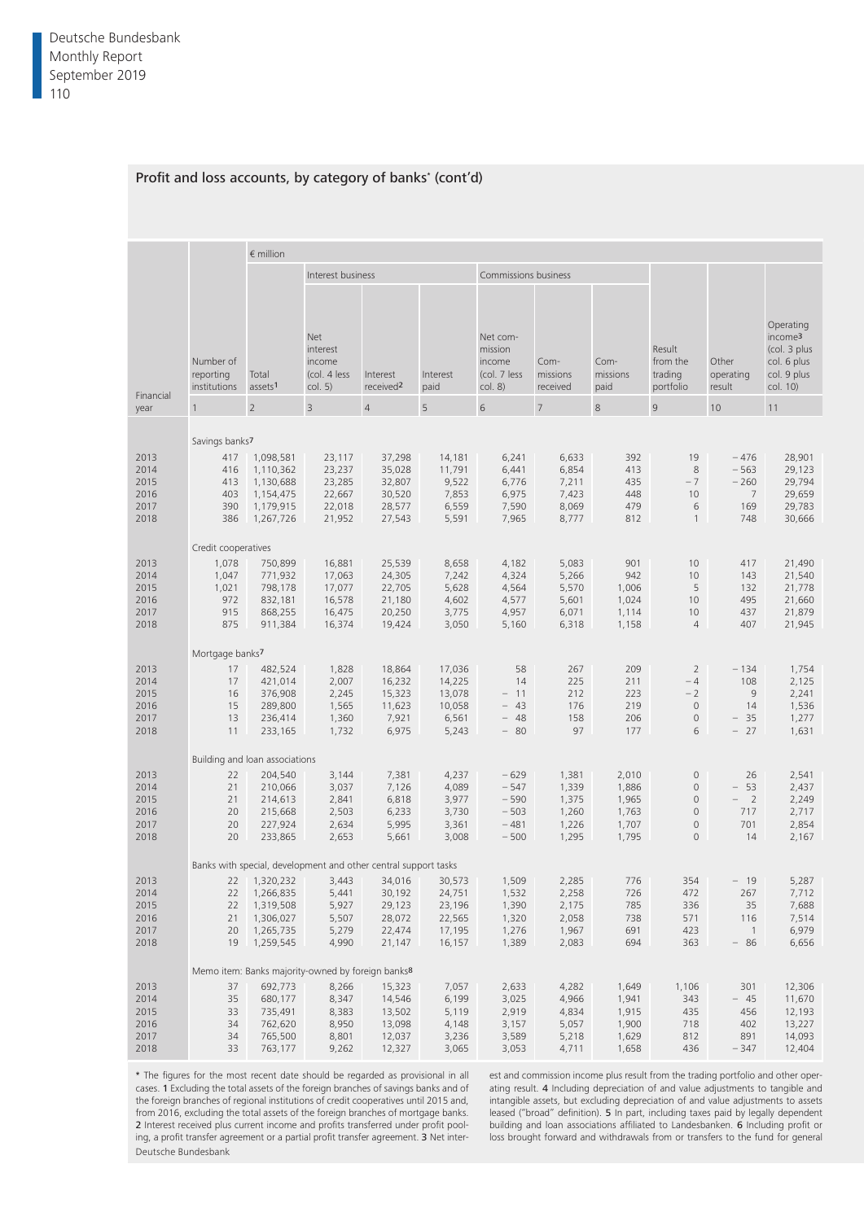## Profit and loss accounts, by category of banks* (cont'd)

| Financial year | Number of reporting institutions | Total assets[1] | Net interest income (col. 4 less col. 5) | Interest received[2] | Interest paid | Net commission income (col. 7 less col. 8) | Commissions received | Commissions paid | Result from the trading portfolio | Other operating result | Operating income[3] (col. 3 plus col. 6 plus col. 9 plus col. 10) |
|---|---|---|---|---|---|---|---|---|---|---|---|
| | | € million | Interest business | | | Commissions business | | | | | |
| | 1 | 2 | 3 | 4 | 5 | 6 | 7 | 8 | 9 | 10 | 11 |
| | Savings banks[7] | | | | | | | | | | |
| 2013 | 417 | 1,098,581 | 23,117 | 37,298 | 14,181 | 6,241 | 6,633 | 392 | 19 | −476 | 28,901 |
| 2014 | 416 | 1,110,362 | 23,237 | 35,028 | 11,791 | 6,441 | 6,854 | 413 | 8 | −563 | 29,123 |
| 2015 | 413 | 1,130,688 | 23,285 | 32,807 | 9,522 | 6,776 | 7,211 | 435 | −7 | −260 | 29,794 |
| 2016 | 403 | 1,154,475 | 22,667 | 30,520 | 7,853 | 6,975 | 7,423 | 448 | 10 | 7 | 29,659 |
| 2017 | 390 | 1,179,915 | 22,018 | 28,577 | 6,559 | 7,590 | 8,069 | 479 | 6 | 169 | 29,783 |
| 2018 | 386 | 1,267,726 | 21,952 | 27,543 | 5,591 | 7,965 | 8,777 | 812 | 1 | 748 | 30,666 |
| | Credit cooperatives | | | | | | | | | | |
| 2013 | 1,078 | 750,899 | 16,881 | 25,539 | 8,658 | 4,182 | 5,083 | 901 | 10 | 417 | 21,490 |
| 2014 | 1,047 | 771,932 | 17,063 | 24,305 | 7,242 | 4,324 | 5,266 | 942 | 10 | 143 | 21,540 |
| 2015 | 1,021 | 798,178 | 17,077 | 22,705 | 5,628 | 4,564 | 5,570 | 1,006 | 5 | 132 | 21,778 |
| 2016 | 972 | 832,181 | 16,578 | 21,180 | 4,602 | 4,577 | 5,601 | 1,024 | 10 | 495 | 21,660 |
| 2017 | 915 | 868,255 | 16,475 | 20,250 | 3,775 | 4,957 | 6,071 | 1,114 | 10 | 437 | 21,879 |
| 2018 | 875 | 911,384 | 16,374 | 19,424 | 3,050 | 5,160 | 6,318 | 1,158 | 4 | 407 | 21,945 |
| | Mortgage banks[7] | | | | | | | | | | |
| 2013 | 17 | 482,524 | 1,828 | 18,864 | 17,036 | 58 | 267 | 209 | 2 | −134 | 1,754 |
| 2014 | 17 | 421,014 | 2,007 | 16,232 | 14,225 | 14 | 225 | 211 | −4 | 108 | 2,125 |
| 2015 | 16 | 376,908 | 2,245 | 15,323 | 13,078 | −11 | 212 | 223 | −2 | 9 | 2,241 |
| 2016 | 15 | 289,800 | 1,565 | 11,623 | 10,058 | −43 | 176 | 219 | 0 | 14 | 1,536 |
| 2017 | 13 | 236,414 | 1,360 | 7,921 | 6,561 | −48 | 158 | 206 | 0 | −35 | 1,277 |
| 2018 | 11 | 233,165 | 1,732 | 6,975 | 5,243 | −80 | 97 | 177 | 6 | −27 | 1,631 |
| | Building and loan associations | | | | | | | | | | |
| 2013 | 22 | 204,540 | 3,144 | 7,381 | 4,237 | −629 | 1,381 | 2,010 | 0 | 26 | 2,541 |
| 2014 | 21 | 210,066 | 3,037 | 7,126 | 4,089 | −547 | 1,339 | 1,886 | 0 | −53 | 2,437 |
| 2015 | 21 | 214,613 | 2,841 | 6,818 | 3,977 | −590 | 1,375 | 1,965 | 0 | −2 | 2,249 |
| 2016 | 20 | 215,668 | 2,503 | 6,233 | 3,730 | −503 | 1,260 | 1,763 | 0 | 717 | 2,717 |
| 2017 | 20 | 227,924 | 2,634 | 5,995 | 3,361 | −481 | 1,226 | 1,707 | 0 | 701 | 2,854 |
| 2018 | 20 | 233,865 | 2,653 | 5,661 | 3,008 | −500 | 1,295 | 1,795 | 0 | 14 | 2,167 |
| | Banks with special, development and other central support tasks | | | | | | | | | | |
| 2013 | 22 | 1,320,232 | 3,443 | 34,016 | 30,573 | 1,509 | 2,285 | 776 | 354 | −19 | 5,287 |
| 2014 | 22 | 1,266,835 | 5,441 | 30,192 | 24,751 | 1,532 | 2,258 | 726 | 472 | 267 | 7,712 |
| 2015 | 22 | 1,319,508 | 5,927 | 29,123 | 23,196 | 1,390 | 2,175 | 785 | 336 | 35 | 7,688 |
| 2016 | 21 | 1,306,027 | 5,507 | 28,072 | 22,565 | 1,320 | 2,058 | 738 | 571 | 116 | 7,514 |
| 2017 | 20 | 1,265,735 | 5,279 | 22,474 | 17,195 | 1,276 | 1,967 | 691 | 423 | 1 | 6,979 |
| 2018 | 19 | 1,259,545 | 4,990 | 21,147 | 16,157 | 1,389 | 2,083 | 694 | 363 | −86 | 6,656 |
| | Memo item: Banks majority-owned by foreign banks[8] | | | | | | | | | | |
| 2013 | 37 | 692,773 | 8,266 | 15,323 | 7,057 | 2,633 | 4,282 | 1,649 | 1,106 | 301 | 12,306 |
| 2014 | 35 | 680,177 | 8,347 | 14,546 | 6,199 | 3,025 | 4,966 | 1,941 | 343 | −45 | 11,670 |
| 2015 | 33 | 735,491 | 8,383 | 13,502 | 5,119 | 2,919 | 4,834 | 1,915 | 435 | 456 | 12,193 |
| 2016 | 34 | 762,620 | 8,950 | 13,098 | 4,148 | 3,157 | 5,057 | 1,900 | 718 | 402 | 13,227 |
| 2017 | 34 | 765,500 | 8,801 | 12,037 | 3,236 | 3,589 | 5,218 | 1,629 | 812 | 891 | 14,093 |
| 2018 | 33 | 763,177 | 9,262 | 12,327 | 3,065 | 3,053 | 4,711 | 1,658 | 436 | −347 | 12,404 |

\* The figures for the most recent date should be regarded as provisional in all cases. 1 Excluding the total assets of the foreign branches of savings banks and of the foreign branches of regional institutions of credit cooperatives until 2015 and, from 2016, excluding the total assets of the foreign branches of mortgage banks. 2 Interest received plus current income and profits transferred under profit pooling, a profit transfer agreement or a partial profit transfer agreement. 3 Net interest and commission income plus result from the trading portfolio and other operating result. 4 Including depreciation of and value adjustments to tangible and intangible assets, but excluding depreciation of and value adjustments to assets leased ("broad" definition). 5 In part, including taxes paid by legally dependent building and loan associations affiliated to Landesbanken. 6 Including profit or loss brought forward and withdrawals from or transfers to the fund for general

Deutsche Bundesbank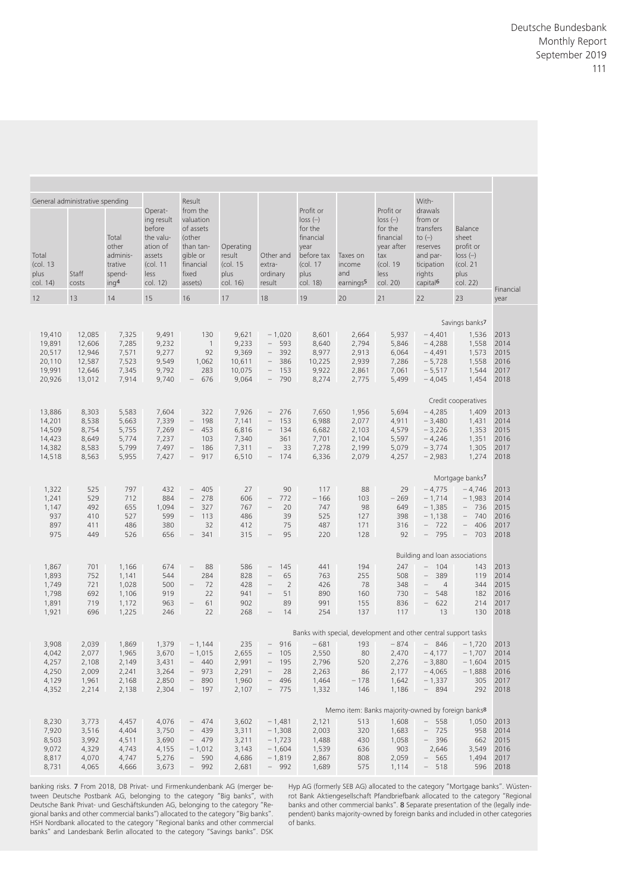| General administrative spending | | | Operating result before the valuation of assets (col. 11 less col. 12) | Result from the valuation of assets (other than tangible or financial fixed assets) | Operating result (col. 15 plus col. 16) | Other and extraordinary result | Profit or loss (–) for the financial year before tax (col. 17 plus col. 18) | Taxes on income and earnings[5] | Profit or loss (–) for the financial year after tax (col. 19 less col. 20) | Withdrawals from or transfers to (–) reserves and participation rights capital[6] | Balance sheet profit or loss (–) (col. 21 plus col. 22) | |
|---|---|---|---|---|---|---|---|---|---|---|---|---|
| Total (col. 13 plus col. 14) | Staff costs | Total other administrative spending[4] | | | | | | | | | | Financial year |
| 12 | 13 | 14 | 15 | 16 | 17 | 18 | 19 | 20 | 21 | 22 | 23 | |
| | | | | | | | | | | | Savings banks[7] | |
| 19,410 | 12,085 | 7,325 | 9,491 | 130 | 9,621 | −1,020 | 8,601 | 2,664 | 5,937 | −4,401 | 1,536 | 2013 |
| 19,891 | 12,606 | 7,285 | 9,232 | 1 | 9,233 | − 593 | 8,640 | 2,794 | 5,846 | −4,288 | 1,558 | 2014 |
| 20,517 | 12,946 | 7,571 | 9,277 | 92 | 9,369 | − 392 | 8,977 | 2,913 | 6,064 | −4,491 | 1,573 | 2015 |
| 20,110 | 12,587 | 7,523 | 9,549 | 1,062 | 10,611 | − 386 | 10,225 | 2,939 | 7,286 | −5,728 | 1,558 | 2016 |
| 19,991 | 12,646 | 7,345 | 9,792 | 283 | 10,075 | − 153 | 9,922 | 2,861 | 7,061 | −5,517 | 1,544 | 2017 |
| 20,926 | 13,012 | 7,914 | 9,740 | − 676 | 9,064 | − 790 | 8,274 | 2,775 | 5,499 | −4,045 | 1,454 | 2018 |
| | | | | | | | | | | | Credit cooperatives | |
| 13,886 | 8,303 | 5,583 | 7,604 | 322 | 7,926 | − 276 | 7,650 | 1,956 | 5,694 | −4,285 | 1,409 | 2013 |
| 14,201 | 8,538 | 5,663 | 7,339 | − 198 | 7,141 | − 153 | 6,988 | 2,077 | 4,911 | −3,480 | 1,431 | 2014 |
| 14,509 | 8,754 | 5,755 | 7,269 | − 453 | 6,816 | − 134 | 6,682 | 2,103 | 4,579 | −3,226 | 1,353 | 2015 |
| 14,423 | 8,649 | 5,774 | 7,237 | 103 | 7,340 | 361 | 7,701 | 2,104 | 5,597 | −4,246 | 1,351 | 2016 |
| 14,382 | 8,583 | 5,799 | 7,497 | − 186 | 7,311 | − 33 | 7,278 | 2,199 | 5,079 | −3,774 | 1,305 | 2017 |
| 14,518 | 8,563 | 5,955 | 7,427 | − 917 | 6,510 | − 174 | 6,336 | 2,079 | 4,257 | −2,983 | 1,274 | 2018 |
| | | | | | | | | | | | Mortgage banks[7] | |
| 1,322 | 525 | 797 | 432 | − 405 | 27 | 90 | 117 | 88 | 29 | −4,775 | −4,746 | 2013 |
| 1,241 | 529 | 712 | 884 | − 278 | 606 | − 772 | −166 | 103 | −269 | −1,714 | −1,983 | 2014 |
| 1,147 | 492 | 655 | 1,094 | − 327 | 767 | − 20 | 747 | 98 | 649 | −1,385 | − 736 | 2015 |
| 937 | 410 | 527 | 599 | − 113 | 486 | 39 | 525 | 127 | 398 | −1,138 | − 740 | 2016 |
| 897 | 411 | 486 | 380 | 32 | 412 | 75 | 487 | 171 | 316 | − 722 | − 406 | 2017 |
| 975 | 449 | 526 | 656 | − 341 | 315 | − 95 | 220 | 128 | 92 | − 795 | − 703 | 2018 |
| | | | | | | | | | | Building and loan associations | | |
| 1,867 | 701 | 1,166 | 674 | − 88 | 586 | − 145 | 441 | 194 | 247 | − 104 | 143 | 2013 |
| 1,893 | 752 | 1,141 | 544 | 284 | 828 | − 65 | 763 | 255 | 508 | − 389 | 119 | 2014 |
| 1,749 | 721 | 1,028 | 500 | − 72 | 428 | − 2 | 426 | 78 | 348 | − 4 | 344 | 2015 |
| 1,798 | 692 | 1,106 | 919 | 22 | 941 | − 51 | 890 | 160 | 730 | − 548 | 182 | 2016 |
| 1,891 | 719 | 1,172 | 963 | − 61 | 902 | 89 | 991 | 155 | 836 | − 622 | 214 | 2017 |
| 1,921 | 696 | 1,225 | 246 | 22 | 268 | − 14 | 254 | 137 | 117 | 13 | 130 | 2018 |
| | | | | | | | Banks with special, development and other central support tasks | | | | | |
| 3,908 | 2,039 | 1,869 | 1,379 | −1,144 | 235 | − 916 | −681 | 193 | −874 | − 846 | −1,720 | 2013 |
| 4,042 | 2,077 | 1,965 | 3,670 | −1,015 | 2,655 | − 105 | 2,550 | 80 | 2,470 | −4,177 | −1,707 | 2014 |
| 4,257 | 2,108 | 2,149 | 3,431 | − 440 | 2,991 | − 195 | 2,796 | 520 | 2,276 | −3,880 | −1,604 | 2015 |
| 4,250 | 2,009 | 2,241 | 3,264 | − 973 | 2,291 | − 28 | 2,263 | 86 | 2,177 | −4,065 | −1,888 | 2016 |
| 4,129 | 1,961 | 2,168 | 2,850 | − 890 | 1,960 | − 496 | 1,464 | −178 | 1,642 | −1,337 | 305 | 2017 |
| 4,352 | 2,214 | 2,138 | 2,304 | − 197 | 2,107 | − 775 | 1,332 | 146 | 1,186 | − 894 | 292 | 2018 |
| | | | | | | | | Memo item: Banks majority-owned by foreign banks[8] | | | | |
| 8,230 | 3,773 | 4,457 | 4,076 | − 474 | 3,602 | −1,481 | 2,121 | 513 | 1,608 | − 558 | 1,050 | 2013 |
| 7,920 | 3,516 | 4,404 | 3,750 | − 439 | 3,311 | −1,308 | 2,003 | 320 | 1,683 | − 725 | 958 | 2014 |
| 8,503 | 3,992 | 4,511 | 3,690 | − 479 | 3,211 | −1,723 | 1,488 | 430 | 1,058 | − 396 | 662 | 2015 |
| 9,072 | 4,329 | 4,743 | 4,155 | −1,012 | 3,143 | −1,604 | 1,539 | 636 | 903 | 2,646 | 3,549 | 2016 |
| 8,817 | 4,070 | 4,747 | 5,276 | − 590 | 4,686 | −1,819 | 2,867 | 808 | 2,059 | − 565 | 1,494 | 2017 |
| 8,731 | 4,065 | 4,666 | 3,673 | − 992 | 2,681 | − 992 | 1,689 | 575 | 1,114 | − 518 | 596 | 2018 |

banking risks. **7** From 2018, DB Privat- und Firmenkundenbank AG (merger between Deutsche Postbank AG, belonging to the category "Big banks", with Deutsche Bank Privat- und Geschäftskunden AG, belonging to the category "Regional banks and other commercial banks") allocated to the category "Big banks". HSH Nordbank allocated to the category "Regional banks and other commercial banks" and Landesbank Berlin allocated to the category "Savings banks". DSK Hyp AG (formerly SEB AG) allocated to the category "Mortgage banks". Wüstenrot Bank Aktiengesellschaft Pfandbriefbank allocated to the category "Regional banks and other commercial banks". **8** Separate presentation of the (legally independent) banks majority-owned by foreign banks and included in other categories of banks.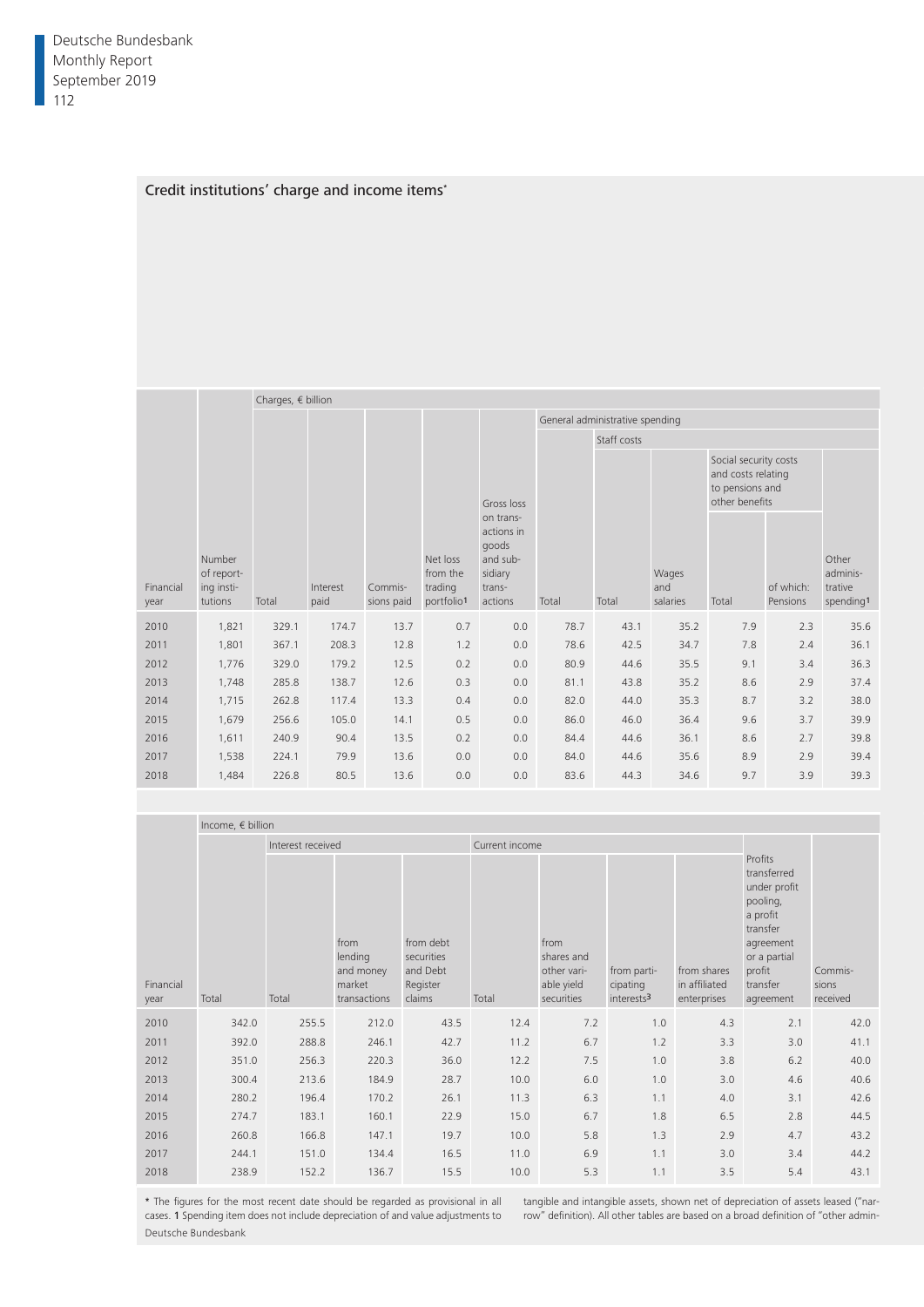## Credit institutions' charge and income items*

| Financial year | Number of reporting institutions | Charges, € billion | | | | | | | | | | |
|---|---|---|---|---|---|---|---|---|---|---|---|---|
| | | Total | Interest paid | Commissions paid | Net loss from the trading portfolio[1] | Gross loss on transactions in goods and subsidiary transactions | General administrative spending | | | | | |
| | | | | | | | Total | Staff costs | | | | Other administrative spending[1] |
| | | | | | | | | Total | Wages and salaries | Social security costs and costs relating to pensions and other benefits | | |
| | | | | | | | | | | Total | of which: Pensions | |
| 2010 | 1,821 | 329.1 | 174.7 | 13.7 | 0.7 | 0.0 | 78.7 | 43.1 | 35.2 | 7.9 | 2.3 | 35.6 |
| 2011 | 1,801 | 367.1 | 208.3 | 12.8 | 1.2 | 0.0 | 78.6 | 42.5 | 34.7 | 7.8 | 2.4 | 36.1 |
| 2012 | 1,776 | 329.0 | 179.2 | 12.5 | 0.2 | 0.0 | 80.9 | 44.6 | 35.5 | 9.1 | 3.4 | 36.3 |
| 2013 | 1,748 | 285.8 | 138.7 | 12.6 | 0.3 | 0.0 | 81.1 | 43.8 | 35.2 | 8.6 | 2.9 | 37.4 |
| 2014 | 1,715 | 262.8 | 117.4 | 13.3 | 0.4 | 0.0 | 82.0 | 44.0 | 35.3 | 8.7 | 3.2 | 38.0 |
| 2015 | 1,679 | 256.6 | 105.0 | 14.1 | 0.5 | 0.0 | 86.0 | 46.0 | 36.4 | 9.6 | 3.7 | 39.9 |
| 2016 | 1,611 | 240.9 | 90.4 | 13.5 | 0.2 | 0.0 | 84.4 | 44.6 | 36.1 | 8.6 | 2.7 | 39.8 |
| 2017 | 1,538 | 224.1 | 79.9 | 13.6 | 0.0 | 0.0 | 84.0 | 44.6 | 35.6 | 8.9 | 2.9 | 39.4 |
| 2018 | 1,484 | 226.8 | 80.5 | 13.6 | 0.0 | 0.0 | 83.6 | 44.3 | 34.6 | 9.7 | 3.9 | 39.3 |

| Financial year | Income, € billion | | | | | | | | | |
|---|---|---|---|---|---|---|---|---|---|---|
| | Total | Interest received | | | Current income | | | | Profits transferred under profit pooling, a profit transfer agreement or a partial profit transfer agreement | Commissions received |
| | | Total | from lending and money market transactions | from debt securities and Debt Register claims | Total | from shares and other variable yield securities | from participating interests[3] | from shares in affiliated enterprises | | |
| 2010 | 342.0 | 255.5 | 212.0 | 43.5 | 12.4 | 7.2 | 1.0 | 4.3 | 2.1 | 42.0 |
| 2011 | 392.0 | 288.8 | 246.1 | 42.7 | 11.2 | 6.7 | 1.2 | 3.3 | 3.0 | 41.1 |
| 2012 | 351.0 | 256.3 | 220.3 | 36.0 | 12.2 | 7.5 | 1.0 | 3.8 | 6.2 | 40.0 |
| 2013 | 300.4 | 213.6 | 184.9 | 28.7 | 10.0 | 6.0 | 1.0 | 3.0 | 4.6 | 40.6 |
| 2014 | 280.2 | 196.4 | 170.2 | 26.1 | 11.3 | 6.3 | 1.1 | 4.0 | 3.1 | 42.6 |
| 2015 | 274.7 | 183.1 | 160.1 | 22.9 | 15.0 | 6.7 | 1.8 | 6.5 | 2.8 | 44.5 |
| 2016 | 260.8 | 166.8 | 147.1 | 19.7 | 10.0 | 5.8 | 1.3 | 2.9 | 4.7 | 43.2 |
| 2017 | 244.1 | 151.0 | 134.4 | 16.5 | 11.0 | 6.9 | 1.1 | 3.0 | 3.4 | 44.2 |
| 2018 | 238.9 | 152.2 | 136.7 | 15.5 | 10.0 | 5.3 | 1.1 | 3.5 | 5.4 | 43.1 |

* The figures for the most recent date should be regarded as provisional in all cases. 1 Spending item does not include depreciation of and value adjustments to tangible and intangible assets, shown net of depreciation of assets leased ("narrow" definition). All other tables are based on a broad definition of "other admin-

Deutsche Bundesbank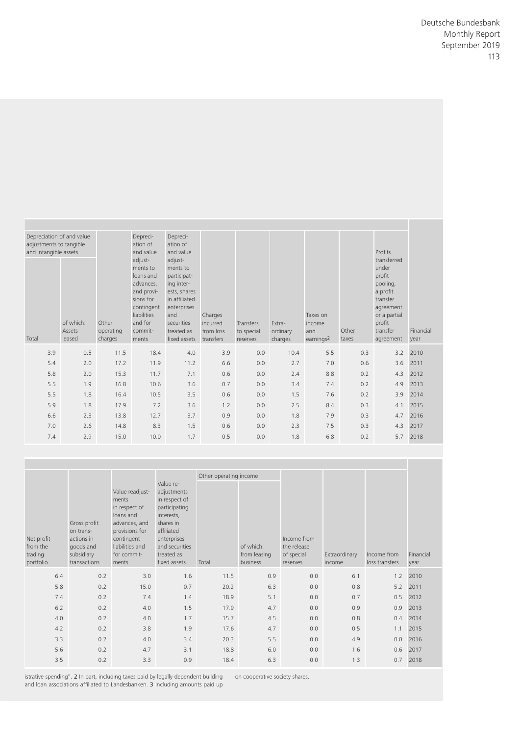| Depreciation and value adjustments to tangible and intangible assets | | Other operating charges | Depreciation of and value adjustments to loans and advances, and provisions for contingent liabilities and for commitments | Depreciation of and value adjustments to participating interests, shares in affiliated enterprises and securities treated as fixed assets | Charges incurred from loss transfers | Transfers to special reserves | Extraordinary charges | Taxes on income and earnings[2] | Other taxes | Profits transferred under profit pooling, a profit transfer agreement or a partial profit transfer agreement | Financial year |
|---|---|---|---|---|---|---|---|---|---|---|---|
| Total | of which: Assets leased | | | | | | | | | | |
| 3.9 | 0.5 | 11.5 | 18.4 | 4.0 | 3.9 | 0.0 | 10.4 | 5.5 | 0.3 | 3.2 | 2010 |
| 5.4 | 2.0 | 17.2 | 11.9 | 11.2 | 6.6 | 0.0 | 2.7 | 7.0 | 0.6 | 3.6 | 2011 |
| 5.8 | 2.0 | 15.3 | 11.7 | 7.1 | 0.6 | 0.0 | 2.4 | 8.8 | 0.2 | 4.3 | 2012 |
| 5.5 | 1.9 | 16.8 | 10.6 | 3.6 | 0.7 | 0.0 | 3.4 | 7.4 | 0.2 | 4.9 | 2013 |
| 5.5 | 1.8 | 16.4 | 10.5 | 3.5 | 0.6 | 0.0 | 1.5 | 7.6 | 0.2 | 3.9 | 2014 |
| 5.9 | 1.8 | 17.9 | 7.2 | 3.6 | 1.2 | 0.0 | 2.5 | 8.4 | 0.3 | 4.1 | 2015 |
| 6.6 | 2.3 | 13.8 | 12.7 | 3.7 | 0.9 | 0.0 | 1.8 | 7.9 | 0.3 | 4.7 | 2016 |
| 7.0 | 2.6 | 14.8 | 8.3 | 1.5 | 0.6 | 0.0 | 2.3 | 7.5 | 0.3 | 4.3 | 2017 |
| 7.4 | 2.9 | 15.0 | 10.0 | 1.7 | 0.5 | 0.0 | 1.8 | 6.8 | 0.2 | 5.7 | 2018 |

| Net profit from the trading portfolio | Gross profit on transactions in goods and subsidiary transactions | Value readjustments in respect of loans and advances, and provisions for contingent liabilities and for commitments | Value re-adjustments in respect of participating interests, shares in affiliated enterprises and securities treated as fixed assets | Other operating income | | Income from the release of special reserves | Extraordinary income | Income from loss transfers | Financial year |
|---|---|---|---|---|---|---|---|---|---|
| | | | | Total | of which: from leasing business | | | | |
| 6.4 | 0.2 | 3.0 | 1.6 | 11.5 | 0.9 | 0.0 | 6.1 | 1.2 | 2010 |
| 5.8 | 0.2 | 15.0 | 0.7 | 20.2 | 6.3 | 0.0 | 0.8 | 5.2 | 2011 |
| 7.4 | 0.2 | 7.4 | 1.4 | 18.9 | 5.1 | 0.0 | 0.7 | 0.5 | 2012 |
| 6.2 | 0.2 | 4.0 | 1.5 | 17.9 | 4.7 | 0.0 | 0.9 | 0.9 | 2013 |
| 4.0 | 0.2 | 4.0 | 1.7 | 15.7 | 4.5 | 0.0 | 0.8 | 0.4 | 2014 |
| 4.2 | 0.2 | 3.8 | 1.9 | 17.6 | 4.7 | 0.0 | 0.5 | 1.1 | 2015 |
| 3.3 | 0.2 | 4.0 | 3.4 | 20.3 | 5.5 | 0.0 | 4.9 | 0.0 | 2016 |
| 5.6 | 0.2 | 4.7 | 3.1 | 18.8 | 6.0 | 0.0 | 1.6 | 0.6 | 2017 |
| 3.5 | 0.2 | 3.3 | 0.9 | 18.4 | 6.3 | 0.0 | 1.3 | 0.7 | 2018 |

istrative spending". **2** In part, including taxes paid by legally dependent building and loan associations affiliated to Landesbanken. **3** Including amounts paid up on cooperative society shares.